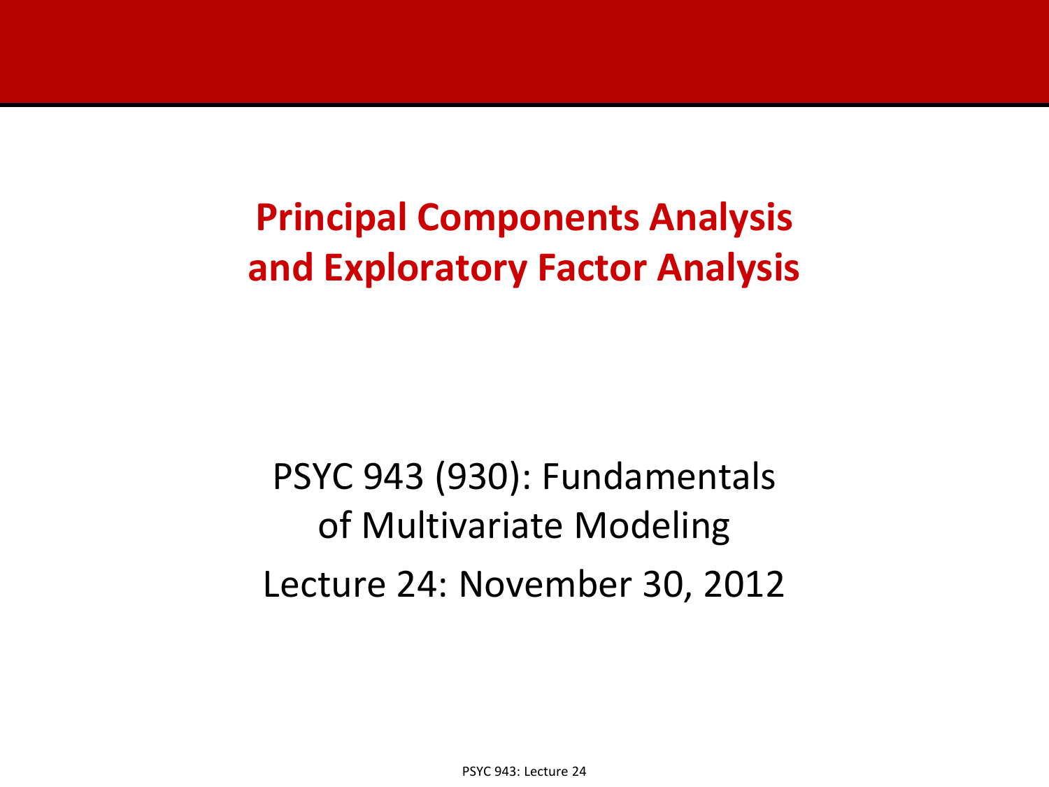# Principal Components Analysis and Exploratory Factor Analysis

PSYC 943 (930): Fundamentals of Multivariate Modeling

Lecture 24: November 30, 2012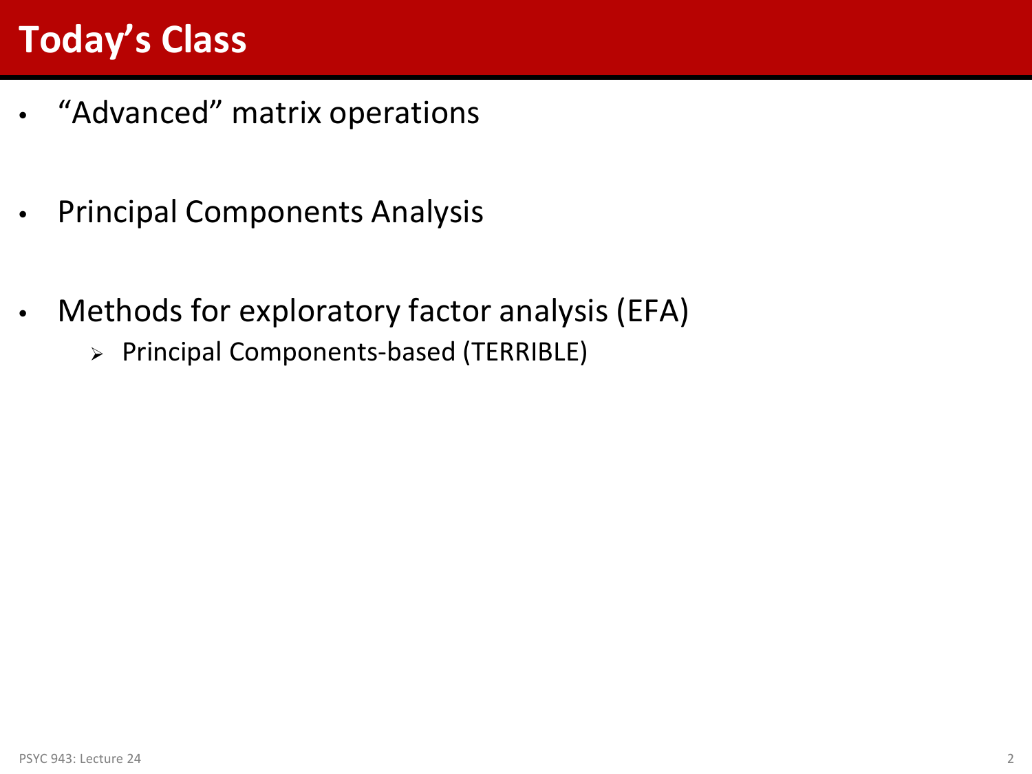# Today's Class

- "Advanced" matrix operations
- Principal Components Analysis
- Methods for exploratory factor analysis (EFA)
  - Principal Components-based (TERRIBLE)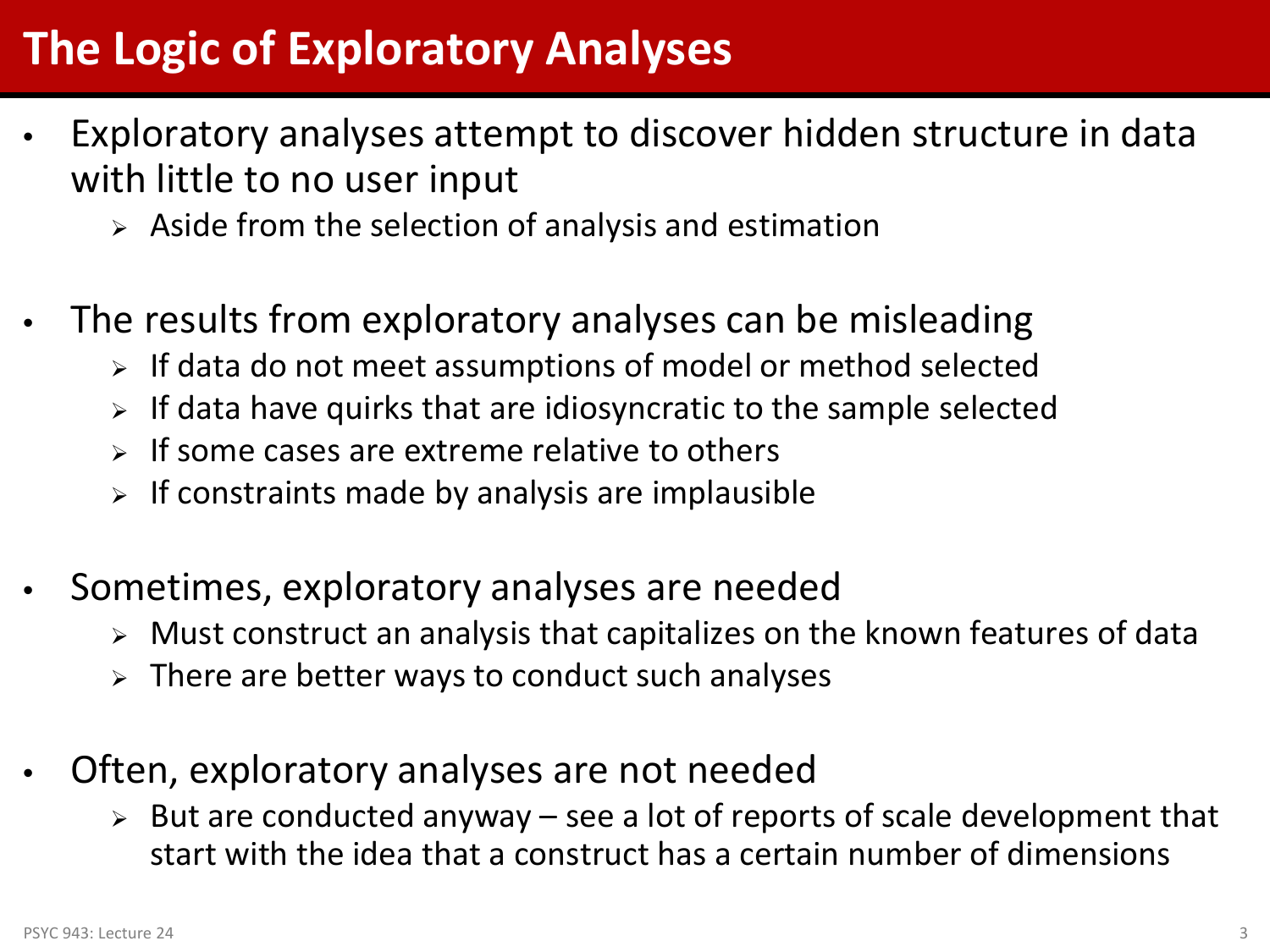# The Logic of Exploratory Analyses

- Exploratory analyses attempt to discover hidden structure in data with little to no user input
  - Aside from the selection of analysis and estimation
- The results from exploratory analyses can be misleading
  - If data do not meet assumptions of model or method selected
  - If data have quirks that are idiosyncratic to the sample selected
  - If some cases are extreme relative to others
  - If constraints made by analysis are implausible
- Sometimes, exploratory analyses are needed
  - Must construct an analysis that capitalizes on the known features of data
  - There are better ways to conduct such analyses
- Often, exploratory analyses are not needed
  - But are conducted anyway – see a lot of reports of scale development that start with the idea that a construct has a certain number of dimensions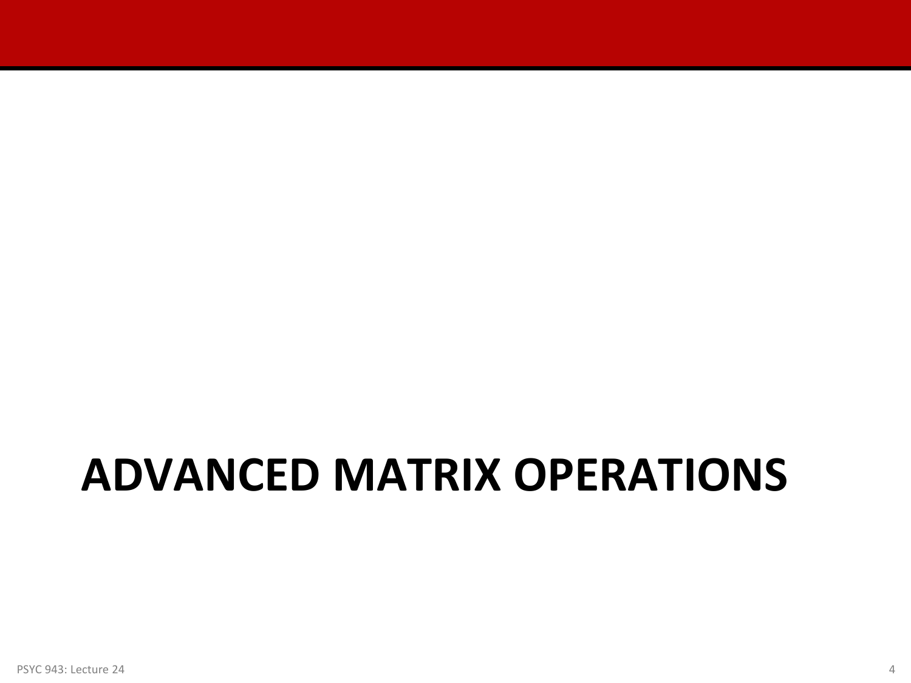# ADVANCED MATRIX OPERATIONS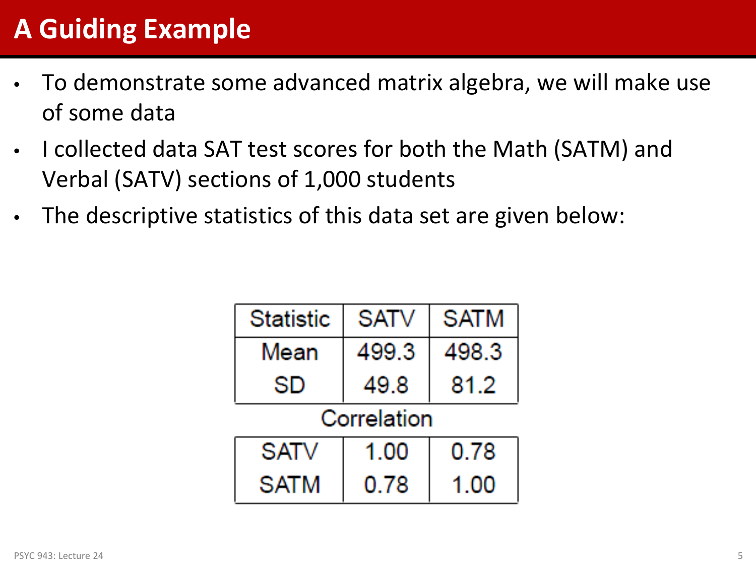# A Guiding Example

- To demonstrate some advanced matrix algebra, we will make use of some data
- I collected data SAT test scores for both the Math (SATM) and Verbal (SATV) sections of 1,000 students
- The descriptive statistics of this data set are given below:

| Statistic | SATV | SATM |
|---|---|---|
| Mean | 499.3 | 498.3 |
| SD | 49.8 | 81.2 |
| **Correlation** | | |
| SATV | 1.00 | 0.78 |
| SATM | 0.78 | 1.00 |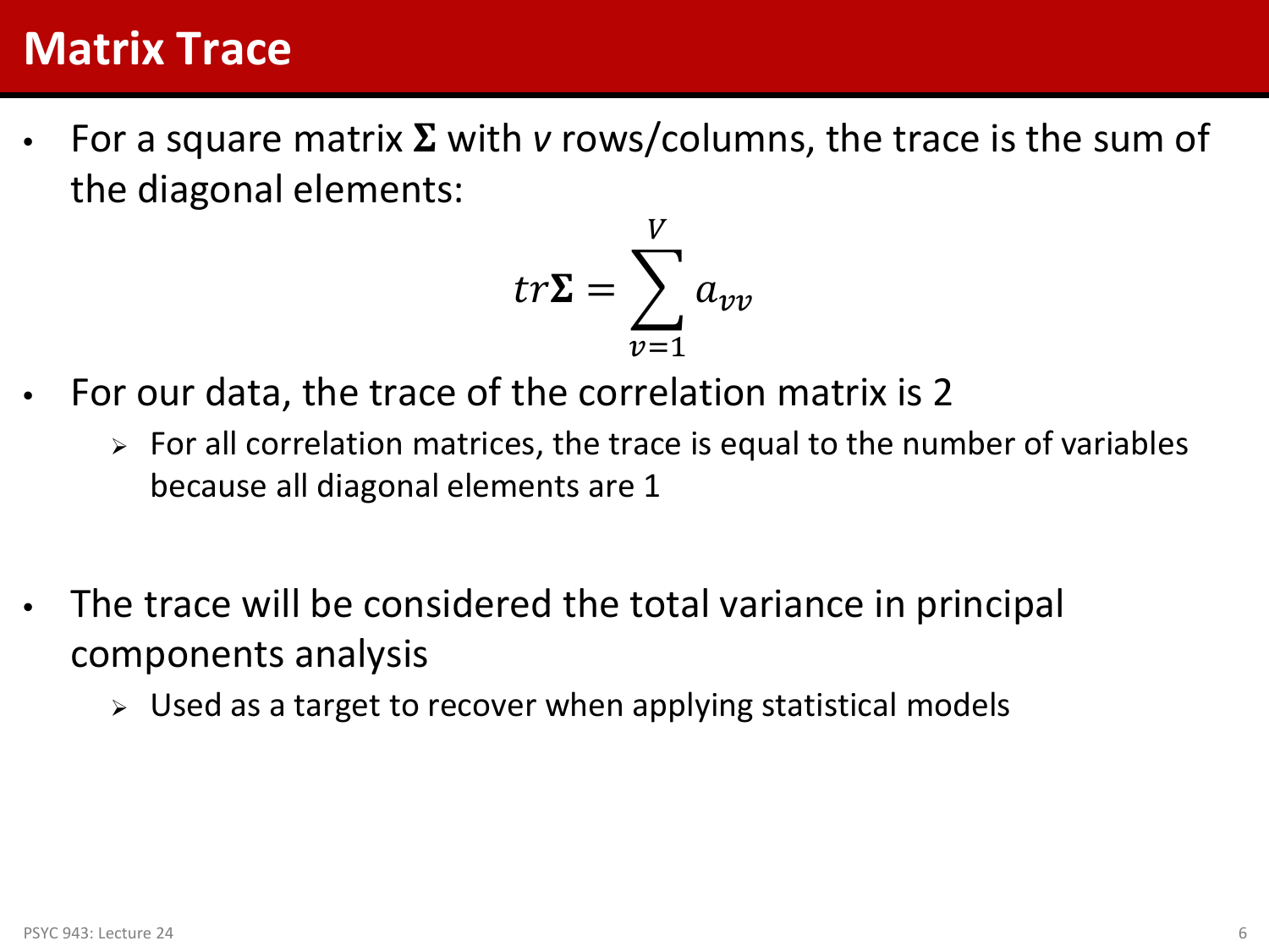# Matrix Trace

- For a square matrix $\mathbf{\Sigma}$ with *v* rows/columns, the trace is the sum of the diagonal elements:

$$tr\mathbf{\Sigma} = \sum_{v=1}^{V} a_{vv}$$

- For our data, the trace of the correlation matrix is 2
  - For all correlation matrices, the trace is equal to the number of variables because all diagonal elements are 1

- The trace will be considered the total variance in principal components analysis
  - Used as a target to recover when applying statistical models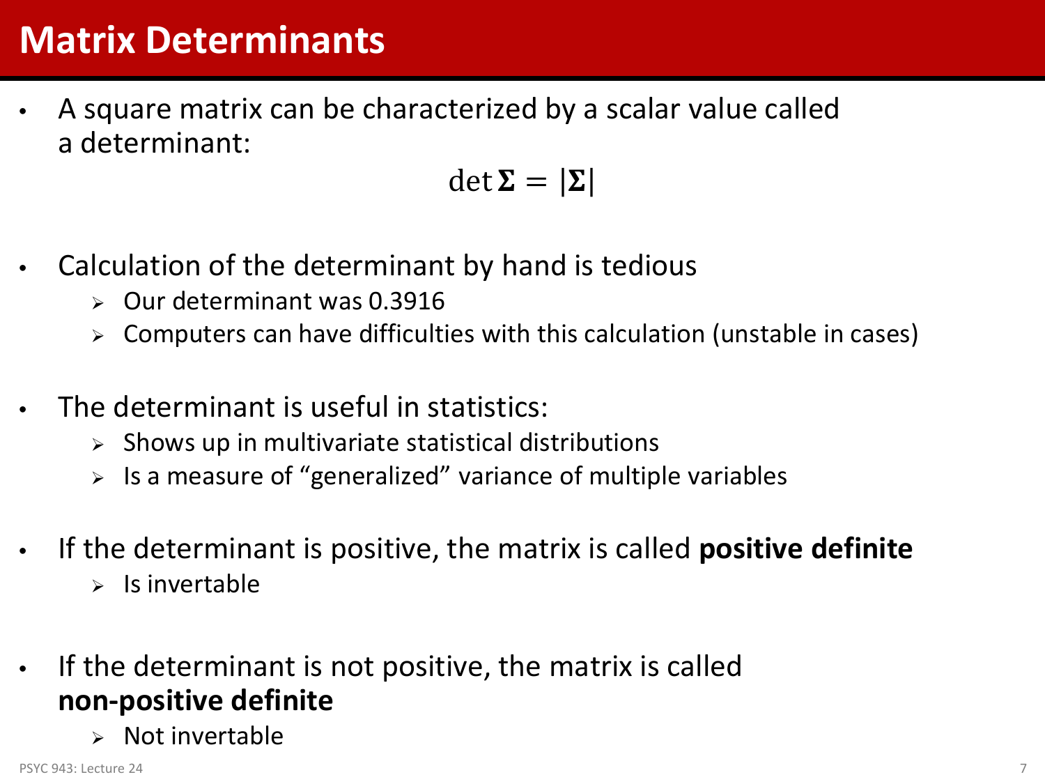# Matrix Determinants

- A square matrix can be characterized by a scalar value called a determinant:

$$\det \mathbf{\Sigma} = |\mathbf{\Sigma}|$$

- Calculation of the determinant by hand is tedious
  - Our determinant was 0.3916
  - Computers can have difficulties with this calculation (unstable in cases)

- The determinant is useful in statistics:
  - Shows up in multivariate statistical distributions
  - Is a measure of "generalized" variance of multiple variables

- If the determinant is positive, the matrix is called **positive definite**
  - Is invertable

- If the determinant is not positive, the matrix is called **non-positive definite**
  - Not invertable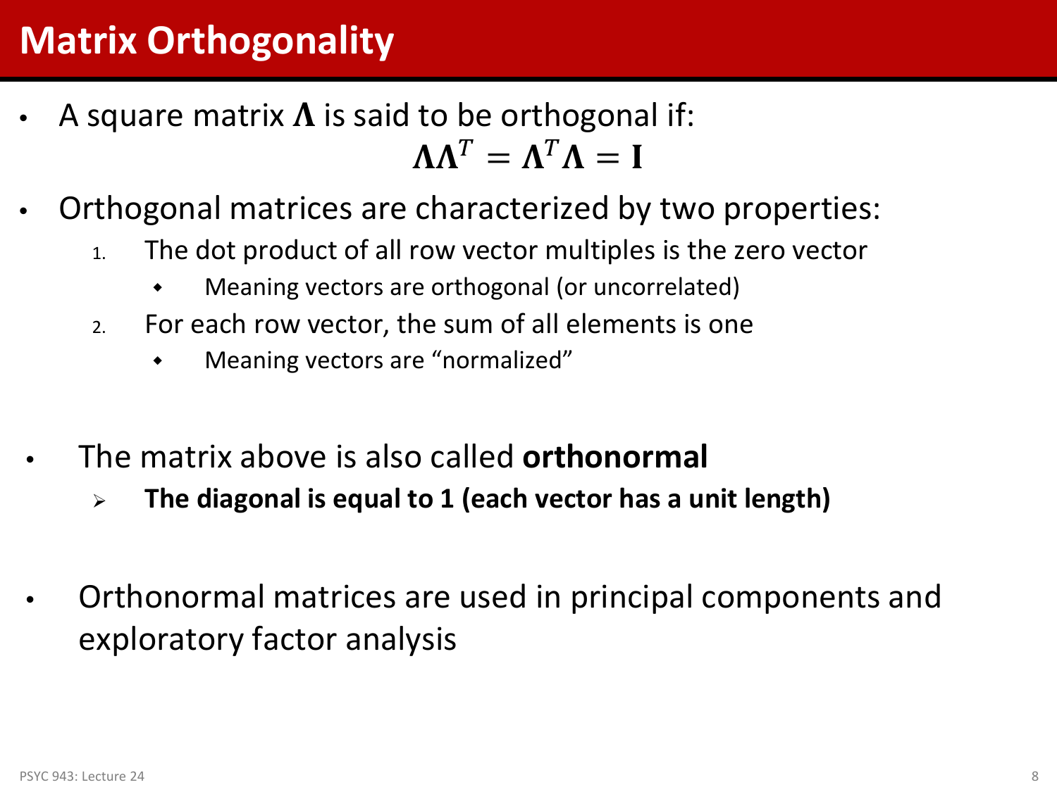# Matrix Orthogonality

- A square matrix $\mathbf{\Lambda}$ is said to be orthogonal if:

$$\mathbf{\Lambda}\mathbf{\Lambda}^T = \mathbf{\Lambda}^T\mathbf{\Lambda} = \mathbf{I}$$

- Orthogonal matrices are characterized by two properties:
  1. The dot product of all row vector multiples is the zero vector
     - Meaning vectors are orthogonal (or uncorrelated)
  2. For each row vector, the sum of all elements is one
     - Meaning vectors are "normalized"

- The matrix above is also called **orthonormal**
  - **The diagonal is equal to 1 (each vector has a unit length)**

- Orthonormal matrices are used in principal components and exploratory factor analysis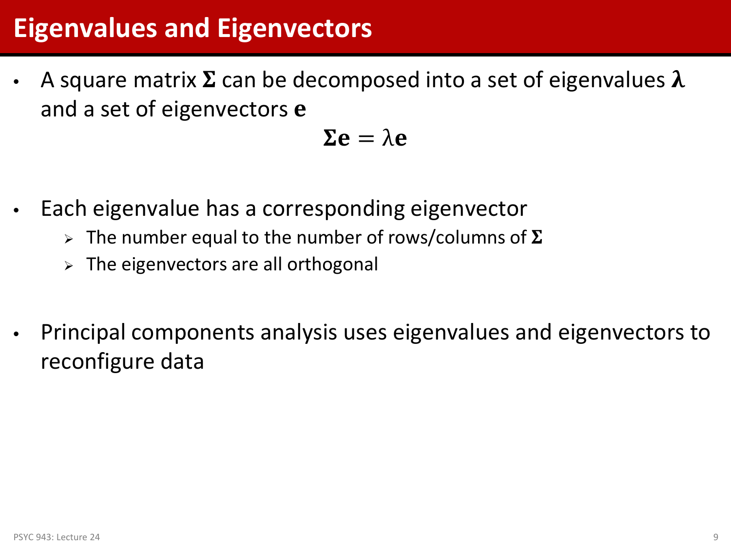# Eigenvalues and Eigenvectors

- A square matrix $\mathbf{\Sigma}$ can be decomposed into a set of eigenvalues $\boldsymbol{\lambda}$ and a set of eigenvectors $\mathbf{e}$

$$\mathbf{\Sigma e} = \lambda \mathbf{e}$$

- Each eigenvalue has a corresponding eigenvector
  - The number equal to the number of rows/columns of $\mathbf{\Sigma}$
  - The eigenvectors are all orthogonal

- Principal components analysis uses eigenvalues and eigenvectors to reconfigure data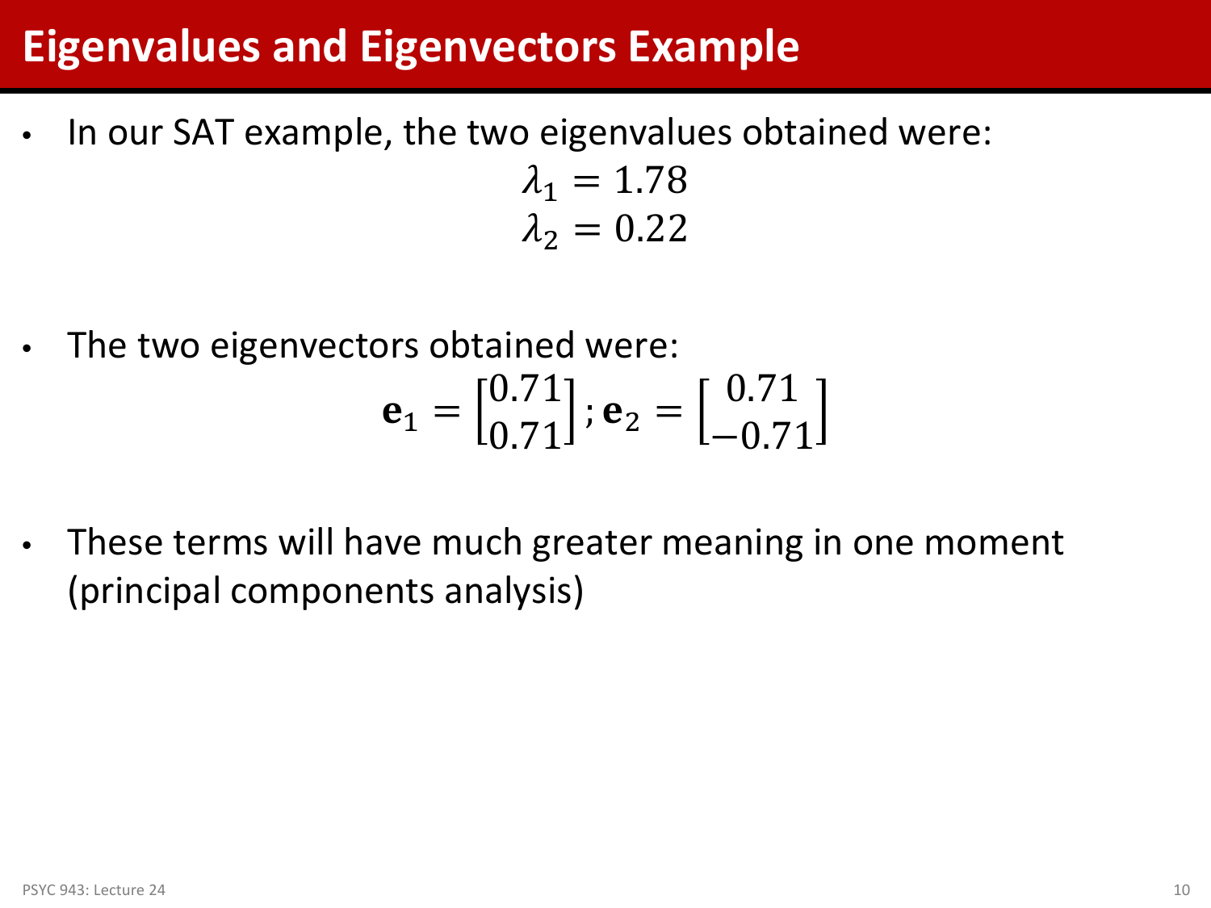# Eigenvalues and Eigenvectors Example

- In our SAT example, the two eigenvalues obtained were:

$$\lambda_1 = 1.78$$
$$\lambda_2 = 0.22$$

- The two eigenvectors obtained were:

$$\mathbf{e}_1 = \begin{bmatrix} 0.71 \\ 0.71 \end{bmatrix}; \mathbf{e}_2 = \begin{bmatrix} 0.71 \\ -0.71 \end{bmatrix}$$

- These terms will have much greater meaning in one moment (principal components analysis)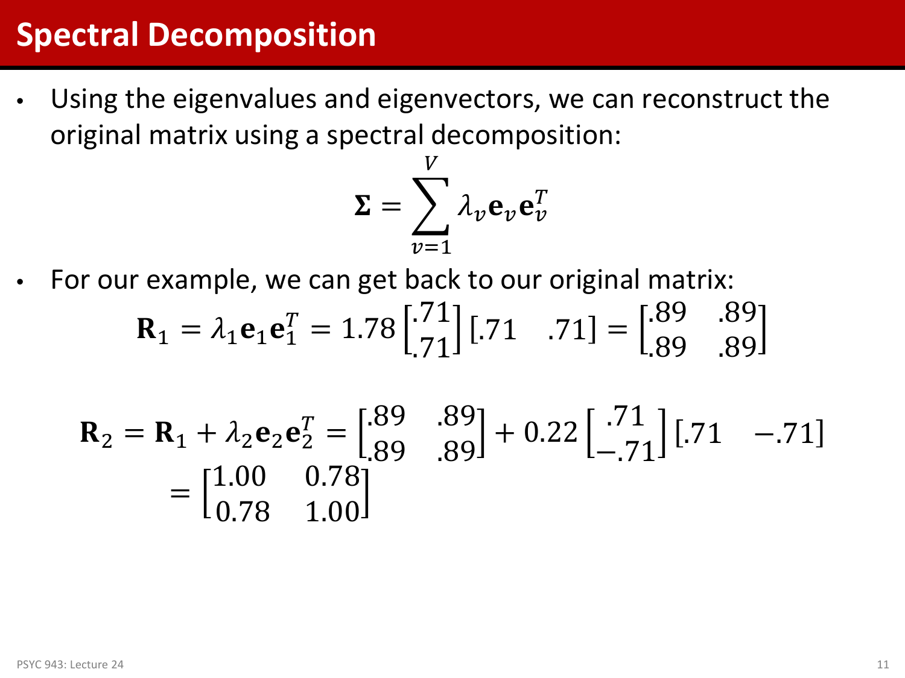# Spectral Decomposition

- Using the eigenvalues and eigenvectors, we can reconstruct the original matrix using a spectral decomposition:

$$\mathbf{\Sigma} = \sum_{v=1}^{V} \lambda_v \mathbf{e}_v \mathbf{e}_v^T$$

- For our example, we can get back to our original matrix:

$$\mathbf{R}_1 = \lambda_1 \mathbf{e}_1 \mathbf{e}_1^T = 1.78 \begin{bmatrix} .71 \\ .71 \end{bmatrix} \begin{bmatrix} .71 & .71 \end{bmatrix} = \begin{bmatrix} .89 & .89 \\ .89 & .89 \end{bmatrix}$$

$$\mathbf{R}_2 = \mathbf{R}_1 + \lambda_2 \mathbf{e}_2 \mathbf{e}_2^T = \begin{bmatrix} .89 & .89 \\ .89 & .89 \end{bmatrix} + 0.22 \begin{bmatrix} .71 \\ -.71 \end{bmatrix} \begin{bmatrix} .71 & -.71 \end{bmatrix}$$
$$= \begin{bmatrix} 1.00 & 0.78 \\ 0.78 & 1.00 \end{bmatrix}$$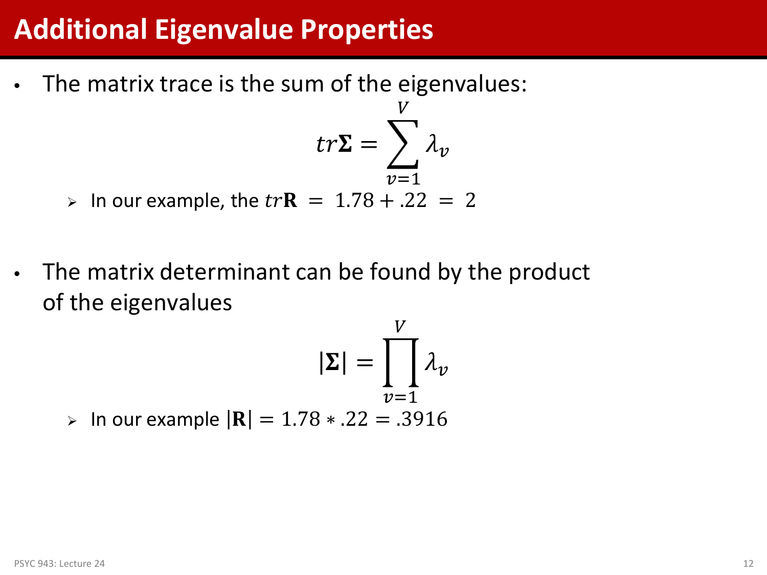# Additional Eigenvalue Properties

- The matrix trace is the sum of the eigenvalues:

$$tr\mathbf{\Sigma} = \sum_{v=1}^{V} \lambda_v$$

  - In our example, the $tr\mathbf{R} = 1.78 + .22 = 2$

- The matrix determinant can be found by the product of the eigenvalues

$$|\mathbf{\Sigma}| = \prod_{v=1}^{V} \lambda_v$$

  - In our example $|\mathbf{R}| = 1.78 * .22 = .3916$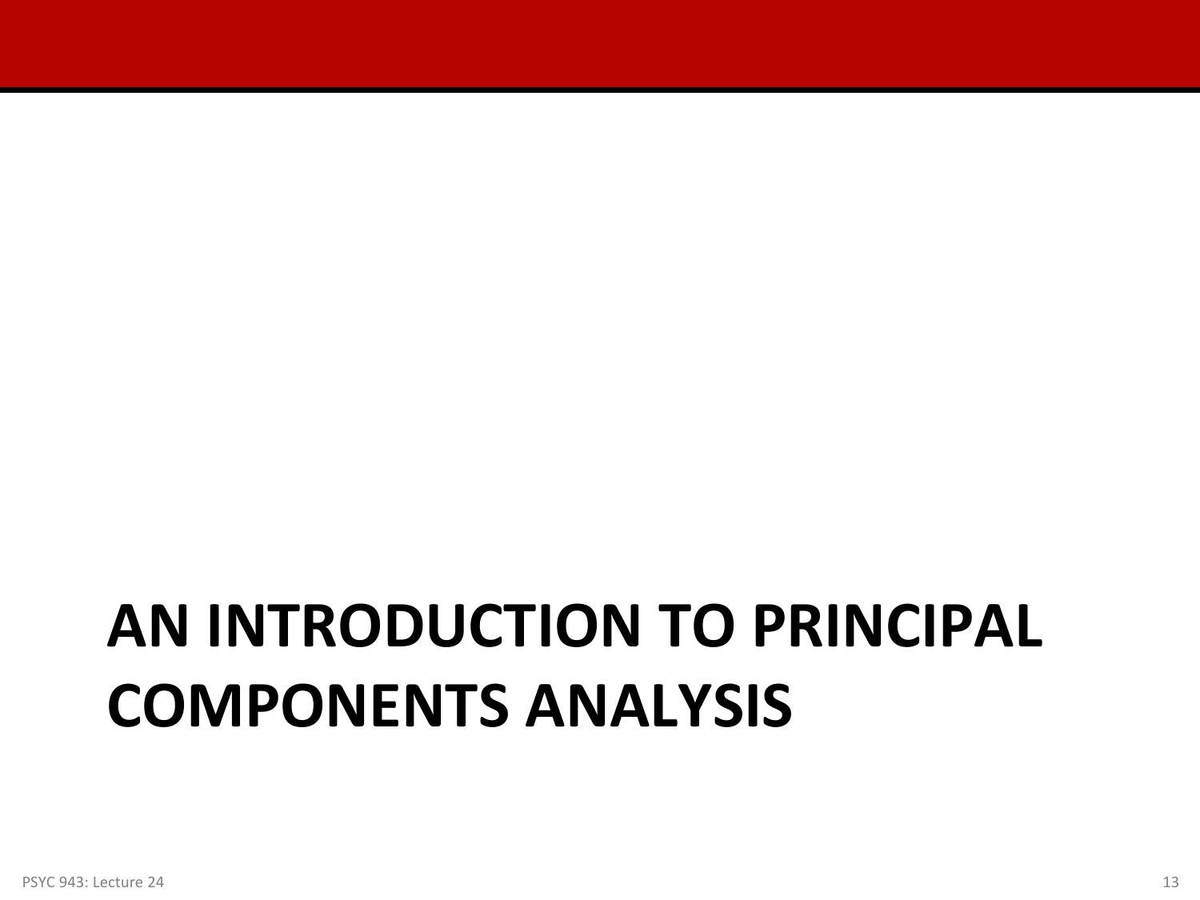# AN INTRODUCTION TO PRINCIPAL COMPONENTS ANALYSIS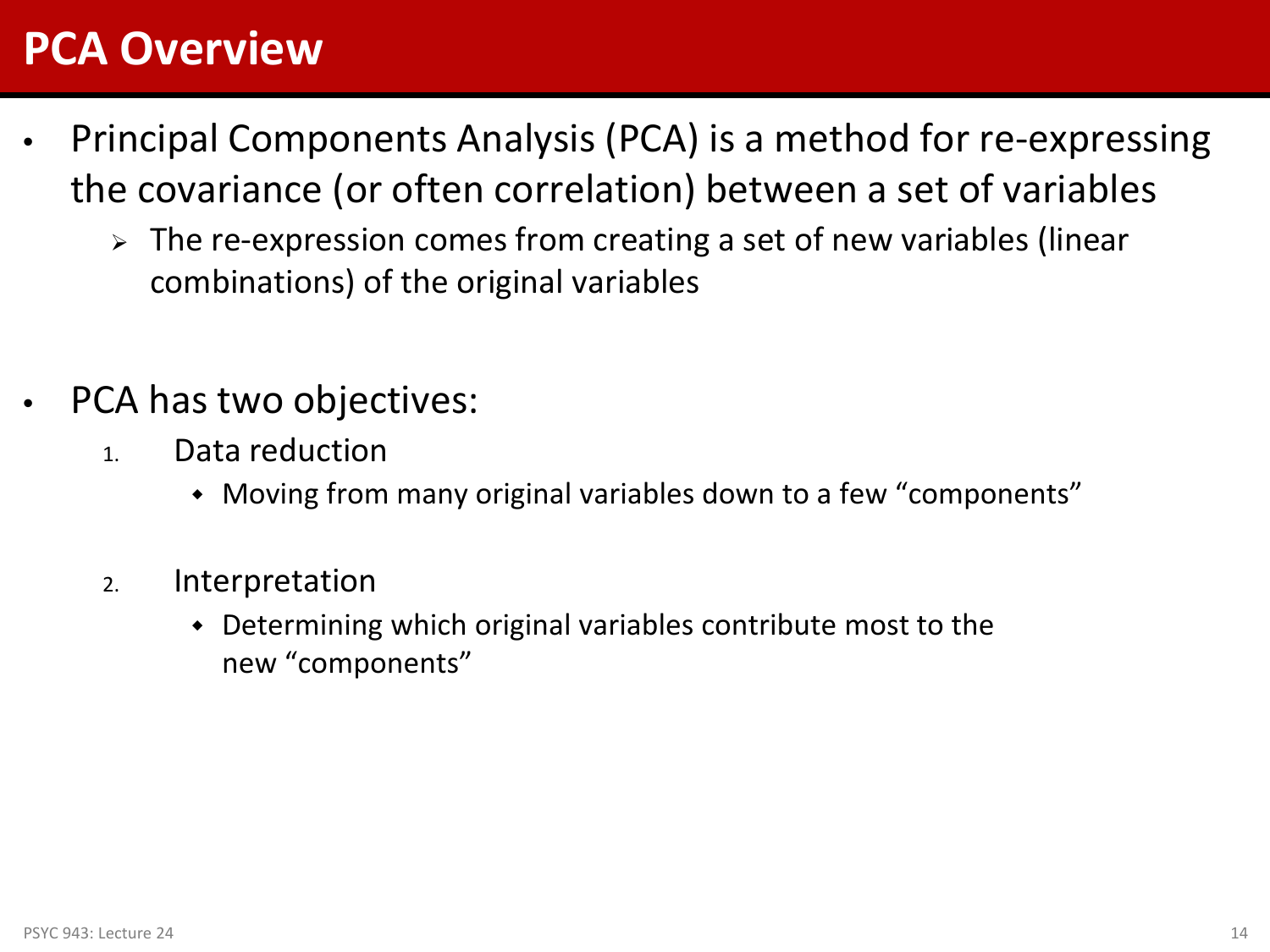# PCA Overview

- Principal Components Analysis (PCA) is a method for re-expressing the covariance (or often correlation) between a set of variables
  - The re-expression comes from creating a set of new variables (linear combinations) of the original variables

- PCA has two objectives:
  1. Data reduction
     - Moving from many original variables down to a few “components”
  2. Interpretation
     - Determining which original variables contribute most to the new “components”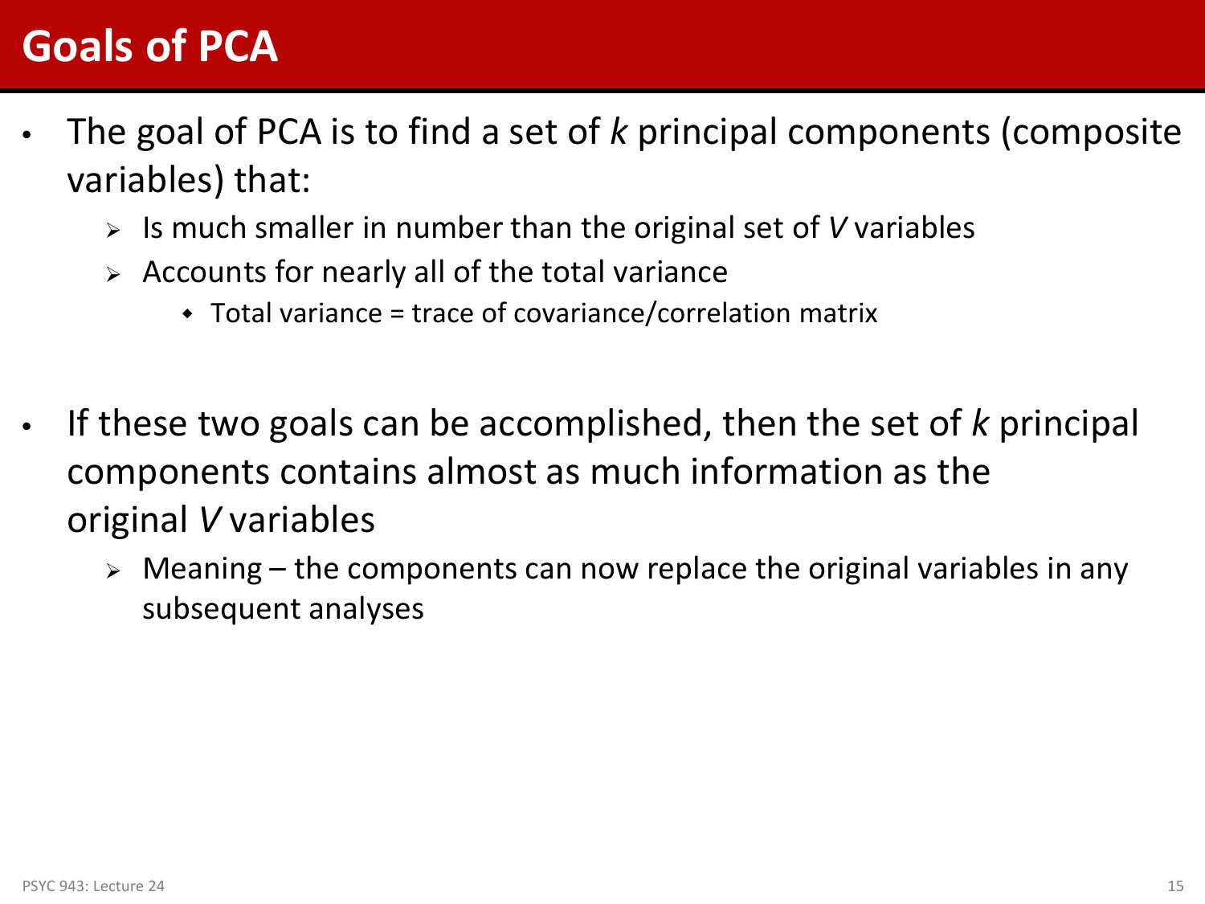# Goals of PCA

- The goal of PCA is to find a set of *k* principal components (composite variables) that:
  - Is much smaller in number than the original set of *V* variables
  - Accounts for nearly all of the total variance
    - Total variance = trace of covariance/correlation matrix

- If these two goals can be accomplished, then the set of *k* principal components contains almost as much information as the original *V* variables
  - Meaning – the components can now replace the original variables in any subsequent analyses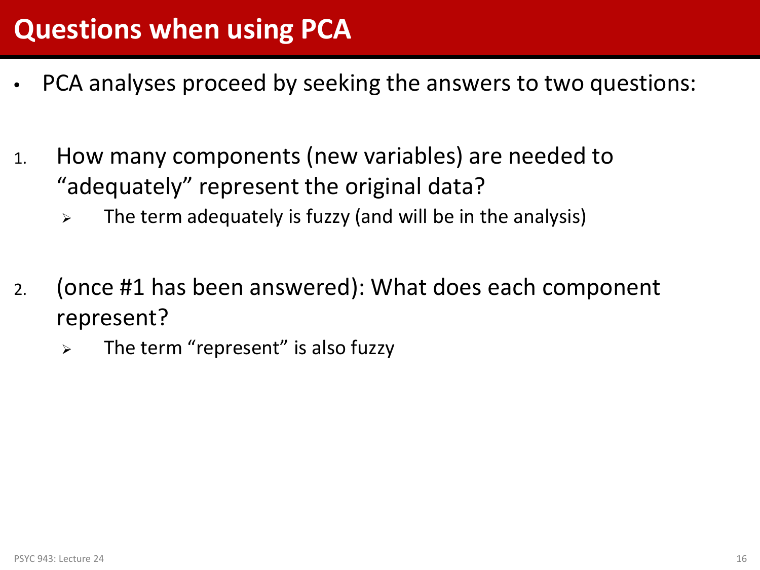# Questions when using PCA

- PCA analyses proceed by seeking the answers to two questions:

1. How many components (new variables) are needed to "adequately" represent the original data?
   - The term adequately is fuzzy (and will be in the analysis)

2. (once #1 has been answered): What does each component represent?
   - The term "represent" is also fuzzy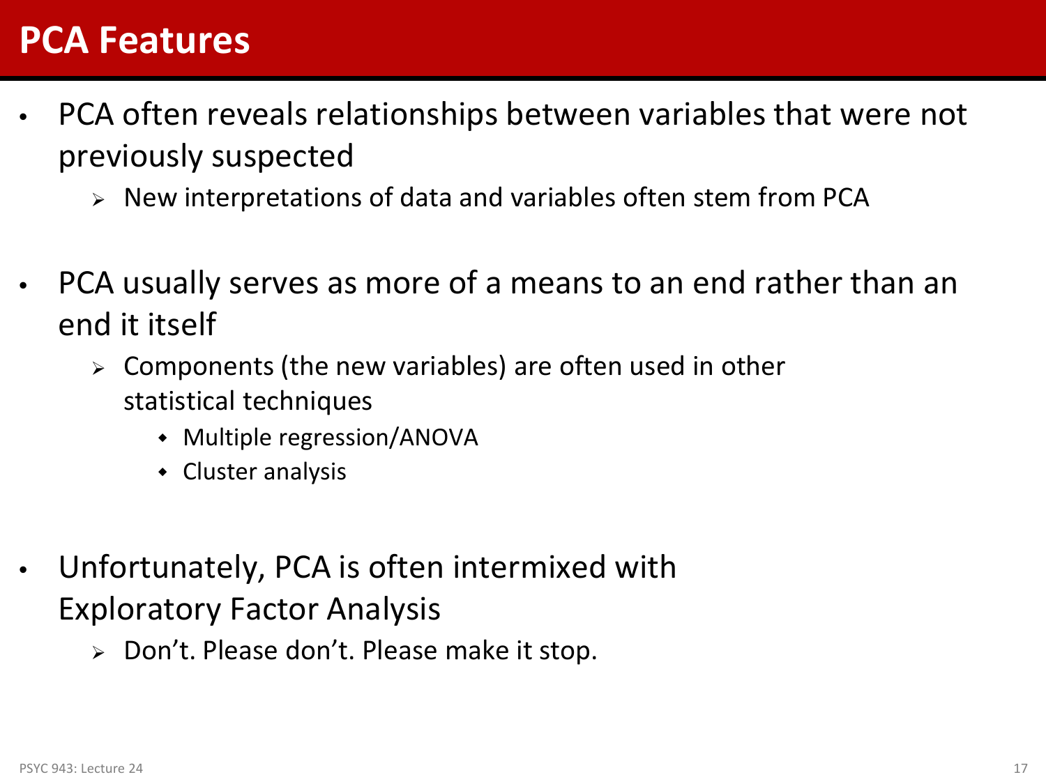# PCA Features

- PCA often reveals relationships between variables that were not previously suspected
  - New interpretations of data and variables often stem from PCA

- PCA usually serves as more of a means to an end rather than an end it itself
  - Components (the new variables) are often used in other statistical techniques
    - Multiple regression/ANOVA
    - Cluster analysis

- Unfortunately, PCA is often intermixed with Exploratory Factor Analysis
  - Don't. Please don't. Please make it stop.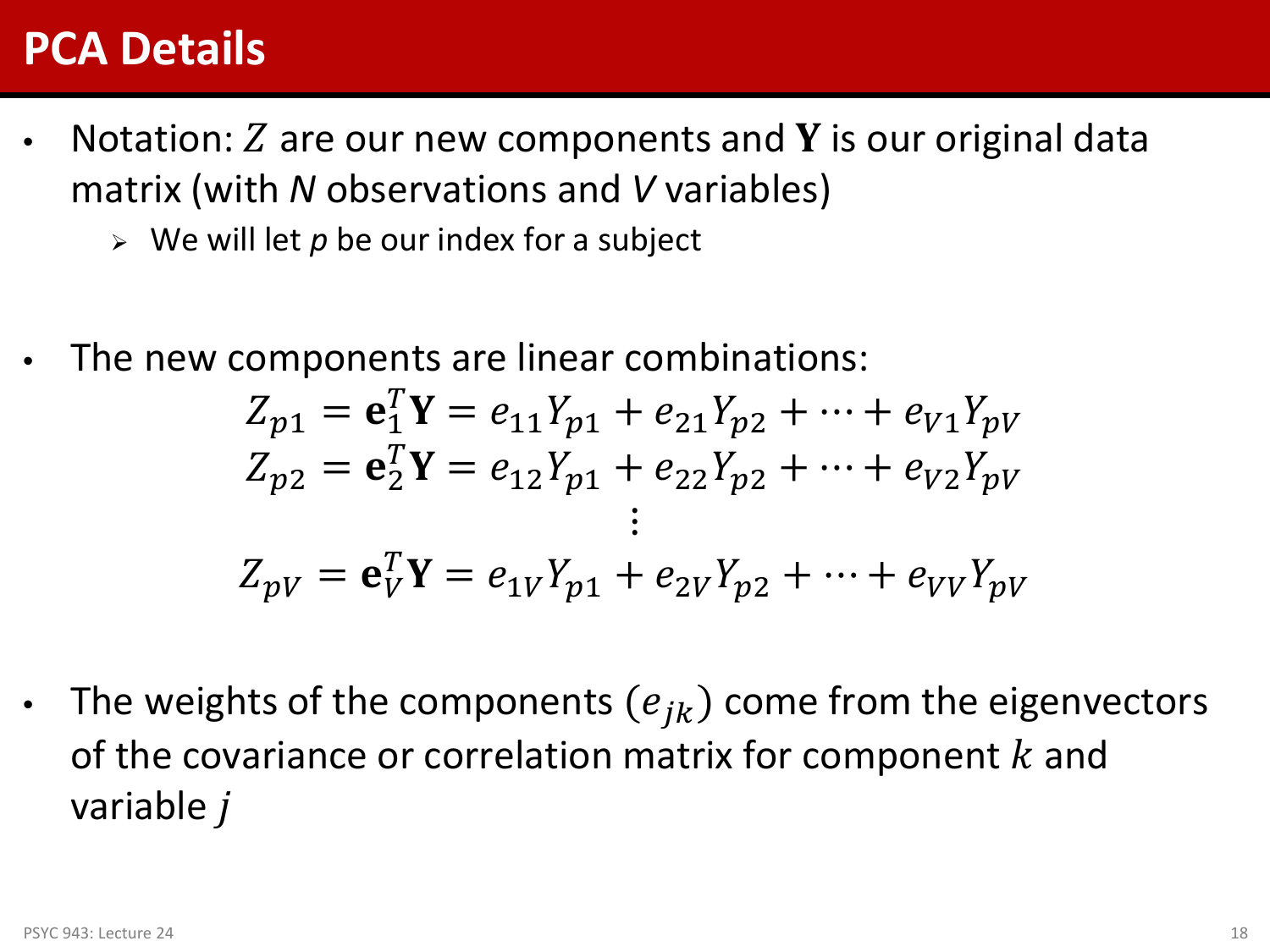# PCA Details

- Notation: $Z$ are our new components and $\mathbf{Y}$ is our original data matrix (with $N$ observations and $V$ variables)
  - We will let $p$ be our index for a subject

- The new components are linear combinations:

$$
\begin{gathered}
Z_{p1} = \mathbf{e}_1^T\mathbf{Y} = e_{11}Y_{p1} + e_{21}Y_{p2} + \cdots + e_{V1}Y_{pV} \\
Z_{p2} = \mathbf{e}_2^T\mathbf{Y} = e_{12}Y_{p1} + e_{22}Y_{p2} + \cdots + e_{V2}Y_{pV} \\
\vdots \\
Z_{pV} = \mathbf{e}_V^T\mathbf{Y} = e_{1V}Y_{p1} + e_{2V}Y_{p2} + \cdots + e_{VV}Y_{pV}
\end{gathered}
$$

- The weights of the components $(e_{jk})$ come from the eigenvectors of the covariance or correlation matrix for component $k$ and variable $j$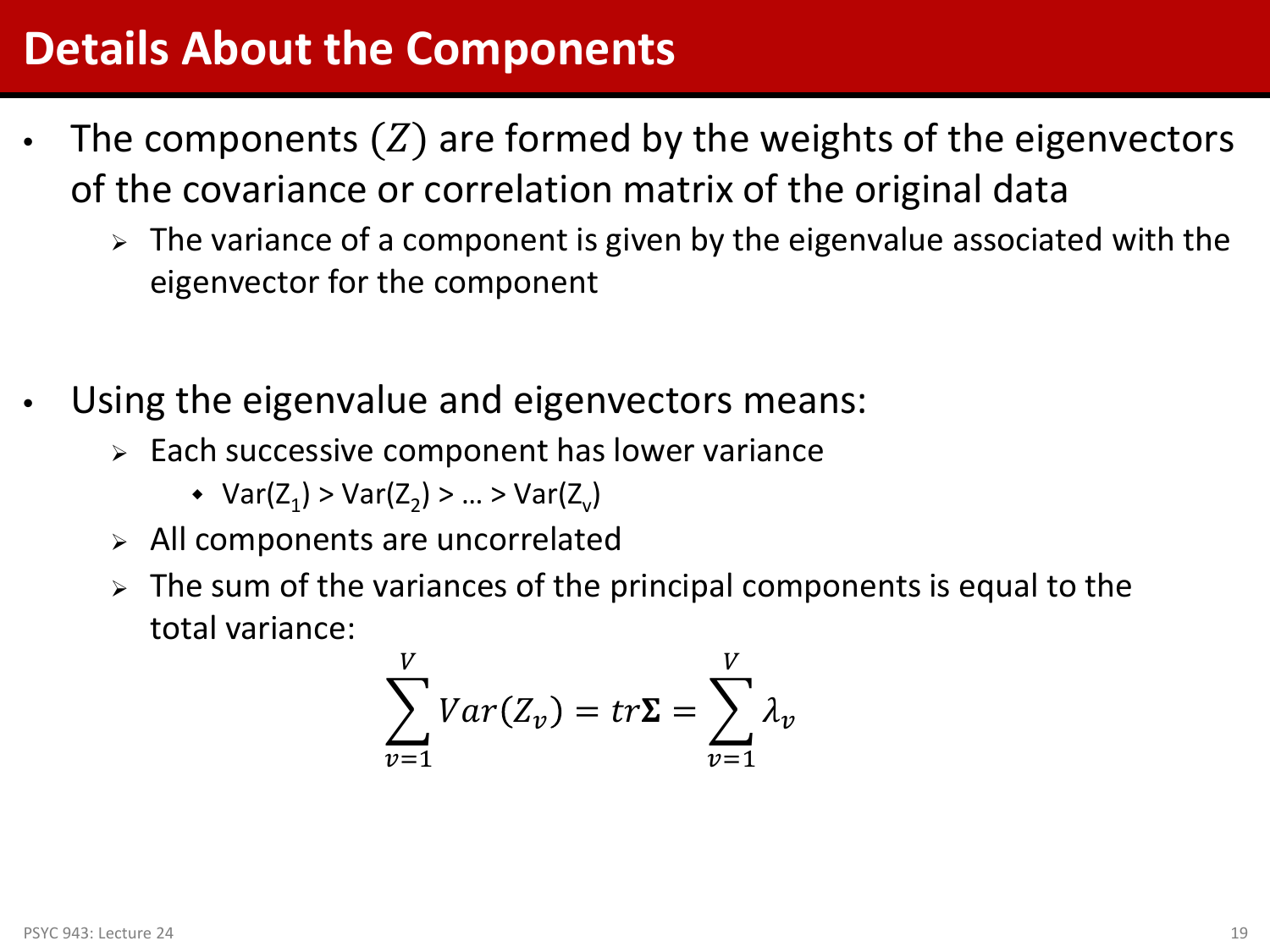# Details About the Components

- The components ($Z$) are formed by the weights of the eigenvectors of the covariance or correlation matrix of the original data
  - The variance of a component is given by the eigenvalue associated with the eigenvector for the component

- Using the eigenvalue and eigenvectors means:
  - Each successive component has lower variance
    - $Var(Z_1) > Var(Z_2) > \ldots > Var(Z_v)$
  - All components are uncorrelated
  - The sum of the variances of the principal components is equal to the total variance:

$$\sum_{v=1}^{V} Var(Z_v) = tr\mathbf{\Sigma} = \sum_{v=1}^{V} \lambda_v$$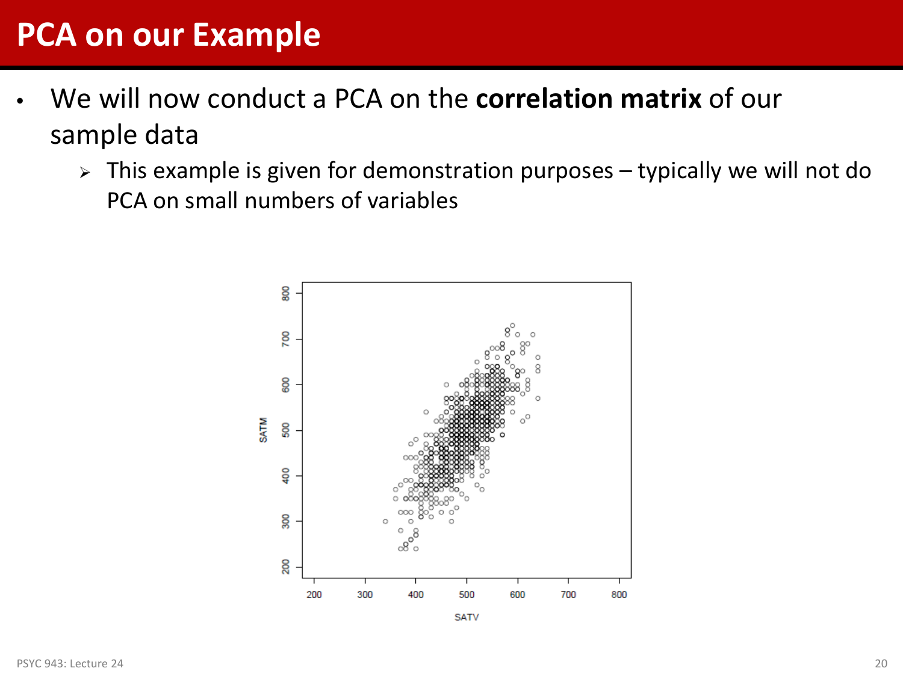# PCA on our Example

- We will now conduct a PCA on the **correlation matrix** of our sample data
  - This example is given for demonstration purposes – typically we will not do PCA on small numbers of variables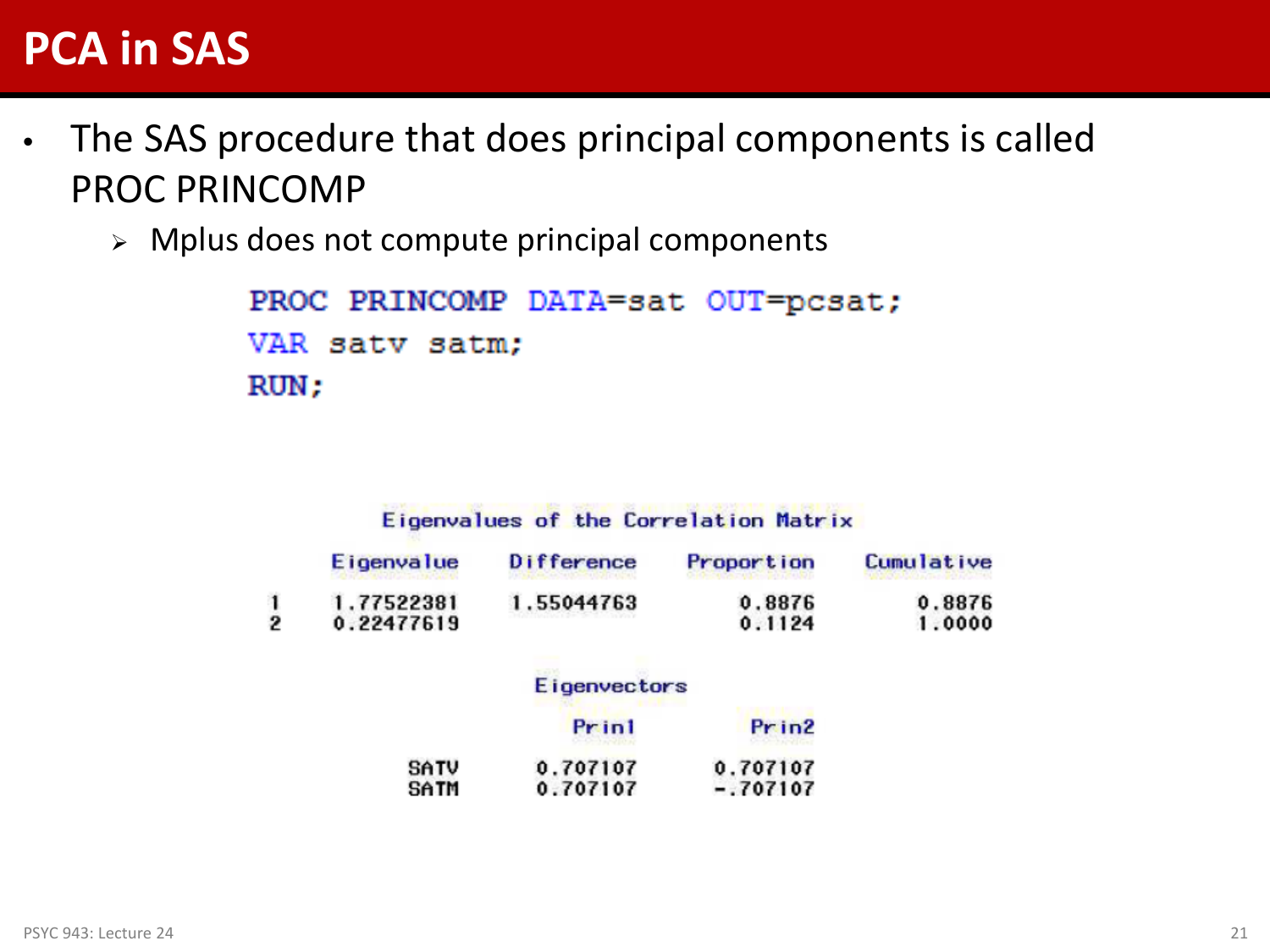# PCA in SAS

- The SAS procedure that does principal components is called PROC PRINCOMP
  - Mplus does not compute principal components

```
PROC PRINCOMP DATA=sat OUT=pcsat;
VAR satv satm;
RUN;
```

Eigenvalues of the Correlation Matrix

| | Eigenvalue | Difference | Proportion | Cumulative |
|---|---|---|---|---|
| 1 | 1.77522381 | 1.55044763 | 0.8876 | 0.8876 |
| 2 | 0.22477619 | | 0.1124 | 1.0000 |

Eigenvectors

| | Prin1 | Prin2 |
|---|---|---|
| SATV | 0.707107 | 0.707107 |
| SATM | 0.707107 | -.707107 |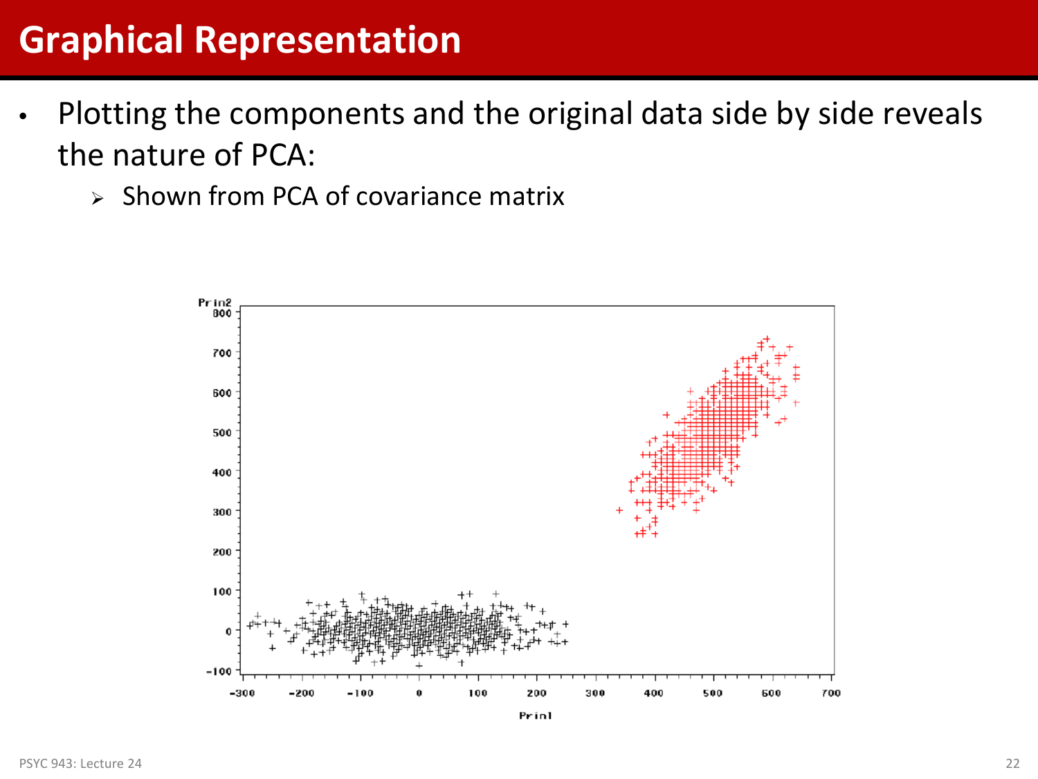# Graphical Representation

- Plotting the components and the original data side by side reveals the nature of PCA:
  - Shown from PCA of covariance matrix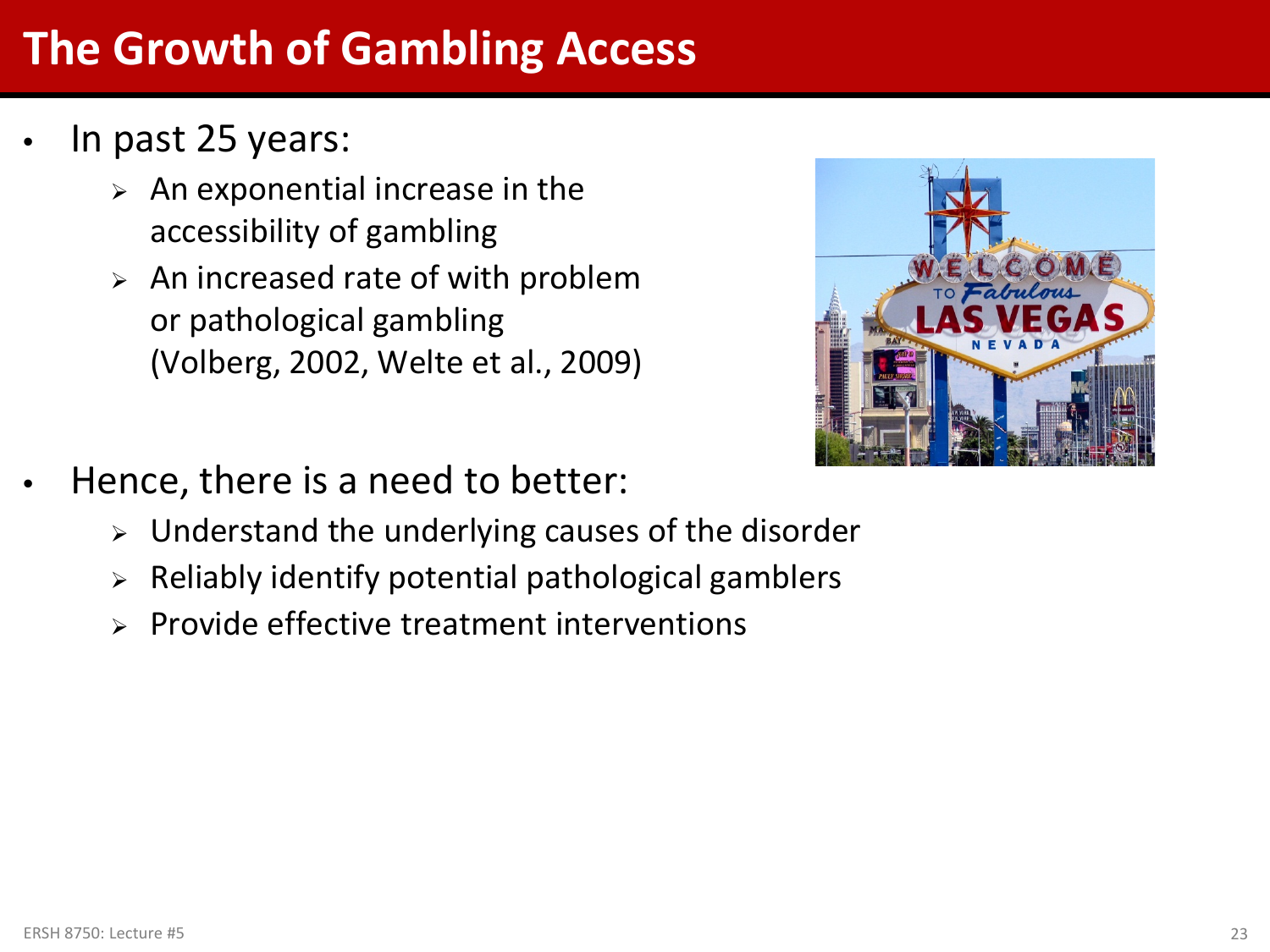# The Growth of Gambling Access

- In past 25 years:
  - An exponential increase in the accessibility of gambling
  - An increased rate of with problem or pathological gambling (Volberg, 2002, Welte et al., 2009)

- Hence, there is a need to better:
  - Understand the underlying causes of the disorder
  - Reliably identify potential pathological gamblers
  - Provide effective treatment interventions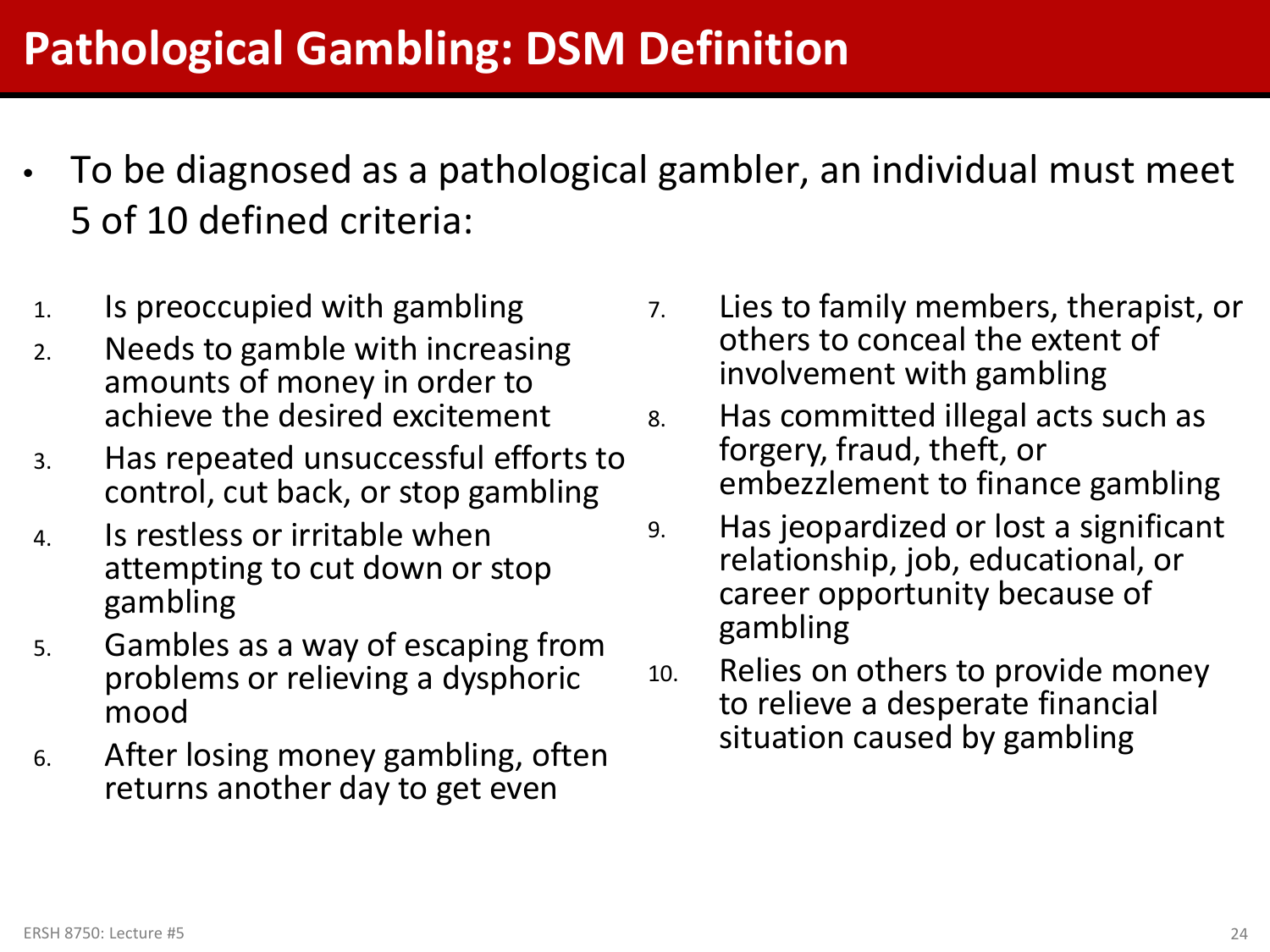# Pathological Gambling: DSM Definition

- To be diagnosed as a pathological gambler, an individual must meet 5 of 10 defined criteria:

1. Is preoccupied with gambling
2. Needs to gamble with increasing amounts of money in order to achieve the desired excitement
3. Has repeated unsuccessful efforts to control, cut back, or stop gambling
4. Is restless or irritable when attempting to cut down or stop gambling
5. Gambles as a way of escaping from problems or relieving a dysphoric mood
6. After losing money gambling, often returns another day to get even
7. Lies to family members, therapist, or others to conceal the extent of involvement with gambling
8. Has committed illegal acts such as forgery, fraud, theft, or embezzlement to finance gambling
9. Has jeopardized or lost a significant relationship, job, educational, or career opportunity because of gambling
10. Relies on others to provide money to relieve a desperate financial situation caused by gambling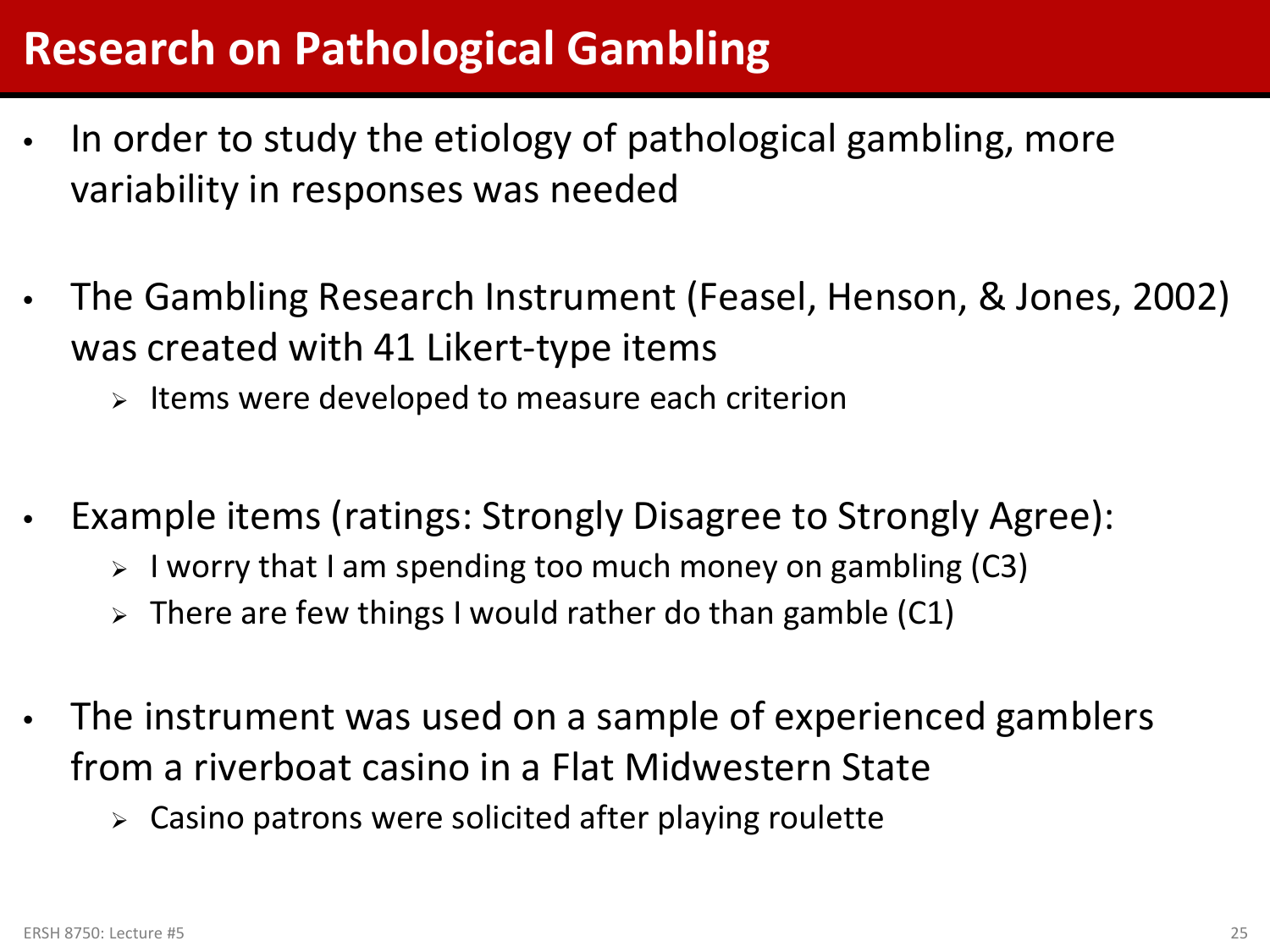# Research on Pathological Gambling

- In order to study the etiology of pathological gambling, more variability in responses was needed
- The Gambling Research Instrument (Feasel, Henson, & Jones, 2002) was created with 41 Likert-type items
  - Items were developed to measure each criterion
- Example items (ratings: Strongly Disagree to Strongly Agree):
  - I worry that I am spending too much money on gambling (C3)
  - There are few things I would rather do than gamble (C1)
- The instrument was used on a sample of experienced gamblers from a riverboat casino in a Flat Midwestern State
  - Casino patrons were solicited after playing roulette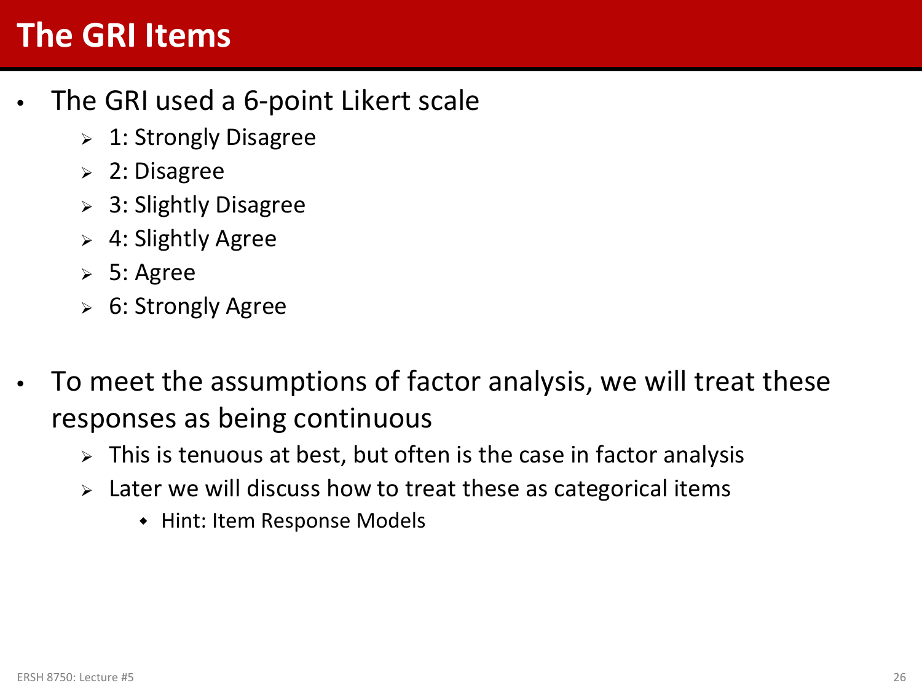# The GRI Items

- The GRI used a 6-point Likert scale
  - 1: Strongly Disagree
  - 2: Disagree
  - 3: Slightly Disagree
  - 4: Slightly Agree
  - 5: Agree
  - 6: Strongly Agree

- To meet the assumptions of factor analysis, we will treat these responses as being continuous
  - This is tenuous at best, but often is the case in factor analysis
  - Later we will discuss how to treat these as categorical items
    - Hint: Item Response Models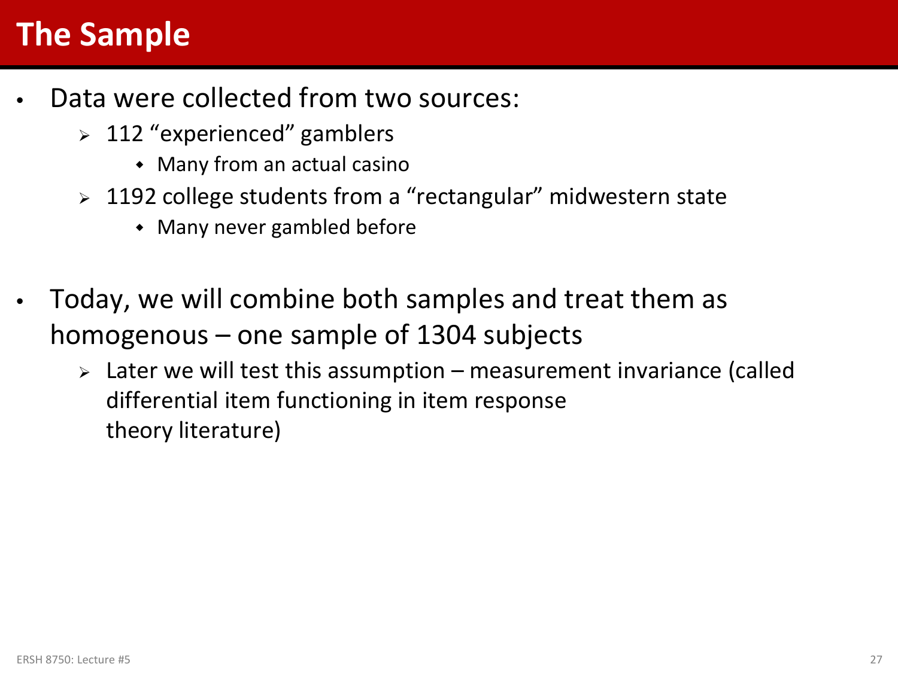# The Sample

- Data were collected from two sources:
  - 112 “experienced” gamblers
    - Many from an actual casino
  - 1192 college students from a “rectangular” midwestern state
    - Many never gambled before

- Today, we will combine both samples and treat them as homogenous – one sample of 1304 subjects
  - Later we will test this assumption – measurement invariance (called differential item functioning in item response theory literature)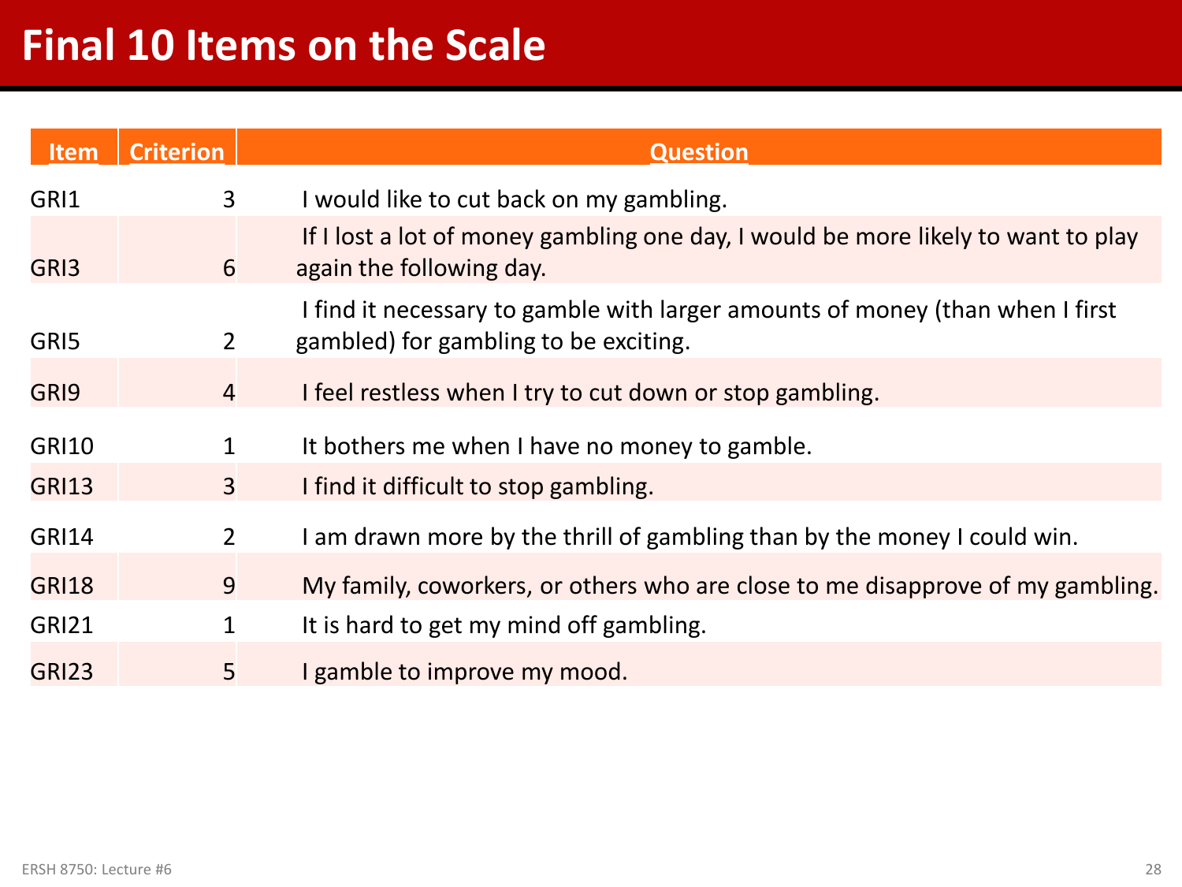# Final 10 Items on the Scale

| Item | Criterion | Question |
|---|---|---|
| GRI1 | 3 | I would like to cut back on my gambling. |
| GRI3 | 6 | If I lost a lot of money gambling one day, I would be more likely to want to play again the following day. |
| GRI5 | 2 | I find it necessary to gamble with larger amounts of money (than when I first gambled) for gambling to be exciting. |
| GRI9 | 4 | I feel restless when I try to cut down or stop gambling. |
| GRI10 | 1 | It bothers me when I have no money to gamble. |
| GRI13 | 3 | I find it difficult to stop gambling. |
| GRI14 | 2 | I am drawn more by the thrill of gambling than by the money I could win. |
| GRI18 | 9 | My family, coworkers, or others who are close to me disapprove of my gambling. |
| GRI21 | 1 | It is hard to get my mind off gambling. |
| GRI23 | 5 | I gamble to improve my mood. |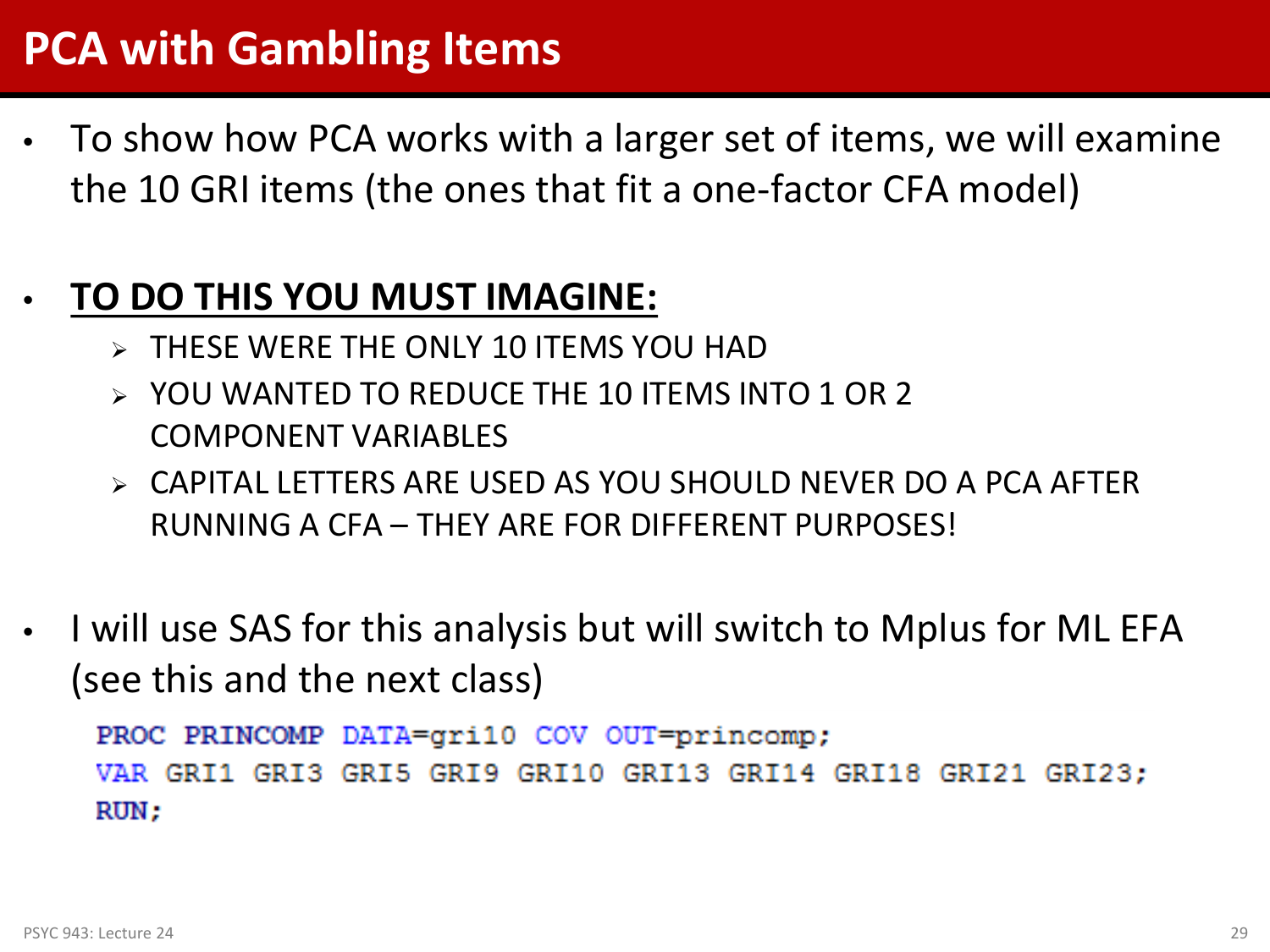# PCA with Gambling Items

- To show how PCA works with a larger set of items, we will examine the 10 GRI items (the ones that fit a one-factor CFA model)

- **<u>TO DO THIS YOU MUST IMAGINE:</u>**
  - THESE WERE THE ONLY 10 ITEMS YOU HAD
  - YOU WANTED TO REDUCE THE 10 ITEMS INTO 1 OR 2 COMPONENT VARIABLES
  - CAPITAL LETTERS ARE USED AS YOU SHOULD NEVER DO A PCA AFTER RUNNING A CFA – THEY ARE FOR DIFFERENT PURPOSES!

- I will use SAS for this analysis but will switch to Mplus for ML EFA (see this and the next class)

```
PROC PRINCOMP DATA=gri10 COV OUT=princomp;
VAR GRI1 GRI3 GRI5 GRI9 GRI10 GRI13 GRI14 GRI18 GRI21 GRI23;
RUN;
```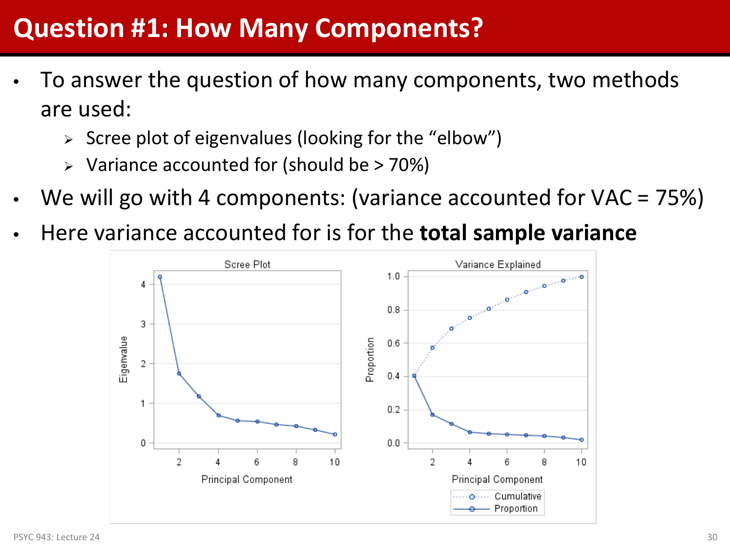# Question #1: How Many Components?

- To answer the question of how many components, two methods are used:
  - Scree plot of eigenvalues (looking for the "elbow")
  - Variance accounted for (should be > 70%)
- We will go with 4 components: (variance accounted for VAC = 75%)
- Here variance accounted for is for the **total sample variance**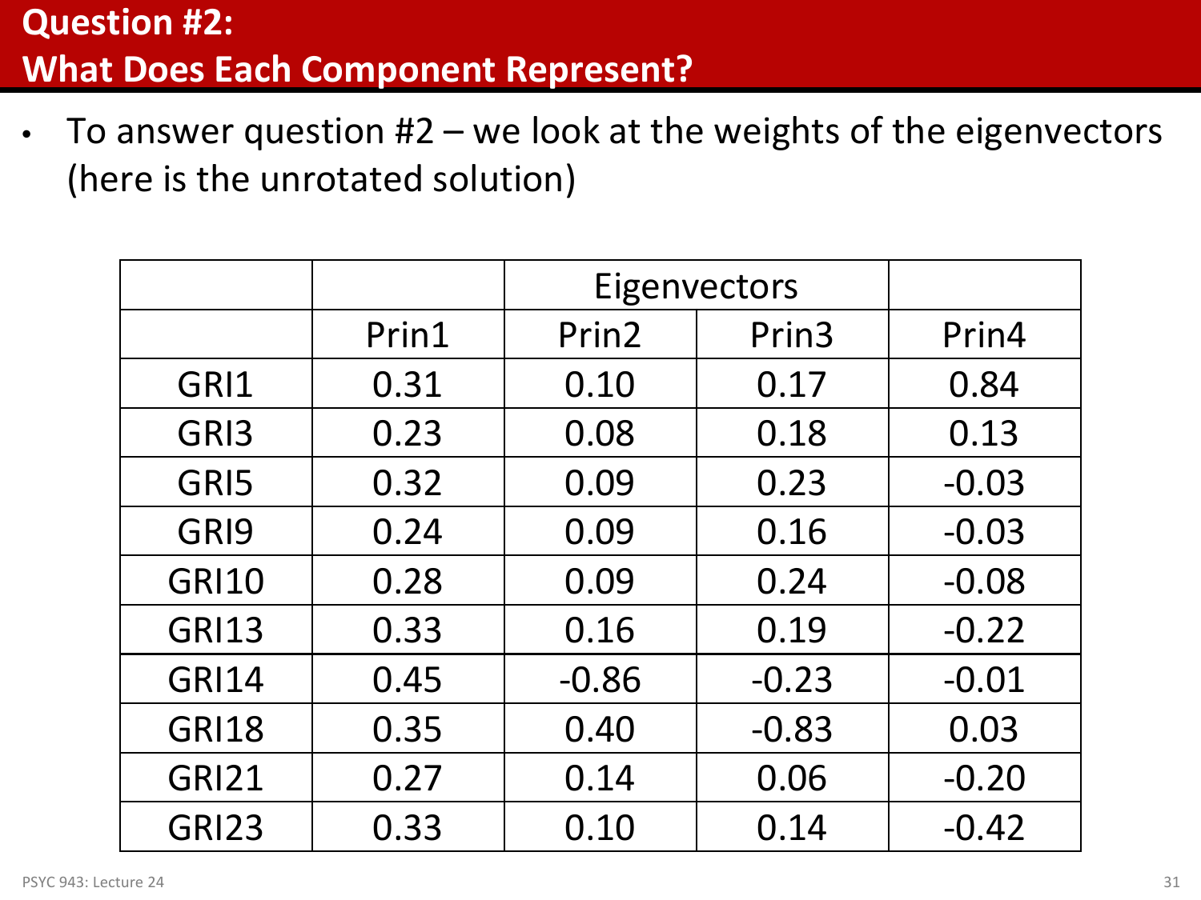## Question #2: What Does Each Component Represent?

- To answer question #2 – we look at the weights of the eigenvectors (here is the unrotated solution)

| | | Eigenvectors | | |
|---|---|---|---|---|
| | Prin1 | Prin2 | Prin3 | Prin4 |
| GRI1 | 0.31 | 0.10 | 0.17 | 0.84 |
| GRI3 | 0.23 | 0.08 | 0.18 | 0.13 |
| GRI5 | 0.32 | 0.09 | 0.23 | -0.03 |
| GRI9 | 0.24 | 0.09 | 0.16 | -0.03 |
| GRI10 | 0.28 | 0.09 | 0.24 | -0.08 |
| GRI13 | 0.33 | 0.16 | 0.19 | -0.22 |
| GRI14 | 0.45 | -0.86 | -0.23 | -0.01 |
| GRI18 | 0.35 | 0.40 | -0.83 | 0.03 |
| GRI21 | 0.27 | 0.14 | 0.06 | -0.20 |
| GRI23 | 0.33 | 0.10 | 0.14 | -0.42 |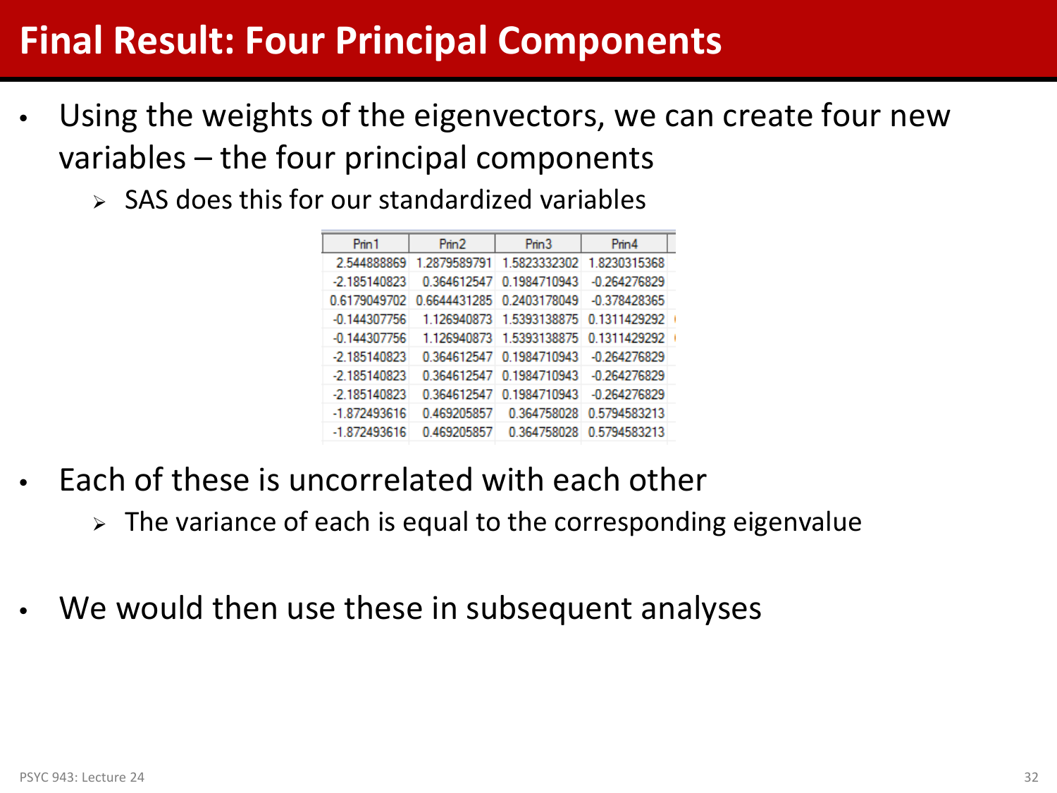# Final Result: Four Principal Components

- Using the weights of the eigenvectors, we can create four new variables – the four principal components
  - SAS does this for our standardized variables

| Prin1 | Prin2 | Prin3 | Prin4 |
|---|---|---|---|
| 2.544888869 | 1.2879589791 | 1.5823332302 | 1.8230315368 |
| -2.185140823 | 0.364612547 | 0.1984710943 | -0.264276829 |
| 0.6179049702 | 0.6644431285 | 0.2403178049 | -0.378428365 |
| -0.144307756 | 1.126940873 | 1.5393138875 | 0.1311429292 |
| -0.144307756 | 1.126940873 | 1.5393138875 | 0.1311429292 |
| -2.185140823 | 0.364612547 | 0.1984710943 | -0.264276829 |
| -2.185140823 | 0.364612547 | 0.1984710943 | -0.264276829 |
| -2.185140823 | 0.364612547 | 0.1984710943 | -0.264276829 |
| -1.872493616 | 0.469205857 | 0.364758028 | 0.5794583213 |
| -1.872493616 | 0.469205857 | 0.364758028 | 0.5794583213 |

- Each of these is uncorrelated with each other
  - The variance of each is equal to the corresponding eigenvalue

- We would then use these in subsequent analyses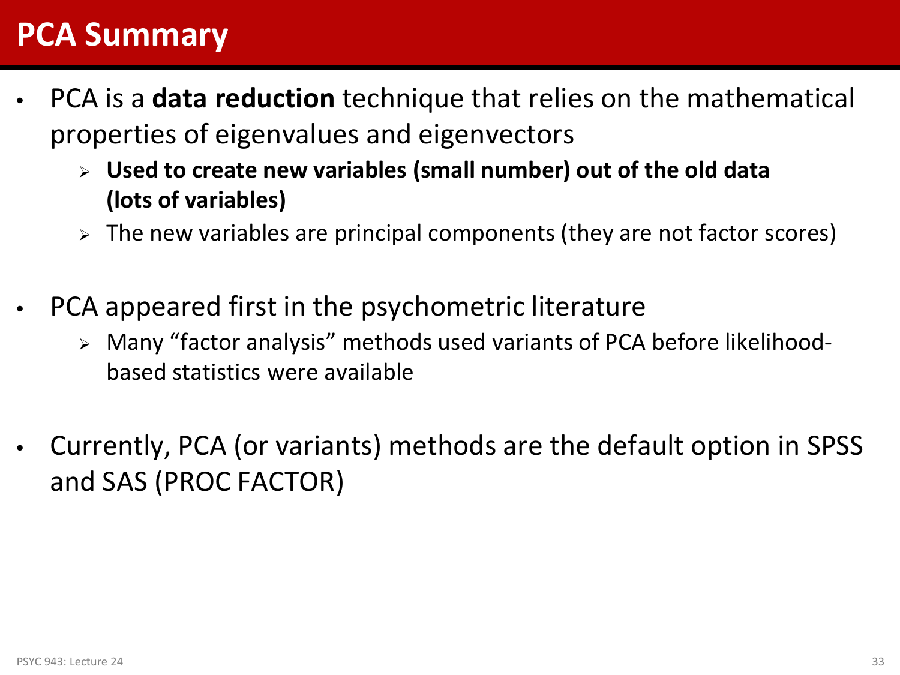# PCA Summary

- PCA is a **data reduction** technique that relies on the mathematical properties of eigenvalues and eigenvectors
  - **Used to create new variables (small number) out of the old data (lots of variables)**
  - The new variables are principal components (they are not factor scores)
- PCA appeared first in the psychometric literature
  - Many "factor analysis" methods used variants of PCA before likelihood-based statistics were available
- Currently, PCA (or variants) methods are the default option in SPSS and SAS (PROC FACTOR)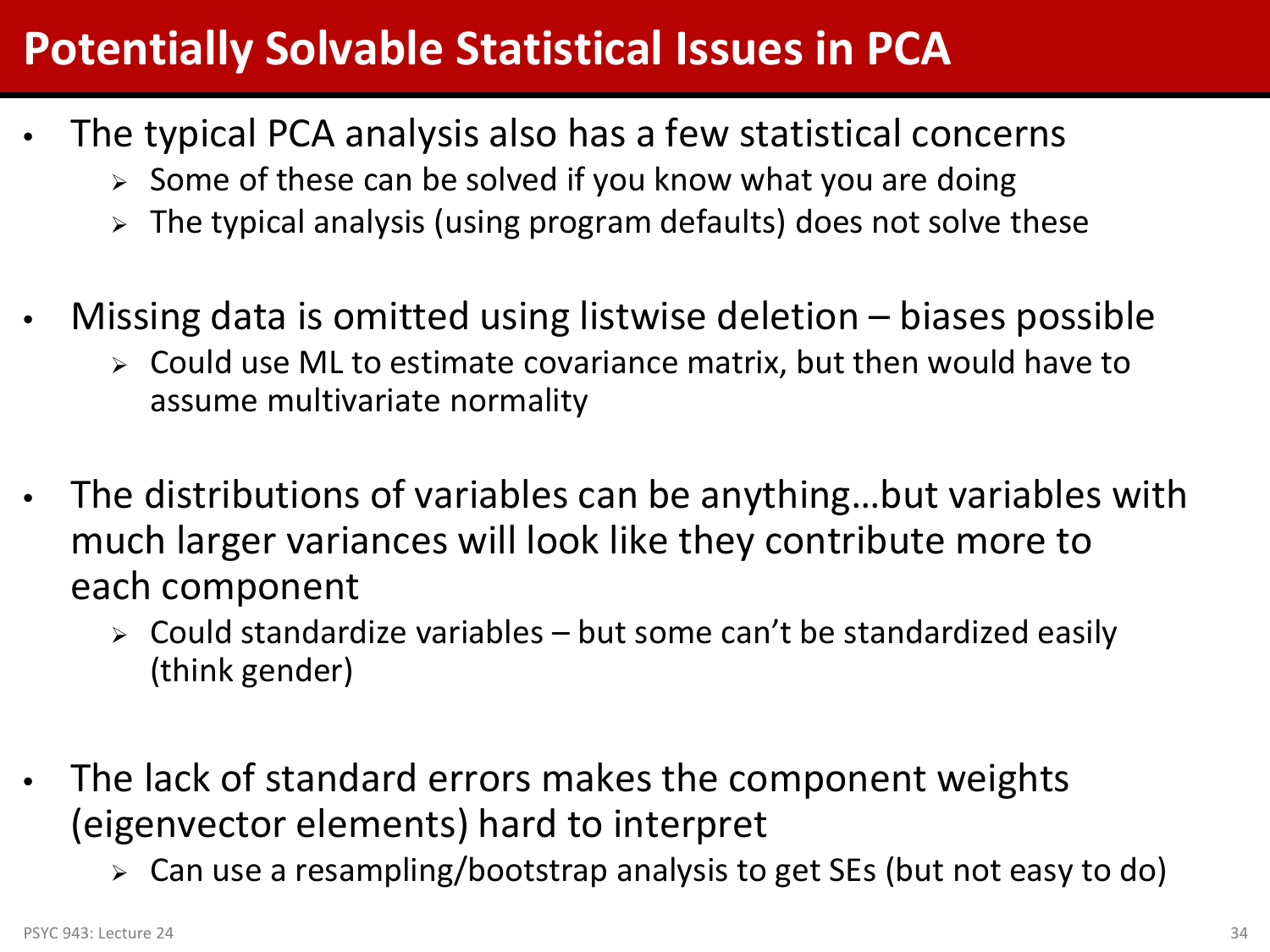# Potentially Solvable Statistical Issues in PCA

- The typical PCA analysis also has a few statistical concerns
  - Some of these can be solved if you know what you are doing
  - The typical analysis (using program defaults) does not solve these

- Missing data is omitted using listwise deletion – biases possible
  - Could use ML to estimate covariance matrix, but then would have to assume multivariate normality

- The distributions of variables can be anything…but variables with much larger variances will look like they contribute more to each component
  - Could standardize variables – but some can't be standardized easily (think gender)

- The lack of standard errors makes the component weights (eigenvector elements) hard to interpret
  - Can use a resampling/bootstrap analysis to get SEs (but not easy to do)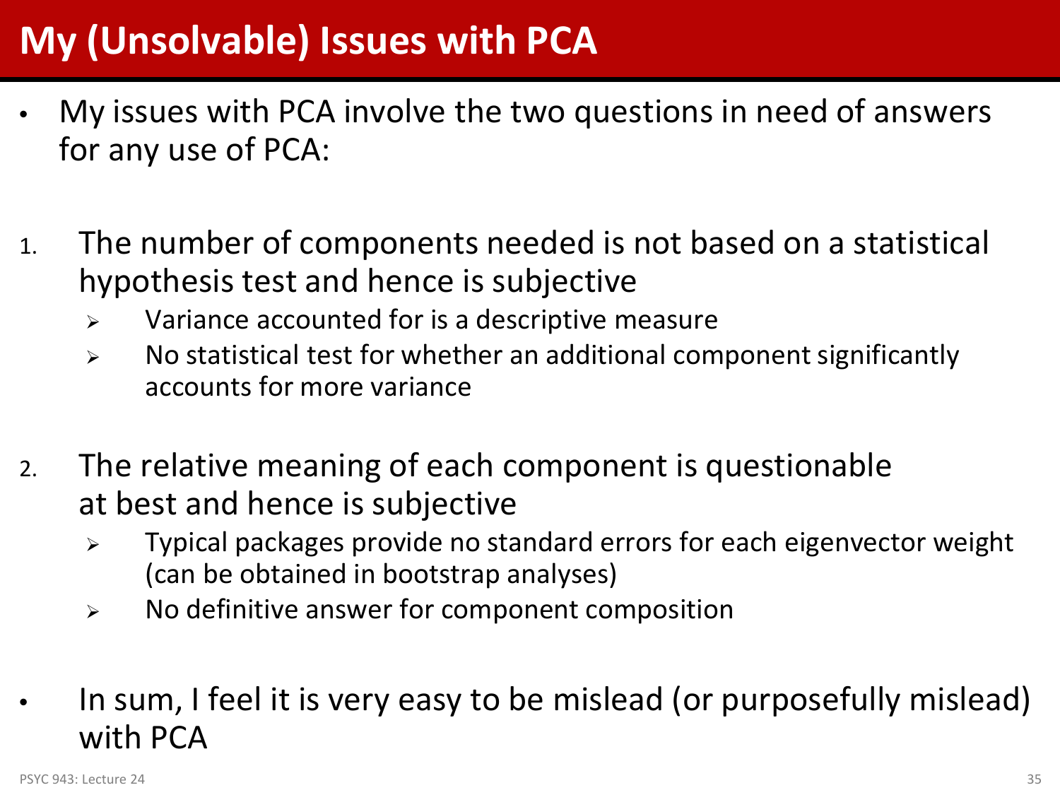# My (Unsolvable) Issues with PCA

- My issues with PCA involve the two questions in need of answers for any use of PCA:

1. The number of components needed is not based on a statistical hypothesis test and hence is subjective
   - Variance accounted for is a descriptive measure
   - No statistical test for whether an additional component significantly accounts for more variance

2. The relative meaning of each component is questionable at best and hence is subjective
   - Typical packages provide no standard errors for each eigenvector weight (can be obtained in bootstrap analyses)
   - No definitive answer for component composition

- In sum, I feel it is very easy to be mislead (or purposefully mislead) with PCA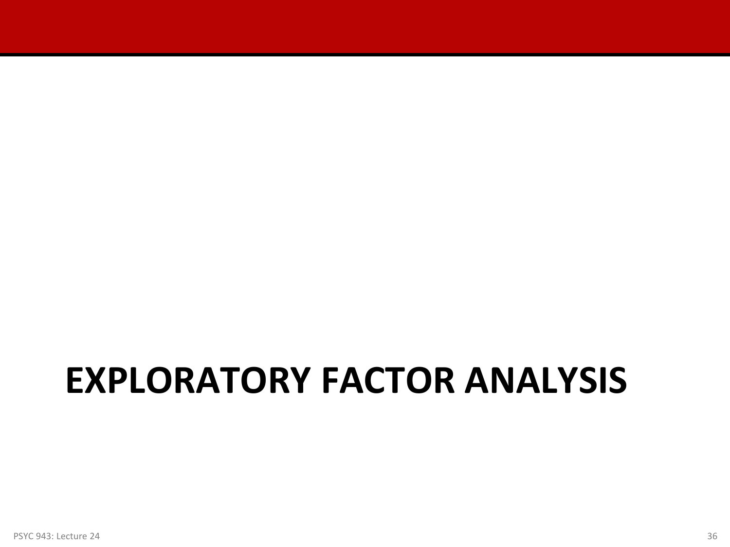# EXPLORATORY FACTOR ANALYSIS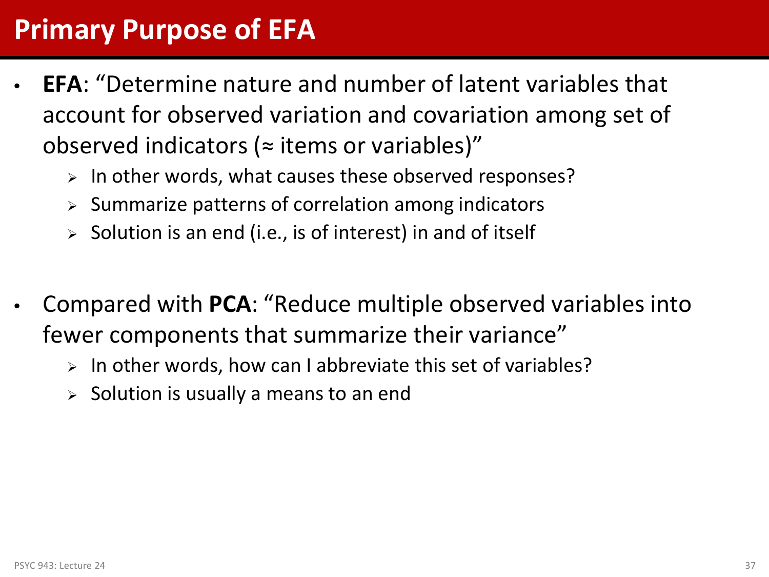# Primary Purpose of EFA

- **EFA**: "Determine nature and number of latent variables that account for observed variation and covariation among set of observed indicators (≈ items or variables)"
  - In other words, what causes these observed responses?
  - Summarize patterns of correlation among indicators
  - Solution is an end (i.e., is of interest) in and of itself

- Compared with **PCA**: "Reduce multiple observed variables into fewer components that summarize their variance"
  - In other words, how can I abbreviate this set of variables?
  - Solution is usually a means to an end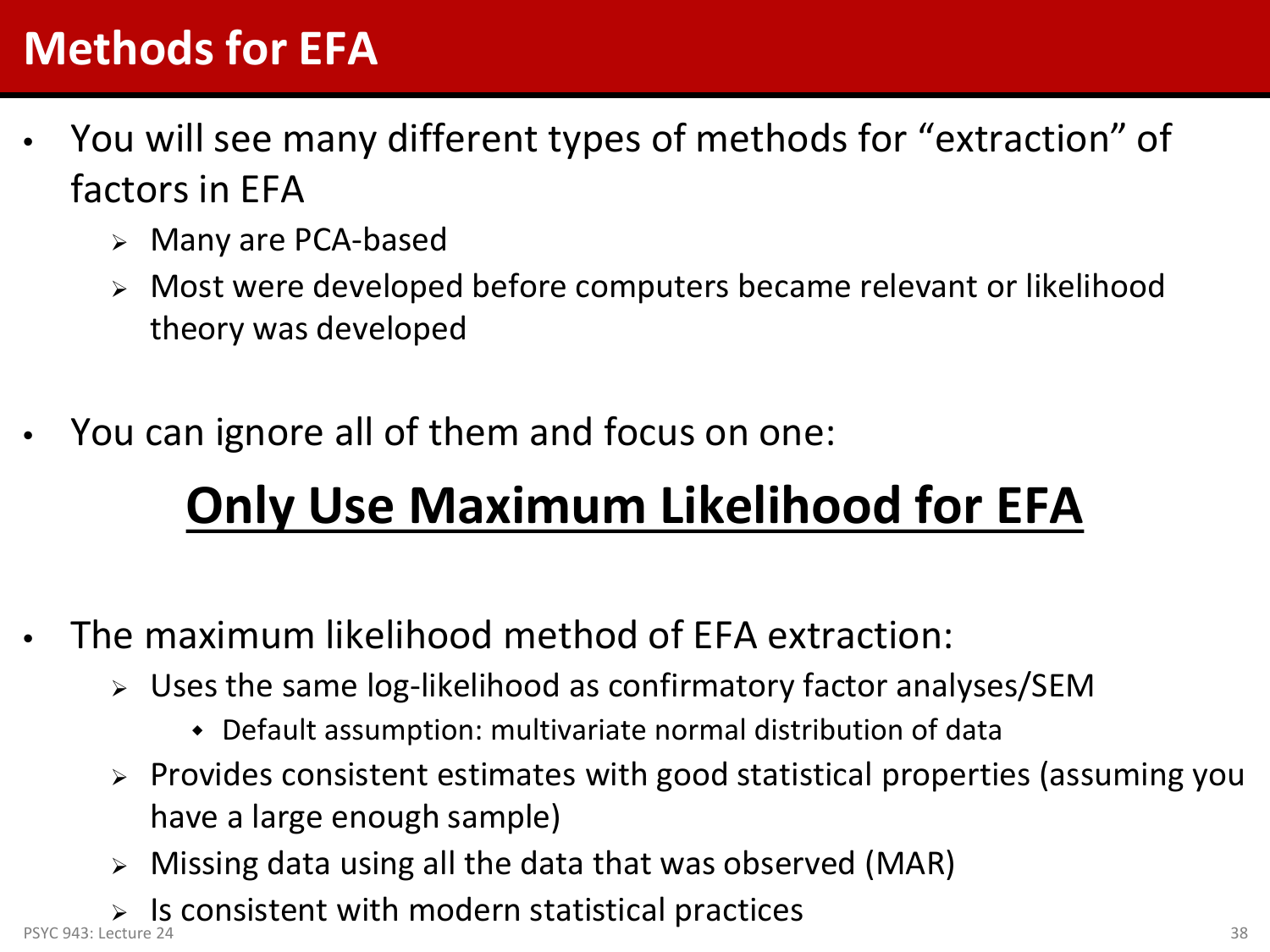# Methods for EFA

- You will see many different types of methods for "extraction" of factors in EFA
  - Many are PCA-based
  - Most were developed before computers became relevant or likelihood theory was developed

- You can ignore all of them and focus on one:

## **Only Use Maximum Likelihood for EFA**

- The maximum likelihood method of EFA extraction:
  - Uses the same log-likelihood as confirmatory factor analyses/SEM
    - Default assumption: multivariate normal distribution of data
  - Provides consistent estimates with good statistical properties (assuming you have a large enough sample)
  - Missing data using all the data that was observed (MAR)
  - Is consistent with modern statistical practices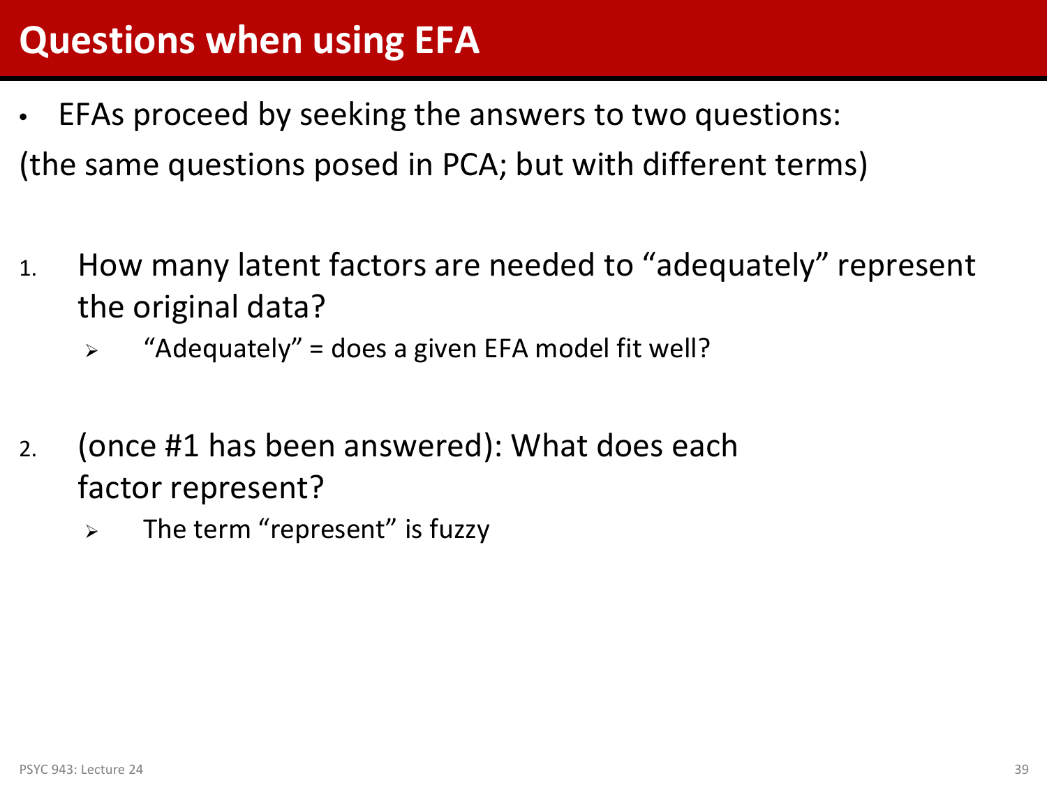# Questions when using EFA

- EFAs proceed by seeking the answers to two questions:

(the same questions posed in PCA; but with different terms)

1. How many latent factors are needed to "adequately" represent the original data?
   - "Adequately" = does a given EFA model fit well?

2. (once #1 has been answered): What does each factor represent?
   - The term "represent" is fuzzy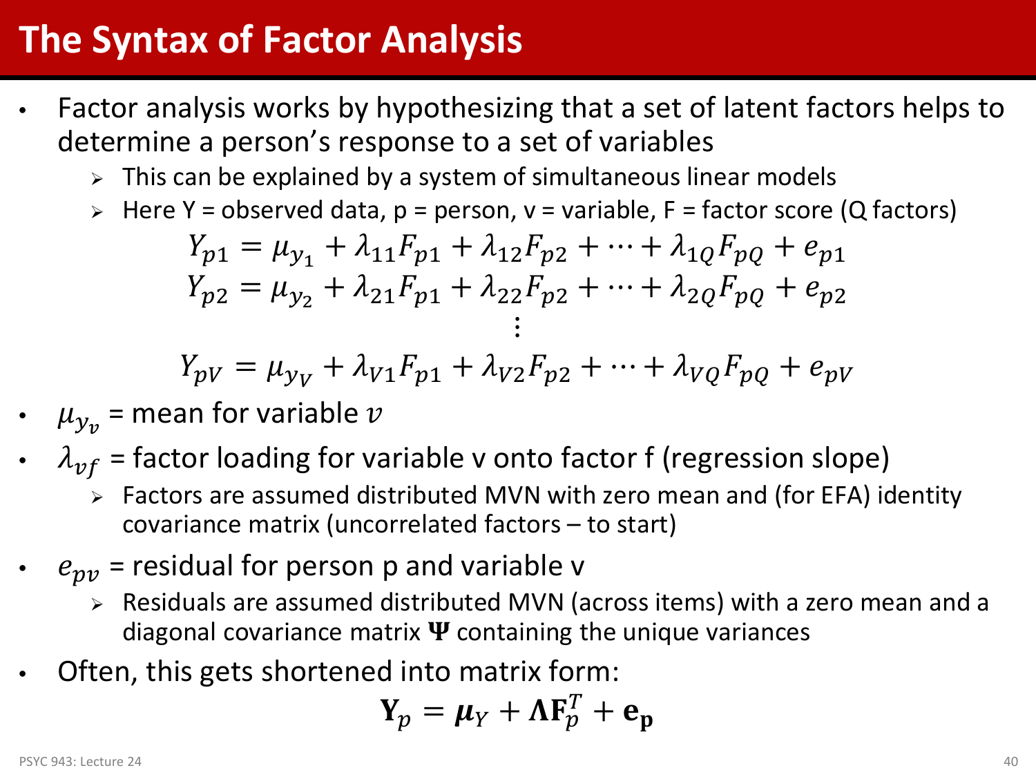# The Syntax of Factor Analysis

- Factor analysis works by hypothesizing that a set of latent factors helps to determine a person's response to a set of variables
  - This can be explained by a system of simultaneous linear models
  - Here Y = observed data, p = person, v = variable, F = factor score (Q factors)

$$Y_{p1} = \mu_{y_1} + \lambda_{11}F_{p1} + \lambda_{12}F_{p2} + \cdots + \lambda_{1Q}F_{pQ} + e_{p1}$$
$$Y_{p2} = \mu_{y_2} + \lambda_{21}F_{p1} + \lambda_{22}F_{p2} + \cdots + \lambda_{2Q}F_{pQ} + e_{p2}$$
$$\vdots$$
$$Y_{pV} = \mu_{y_V} + \lambda_{V1}F_{p1} + \lambda_{V2}F_{p2} + \cdots + \lambda_{VQ}F_{pQ} + e_{pV}$$

- $\mu_{y_v}$ = mean for variable $v$
- $\lambda_{vf}$ = factor loading for variable v onto factor f (regression slope)
  - Factors are assumed distributed MVN with zero mean and (for EFA) identity covariance matrix (uncorrelated factors – to start)
- $e_{pv}$ = residual for person p and variable v
  - Residuals are assumed distributed MVN (across items) with a zero mean and a diagonal covariance matrix $\mathbf{\Psi}$ containing the unique variances
- Often, this gets shortened into matrix form:

$$\mathbf{Y}_p = \boldsymbol{\mu}_Y + \mathbf{\Lambda}\mathbf{F}_p^T + \mathbf{e_p}$$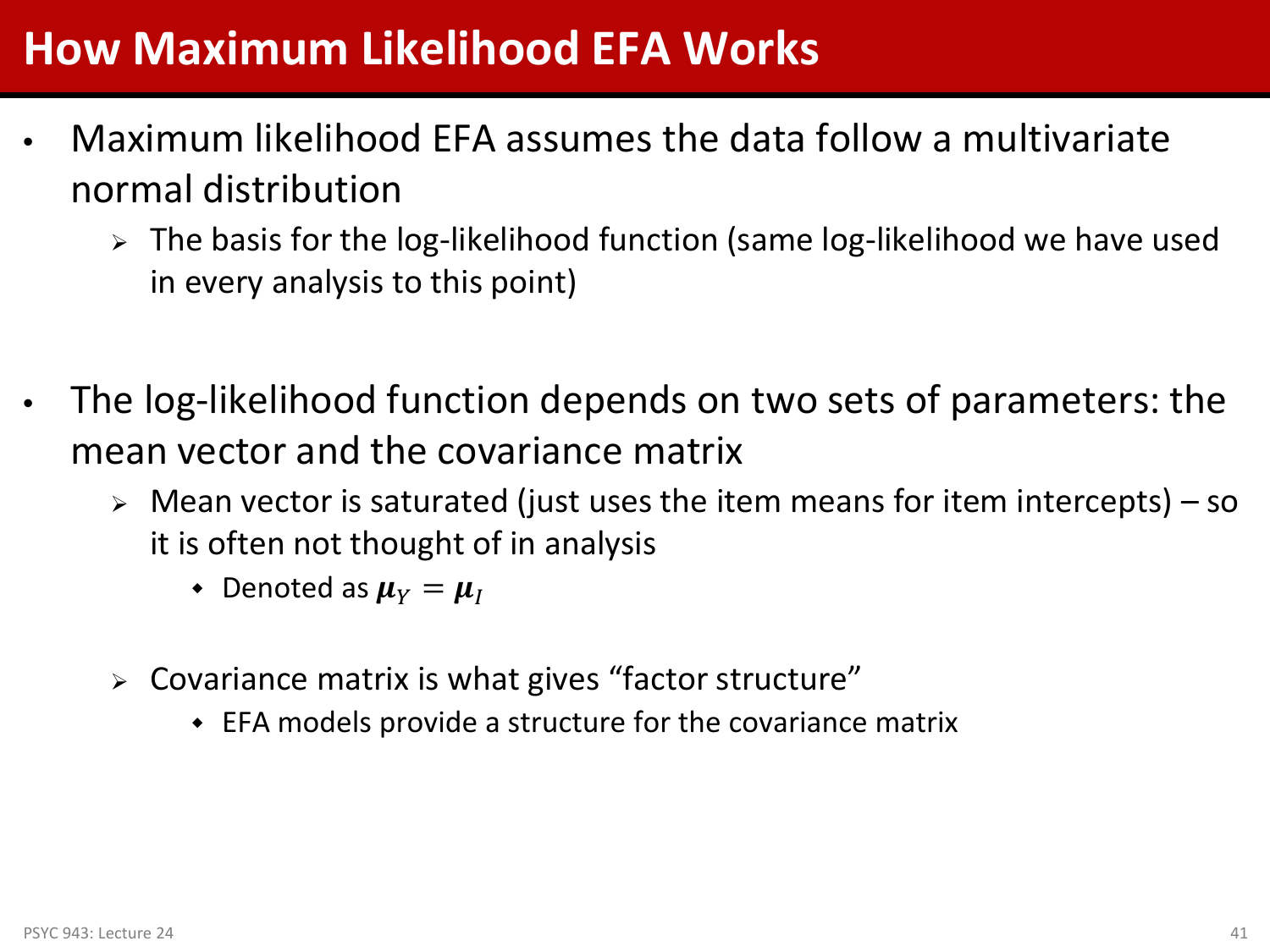# How Maximum Likelihood EFA Works

- Maximum likelihood EFA assumes the data follow a multivariate normal distribution
  - The basis for the log-likelihood function (same log-likelihood we have used in every analysis to this point)

- The log-likelihood function depends on two sets of parameters: the mean vector and the covariance matrix
  - Mean vector is saturated (just uses the item means for item intercepts) – so it is often not thought of in analysis
    - Denoted as $\boldsymbol{\mu}_Y = \boldsymbol{\mu}_I$
  - Covariance matrix is what gives "factor structure"
    - EFA models provide a structure for the covariance matrix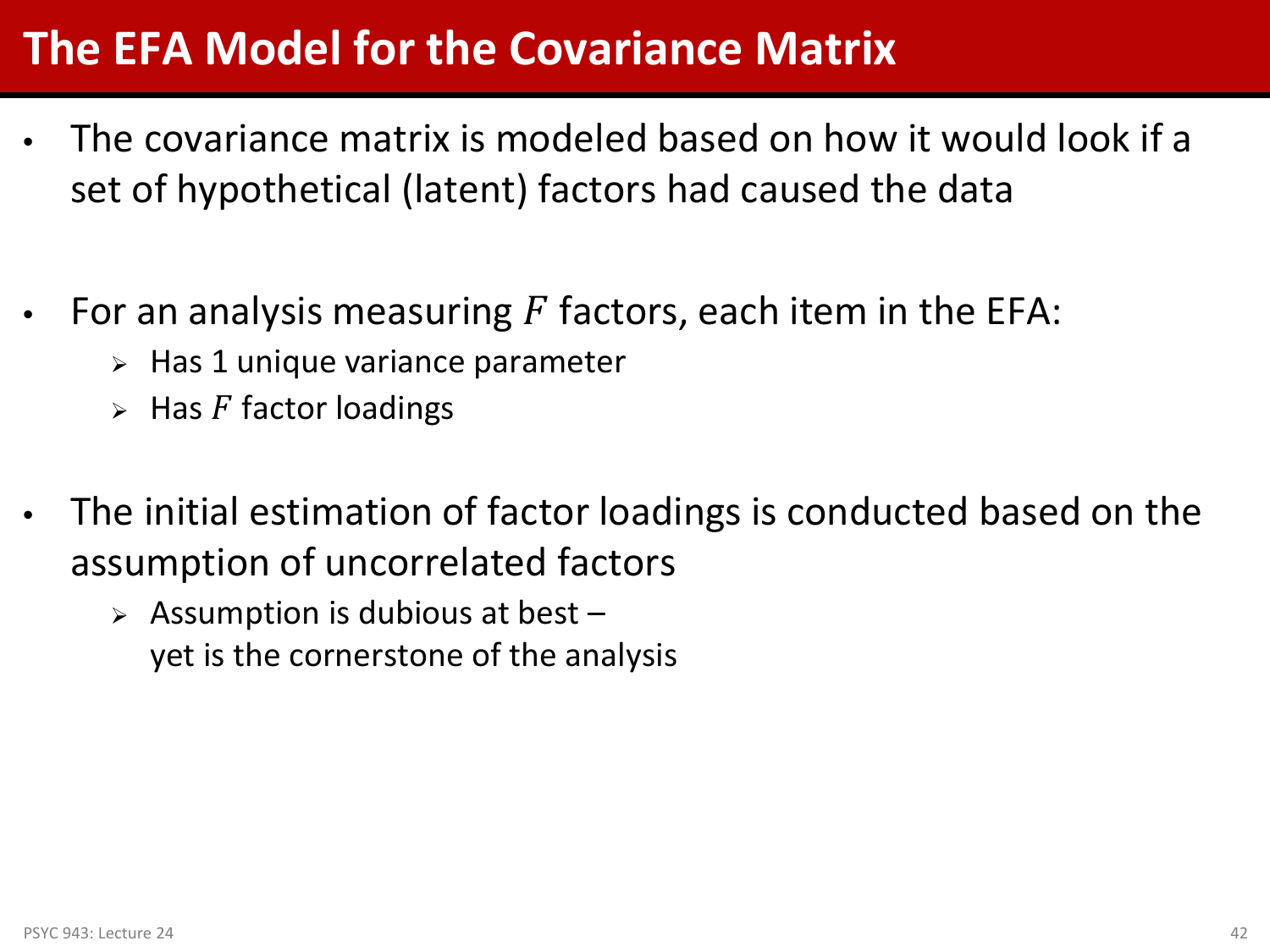# The EFA Model for the Covariance Matrix

- The covariance matrix is modeled based on how it would look if a set of hypothetical (latent) factors had caused the data

- For an analysis measuring $F$ factors, each item in the EFA:
  - Has 1 unique variance parameter
  - Has $F$ factor loadings

- The initial estimation of factor loadings is conducted based on the assumption of uncorrelated factors
  - Assumption is dubious at best – yet is the cornerstone of the analysis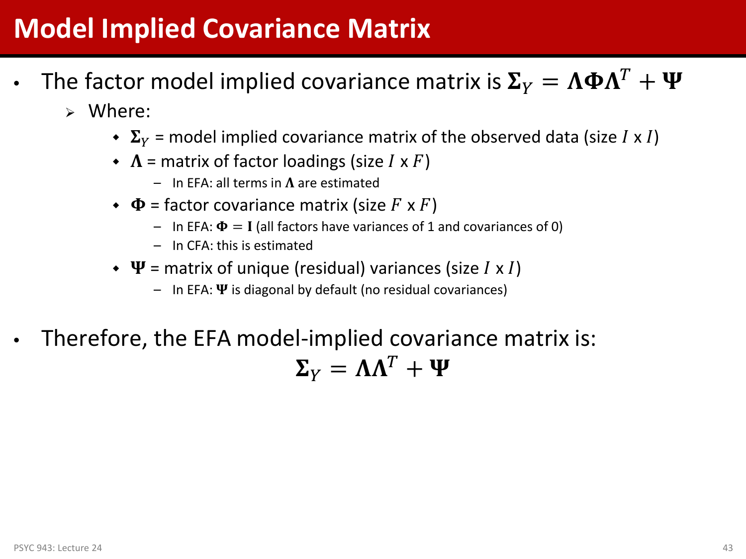# Model Implied Covariance Matrix

- The factor model implied covariance matrix is $\mathbf{\Sigma}_Y = \mathbf{\Lambda\Phi\Lambda}^T + \mathbf{\Psi}$
  - Where:
    - $\mathbf{\Sigma}_Y$ = model implied covariance matrix of the observed data (size $I$ x $I$)
    - $\mathbf{\Lambda}$ = matrix of factor loadings (size $I$ x $F$)
      - In EFA: all terms in $\mathbf{\Lambda}$ are estimated
    - $\mathbf{\Phi}$ = factor covariance matrix (size $F$ x $F$)
      - In EFA: $\mathbf{\Phi} = \mathbf{I}$ (all factors have variances of 1 and covariances of 0)
      - In CFA: this is estimated
    - $\mathbf{\Psi}$ = matrix of unique (residual) variances (size $I$ x $I$)
      - In EFA: $\mathbf{\Psi}$ is diagonal by default (no residual covariances)

- Therefore, the EFA model-implied covariance matrix is:

$$\mathbf{\Sigma}_Y = \mathbf{\Lambda\Lambda}^T + \mathbf{\Psi}$$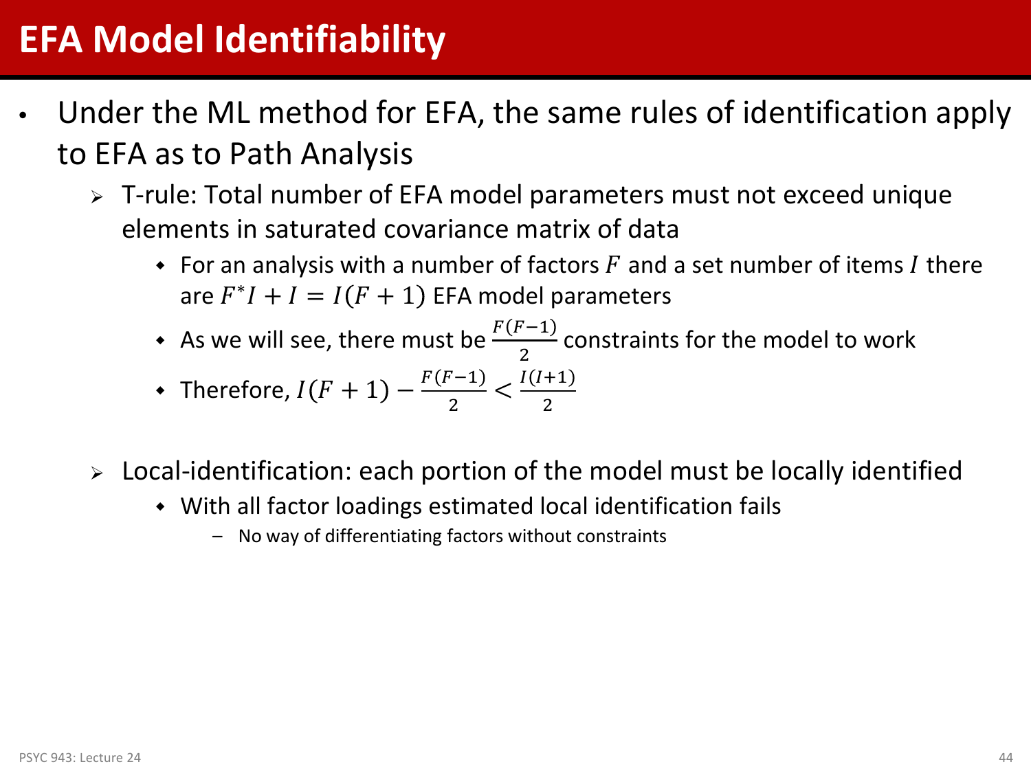# EFA Model Identifiability

- Under the ML method for EFA, the same rules of identification apply to EFA as to Path Analysis
  - T-rule: Total number of EFA model parameters must not exceed unique elements in saturated covariance matrix of data
    - For an analysis with a number of factors $F$ and a set number of items $I$ there are $F^{*}I + I = I(F+1)$ EFA model parameters
    - As we will see, there must be $\frac{F(F-1)}{2}$ constraints for the model to work
    - Therefore, $I(F+1) - \frac{F(F-1)}{2} < \frac{I(I+1)}{2}$
  - Local-identification: each portion of the model must be locally identified
    - With all factor loadings estimated local identification fails
      - No way of differentiating factors without constraints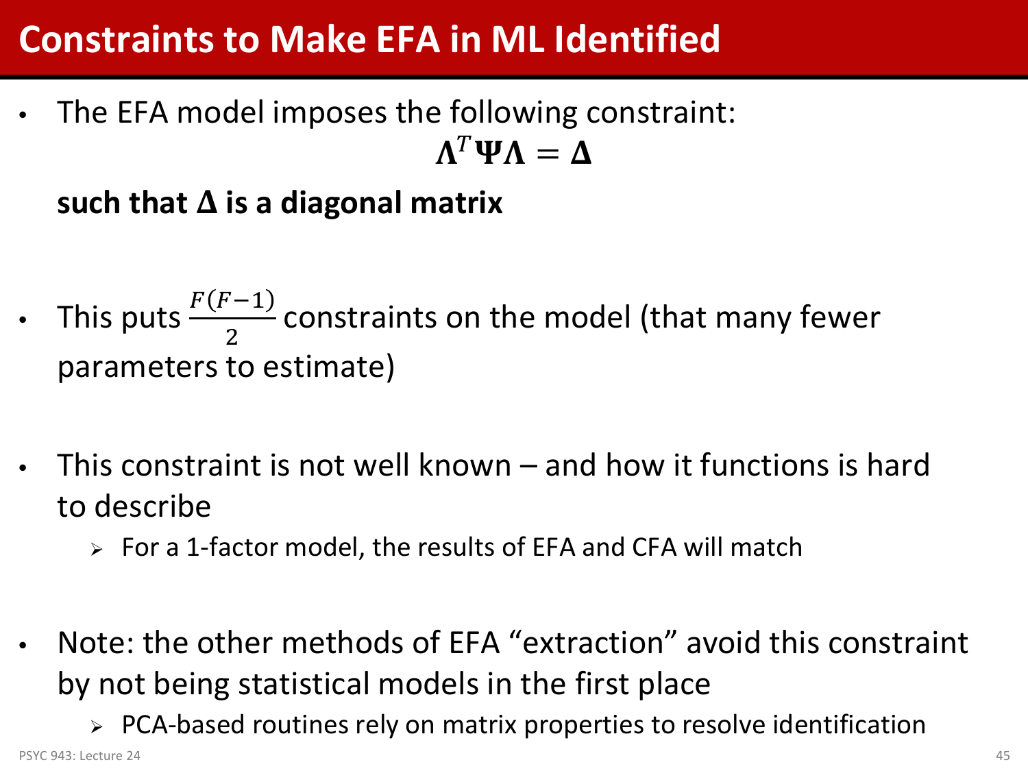# Constraints to Make EFA in ML Identified

- The EFA model imposes the following constraint:

$$\boldsymbol{\Lambda}^T \boldsymbol{\Psi} \boldsymbol{\Lambda} = \boldsymbol{\Delta}$$

  **such that $\boldsymbol{\Delta}$ is a diagonal matrix**

- This puts $\frac{F(F-1)}{2}$ constraints on the model (that many fewer parameters to estimate)

- This constraint is not well known – and how it functions is hard to describe
  - For a 1-factor model, the results of EFA and CFA will match

- Note: the other methods of EFA "extraction" avoid this constraint by not being statistical models in the first place
  - PCA-based routines rely on matrix properties to resolve identification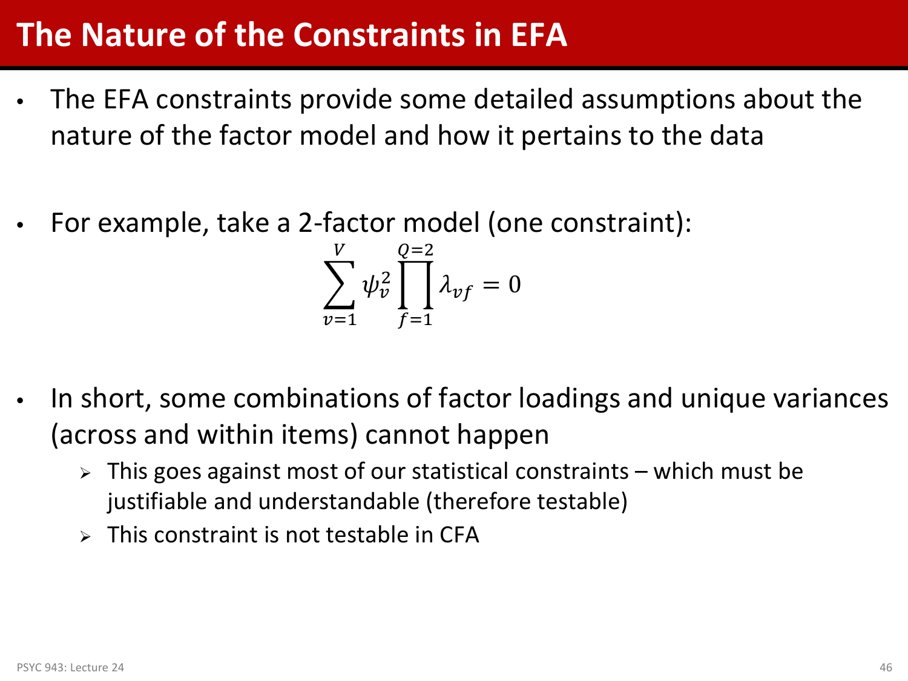# The Nature of the Constraints in EFA

- The EFA constraints provide some detailed assumptions about the nature of the factor model and how it pertains to the data

- For example, take a 2-factor model (one constraint):

$$\sum_{v=1}^{V} \psi_v^2 \prod_{f=1}^{Q=2} \lambda_{vf} = 0$$

- In short, some combinations of factor loadings and unique variances (across and within items) cannot happen
  - This goes against most of our statistical constraints – which must be justifiable and understandable (therefore testable)
  - This constraint is not testable in CFA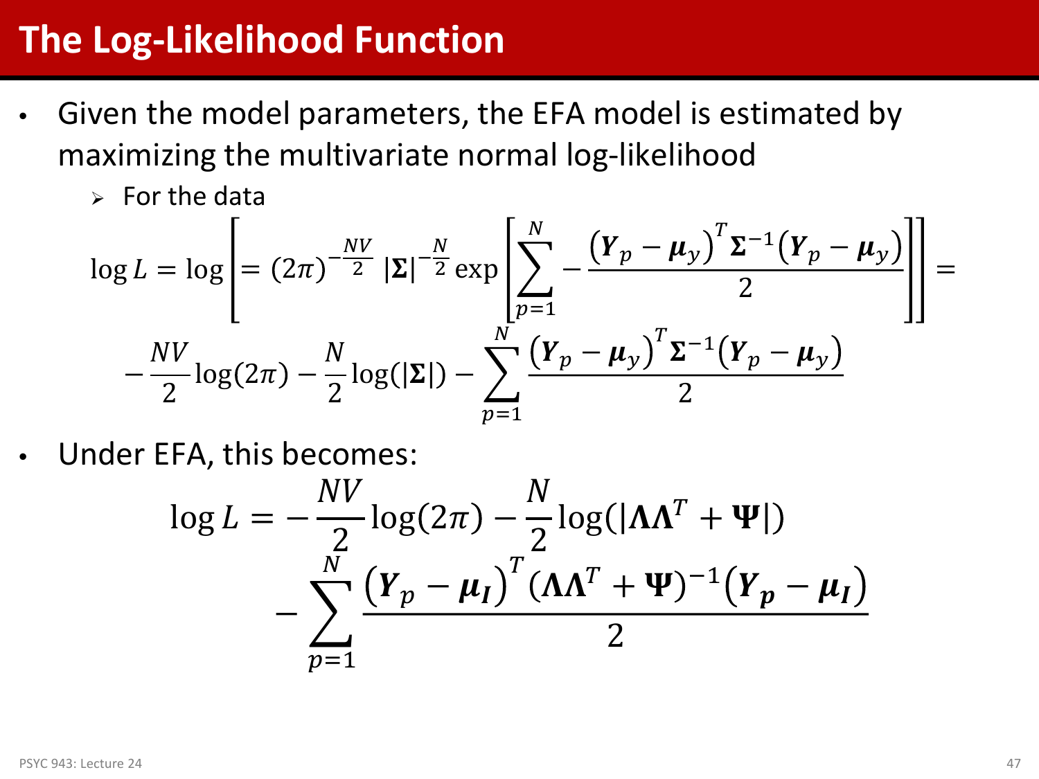# The Log-Likelihood Function

- Given the model parameters, the EFA model is estimated by maximizing the multivariate normal log-likelihood
    - For the data

$$\log L = \log\left[= (2\pi)^{-\frac{NV}{2}} |\boldsymbol{\Sigma}|^{-\frac{N}{2}} \exp\left[\sum_{p=1}^{N} -\frac{\left(\boldsymbol{Y}_p - \boldsymbol{\mu}_y\right)^T \boldsymbol{\Sigma}^{-1}\left(\boldsymbol{Y}_p - \boldsymbol{\mu}_y\right)}{2}\right]\right] =$$

$$-\frac{NV}{2}\log(2\pi) - \frac{N}{2}\log(|\boldsymbol{\Sigma}|) - \sum_{p=1}^{N}\frac{\left(\boldsymbol{Y}_p - \boldsymbol{\mu}_y\right)^T \boldsymbol{\Sigma}^{-1}\left(\boldsymbol{Y}_p - \boldsymbol{\mu}_y\right)}{2}$$

- Under EFA, this becomes:

$$\log L = -\frac{NV}{2}\log(2\pi) - \frac{N}{2}\log(|\boldsymbol{\Lambda}\boldsymbol{\Lambda}^T + \boldsymbol{\Psi}|) - \sum_{p=1}^{N}\frac{\left(\boldsymbol{Y}_p - \boldsymbol{\mu}_I\right)^T (\boldsymbol{\Lambda}\boldsymbol{\Lambda}^T + \boldsymbol{\Psi})^{-1}\left(\boldsymbol{Y}_p - \boldsymbol{\mu}_I\right)}{2}$$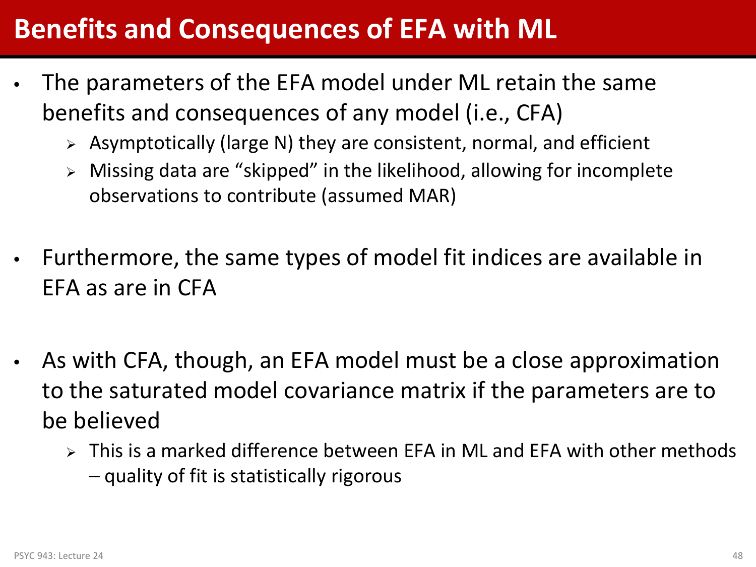# Benefits and Consequences of EFA with ML

- The parameters of the EFA model under ML retain the same benefits and consequences of any model (i.e., CFA)
  - Asymptotically (large N) they are consistent, normal, and efficient
  - Missing data are “skipped” in the likelihood, allowing for incomplete observations to contribute (assumed MAR)

- Furthermore, the same types of model fit indices are available in EFA as are in CFA

- As with CFA, though, an EFA model must be a close approximation to the saturated model covariance matrix if the parameters are to be believed
  - This is a marked difference between EFA in ML and EFA with other methods – quality of fit is statistically rigorous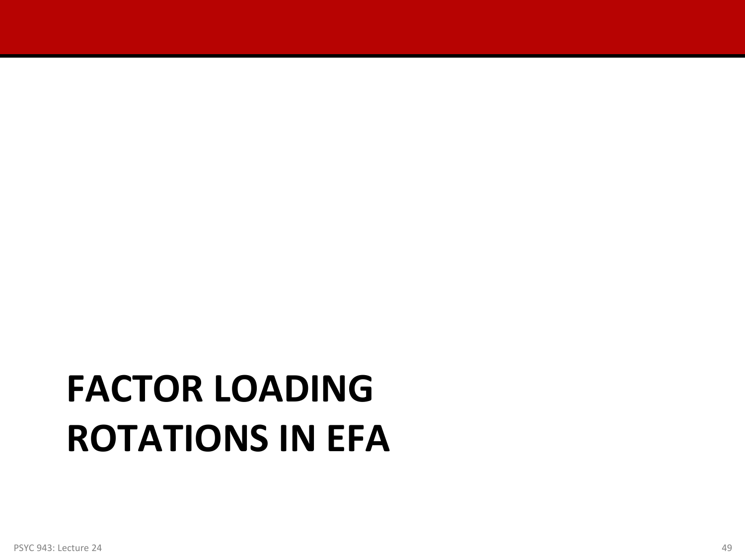# FACTOR LOADING ROTATIONS IN EFA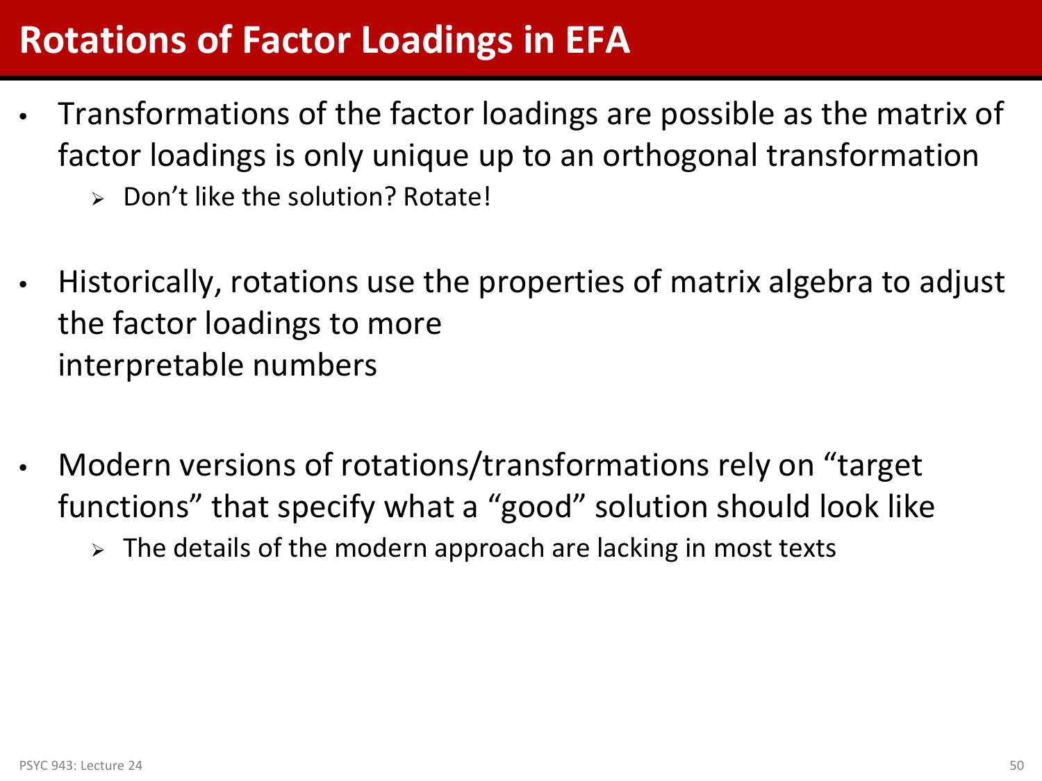# Rotations of Factor Loadings in EFA

- Transformations of the factor loadings are possible as the matrix of factor loadings is only unique up to an orthogonal transformation
  - Don't like the solution? Rotate!

- Historically, rotations use the properties of matrix algebra to adjust the factor loadings to more interpretable numbers

- Modern versions of rotations/transformations rely on "target functions" that specify what a "good" solution should look like
  - The details of the modern approach are lacking in most texts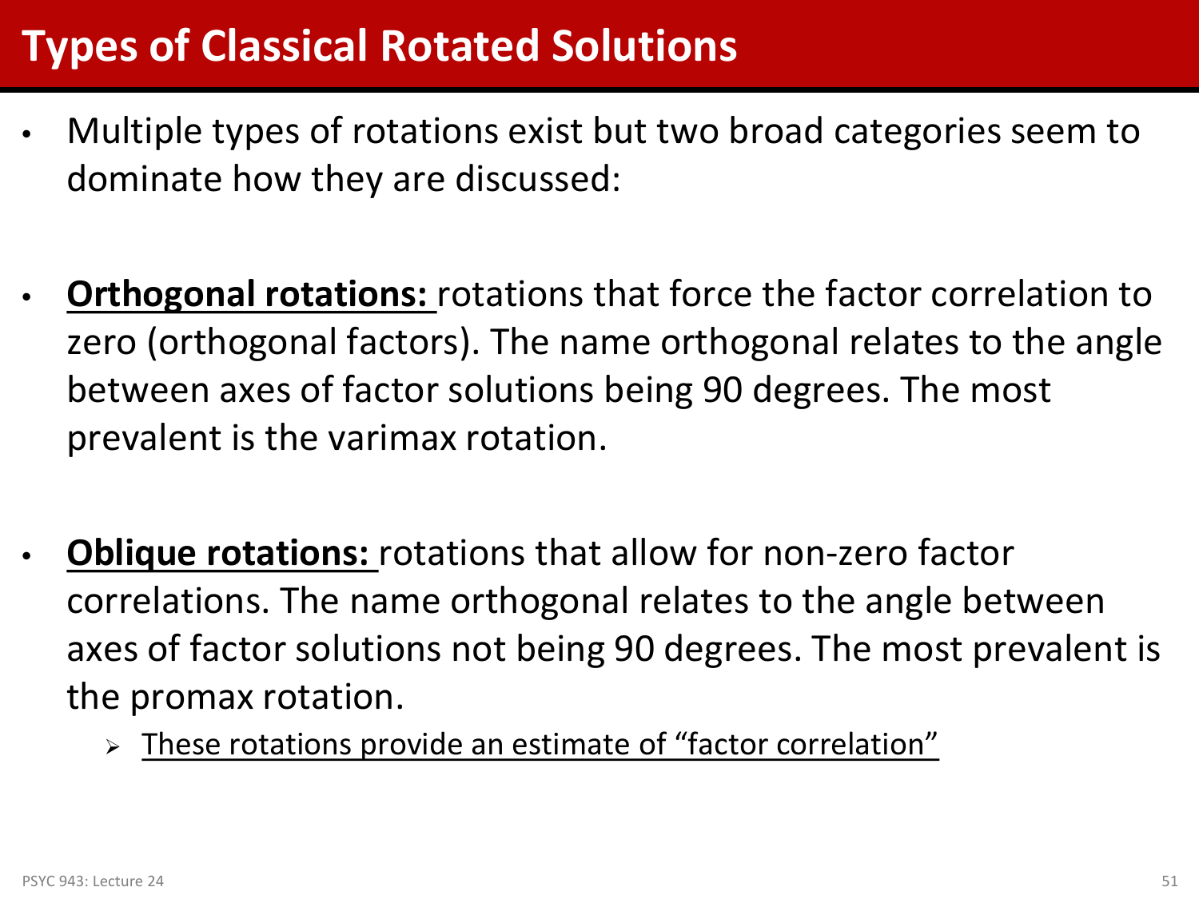# Types of Classical Rotated Solutions

- Multiple types of rotations exist but two broad categories seem to dominate how they are discussed:

- **Orthogonal rotations:** rotations that force the factor correlation to zero (orthogonal factors). The name orthogonal relates to the angle between axes of factor solutions being 90 degrees. The most prevalent is the varimax rotation.

- **Oblique rotations:** rotations that allow for non-zero factor correlations. The name orthogonal relates to the angle between axes of factor solutions not being 90 degrees. The most prevalent is the promax rotation.
  - These rotations provide an estimate of "factor correlation"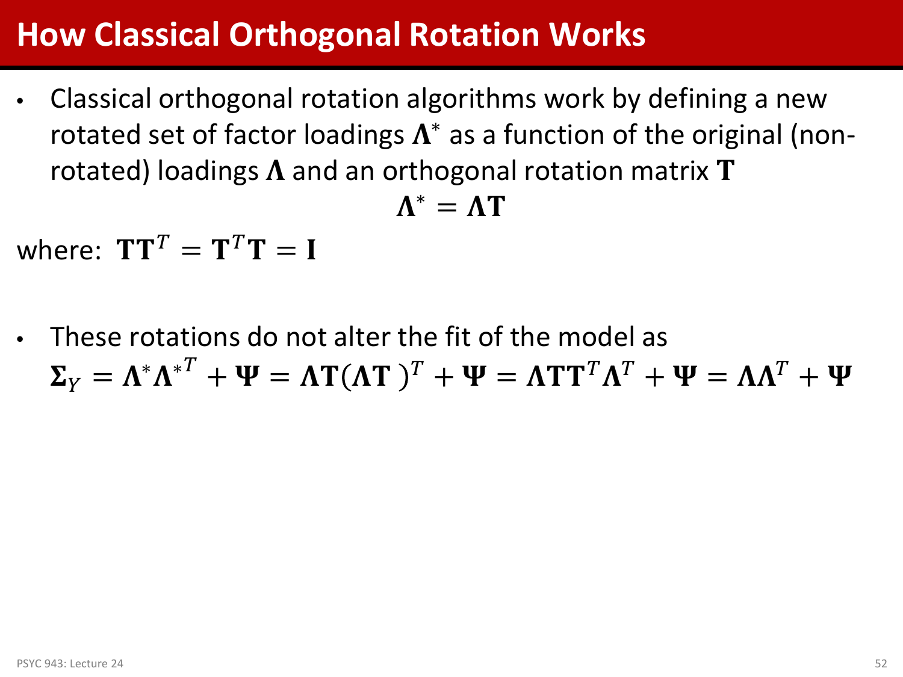# How Classical Orthogonal Rotation Works

- Classical orthogonal rotation algorithms work by defining a new rotated set of factor loadings $\boldsymbol{\Lambda}^*$ as a function of the original (non-rotated) loadings $\boldsymbol{\Lambda}$ and an orthogonal rotation matrix $\mathbf{T}$

$$\boldsymbol{\Lambda}^* = \boldsymbol{\Lambda}\mathbf{T}$$

where: $\mathbf{T}\mathbf{T}^T = \mathbf{T}^T\mathbf{T} = \mathbf{I}$

- These rotations do not alter the fit of the model as

$$\boldsymbol{\Sigma}_Y = \boldsymbol{\Lambda}^*\boldsymbol{\Lambda}^{*T} + \boldsymbol{\Psi} = \boldsymbol{\Lambda}\mathbf{T}(\boldsymbol{\Lambda}\mathbf{T}\,)^T + \boldsymbol{\Psi} = \boldsymbol{\Lambda}\mathbf{T}\mathbf{T}^T\boldsymbol{\Lambda}^T + \boldsymbol{\Psi} = \boldsymbol{\Lambda}\boldsymbol{\Lambda}^T + \boldsymbol{\Psi}$$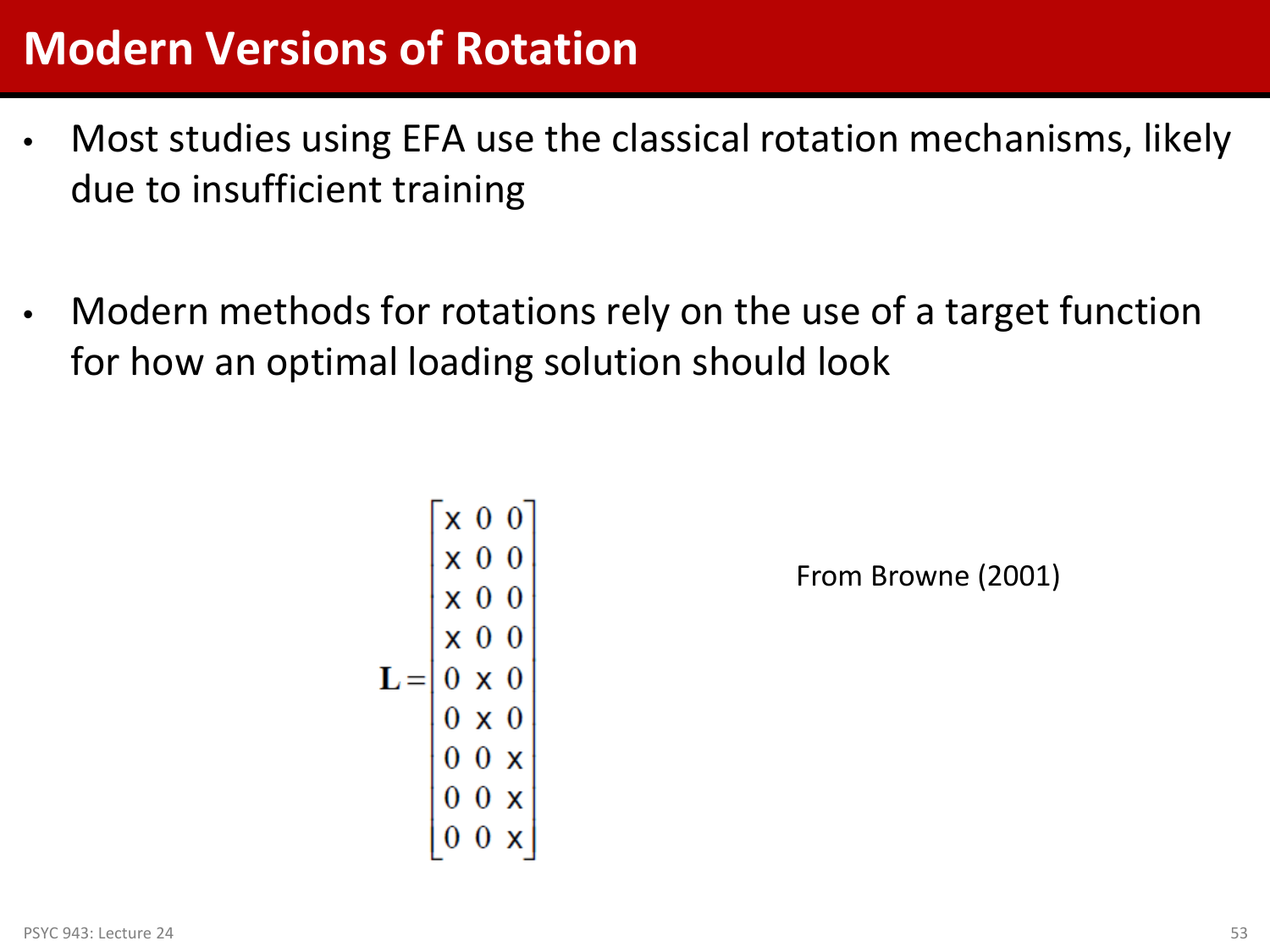# Modern Versions of Rotation

- Most studies using EFA use the classical rotation mechanisms, likely due to insufficient training

- Modern methods for rotations rely on the use of a target function for how an optimal loading solution should look

$$
\mathbf{L} = \begin{bmatrix} x & 0 & 0 \\ x & 0 & 0 \\ x & 0 & 0 \\ x & 0 & 0 \\ 0 & x & 0 \\ 0 & x & 0 \\ 0 & 0 & x \\ 0 & 0 & x \\ 0 & 0 & x \end{bmatrix}
$$

From Browne (2001)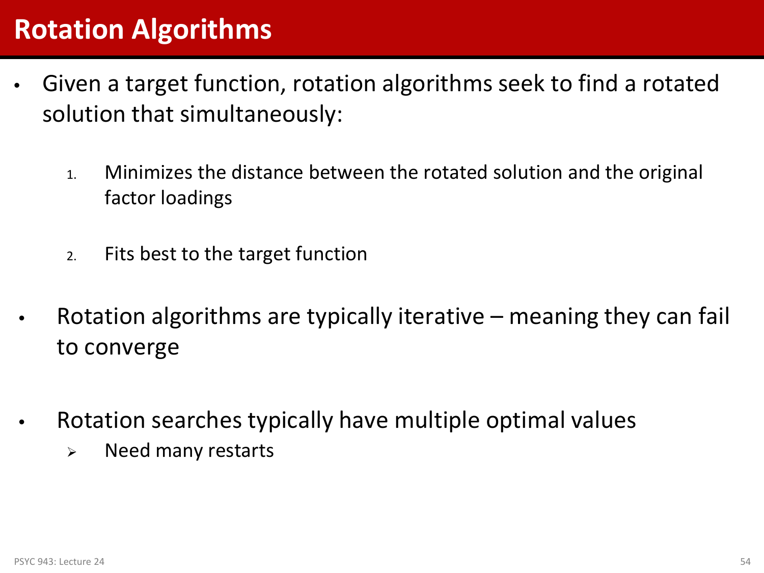# Rotation Algorithms

- Given a target function, rotation algorithms seek to find a rotated solution that simultaneously:

  1. Minimizes the distance between the rotated solution and the original factor loadings

  2. Fits best to the target function

- Rotation algorithms are typically iterative – meaning they can fail to converge

- Rotation searches typically have multiple optimal values
  - Need many restarts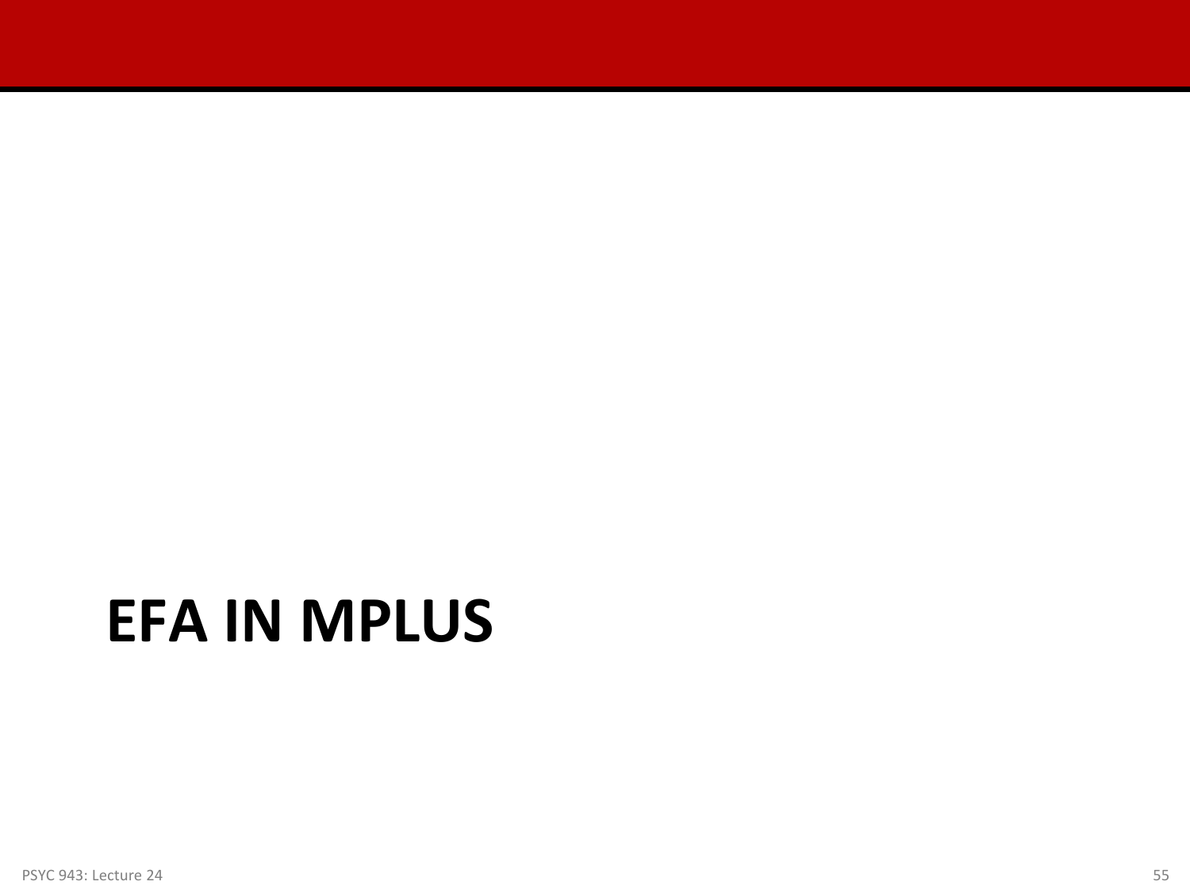# EFA IN MPLUS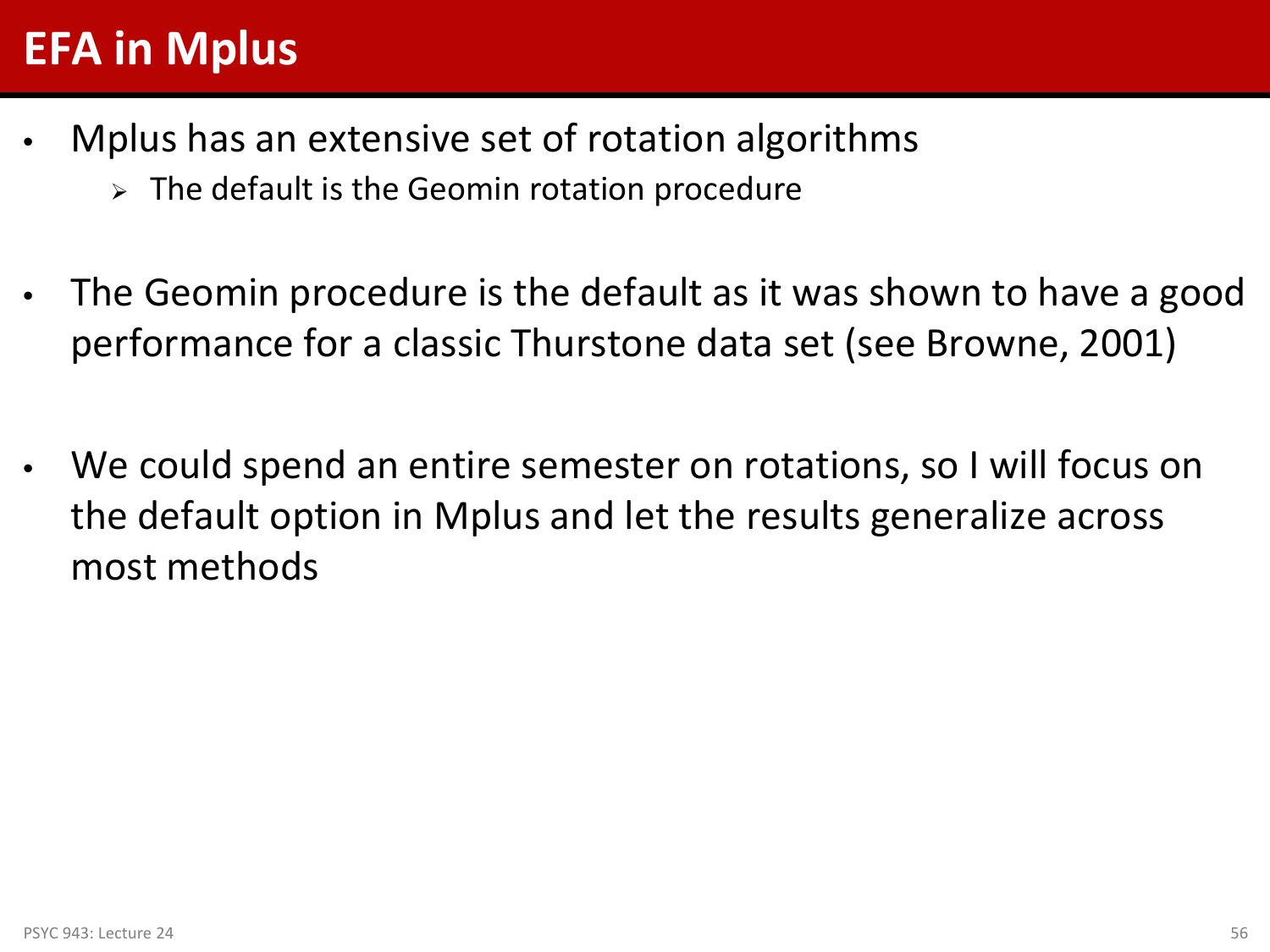# EFA in Mplus

- Mplus has an extensive set of rotation algorithms
  - The default is the Geomin rotation procedure

- The Geomin procedure is the default as it was shown to have a good performance for a classic Thurstone data set (see Browne, 2001)

- We could spend an entire semester on rotations, so I will focus on the default option in Mplus and let the results generalize across most methods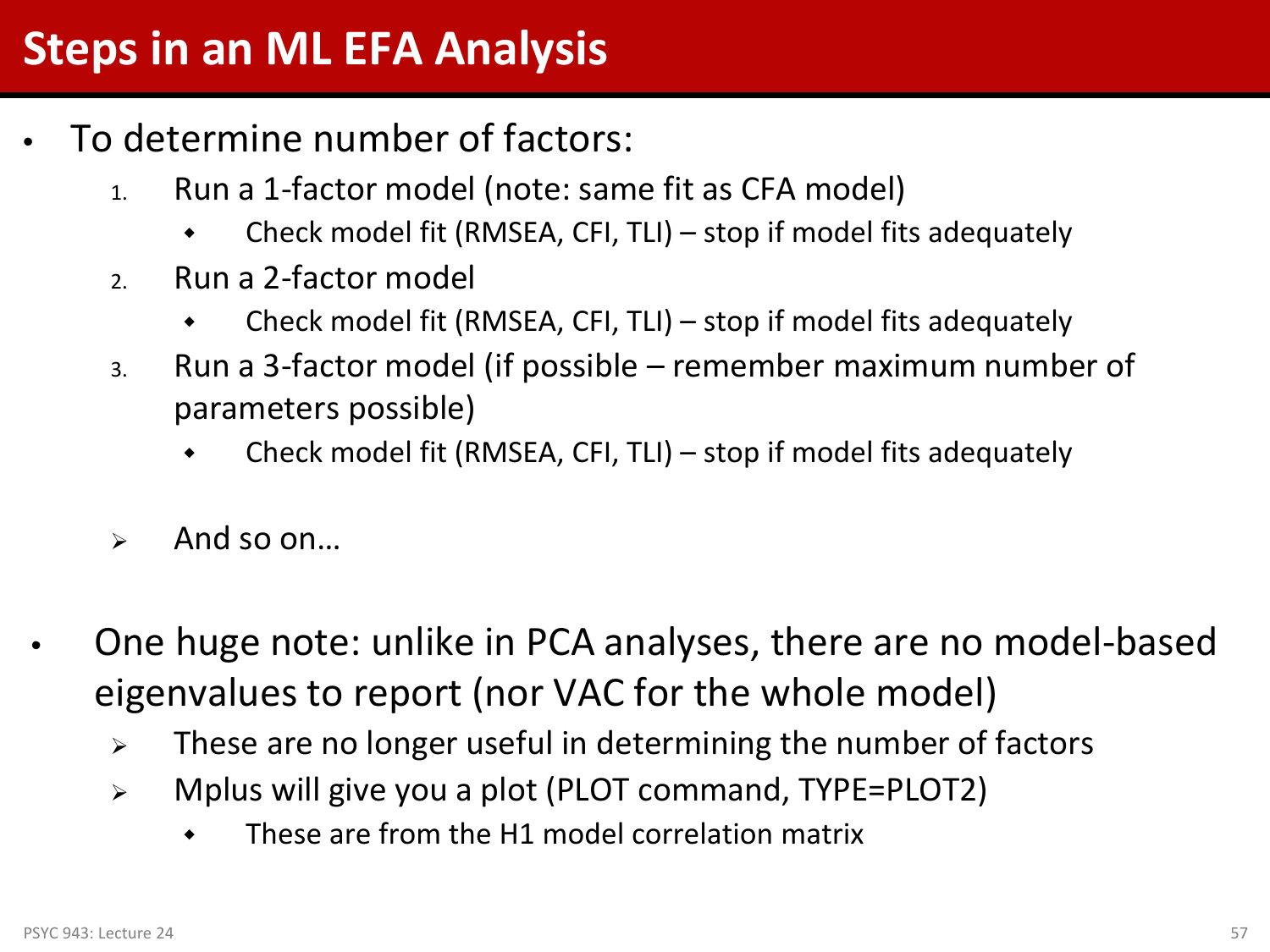# Steps in an ML EFA Analysis

- To determine number of factors:
  1. Run a 1-factor model (note: same fit as CFA model)
     - Check model fit (RMSEA, CFI, TLI) – stop if model fits adequately
  2. Run a 2-factor model
     - Check model fit (RMSEA, CFI, TLI) – stop if model fits adequately
  3. Run a 3-factor model (if possible – remember maximum number of parameters possible)
     - Check model fit (RMSEA, CFI, TLI) – stop if model fits adequately

  - And so on…

- One huge note: unlike in PCA analyses, there are no model-based eigenvalues to report (nor VAC for the whole model)
  - These are no longer useful in determining the number of factors
  - Mplus will give you a plot (PLOT command, TYPE=PLOT2)
    - These are from the H1 model correlation matrix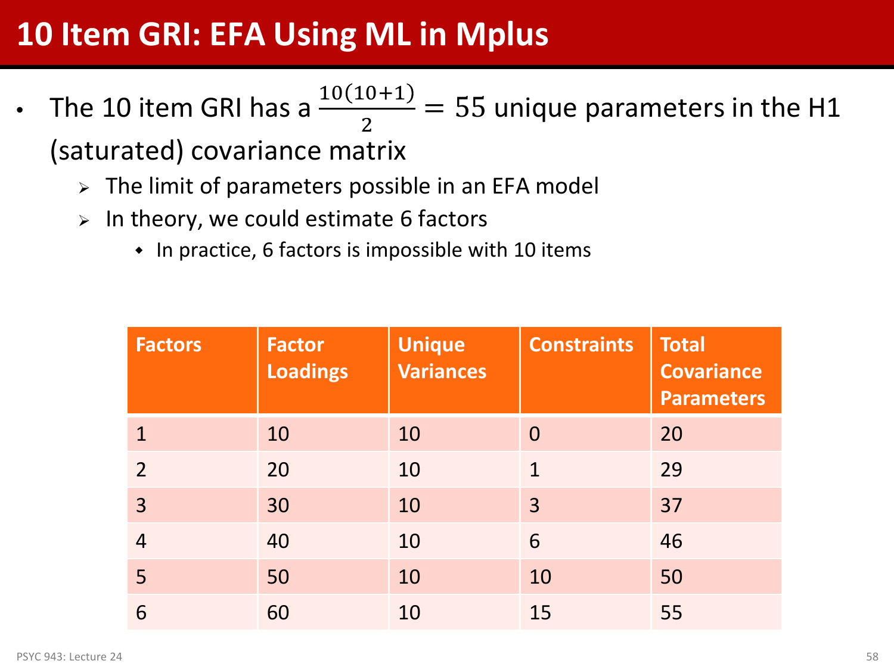# 10 Item GRI: EFA Using ML in Mplus

- The 10 item GRI has a $\frac{10(10+1)}{2} = 55$ unique parameters in the H1 (saturated) covariance matrix
  - The limit of parameters possible in an EFA model
  - In theory, we could estimate 6 factors
    - In practice, 6 factors is impossible with 10 items

| Factors | Factor Loadings | Unique Variances | Constraints | Total Covariance Parameters |
|---|---|---|---|---|
| 1 | 10 | 10 | 0 | 20 |
| 2 | 20 | 10 | 1 | 29 |
| 3 | 30 | 10 | 3 | 37 |
| 4 | 40 | 10 | 6 | 46 |
| 5 | 50 | 10 | 10 | 50 |
| 6 | 60 | 10 | 15 | 55 |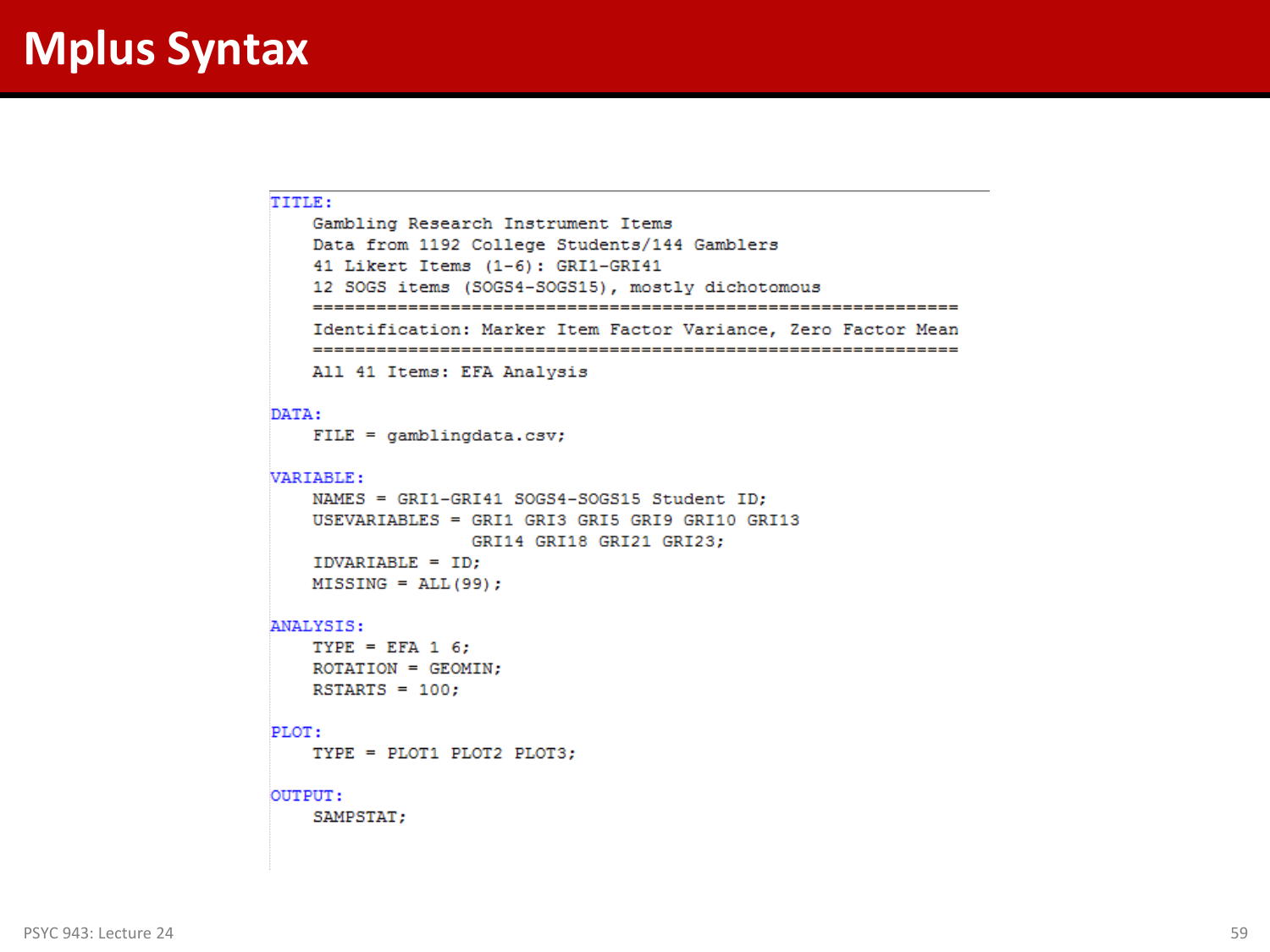# Mplus Syntax

```
TITLE:
    Gambling Research Instrument Items
    Data from 1192 College Students/144 Gamblers
    41 Likert Items (1-6): GRI1-GRI41
    12 SOGS items (SOGS4-SOGS15), mostly dichotomous
    ==============================================================
    Identification: Marker Item Factor Variance, Zero Factor Mean
    ==============================================================
    All 41 Items: EFA Analysis

DATA:
    FILE = gamblingdata.csv;

VARIABLE:
    NAMES = GRI1-GRI41 SOGS4-SOGS15 Student ID;
    USEVARIABLES = GRI1 GRI3 GRI5 GRI9 GRI10 GRI13
                   GRI14 GRI18 GRI21 GRI23;
    IDVARIABLE = ID;
    MISSING = ALL(99);

ANALYSIS:
    TYPE = EFA 1 6;
    ROTATION = GEOMIN;
    RSTARTS = 100;

PLOT:
    TYPE = PLOT1 PLOT2 PLOT3;

OUTPUT:
    SAMPSTAT;
```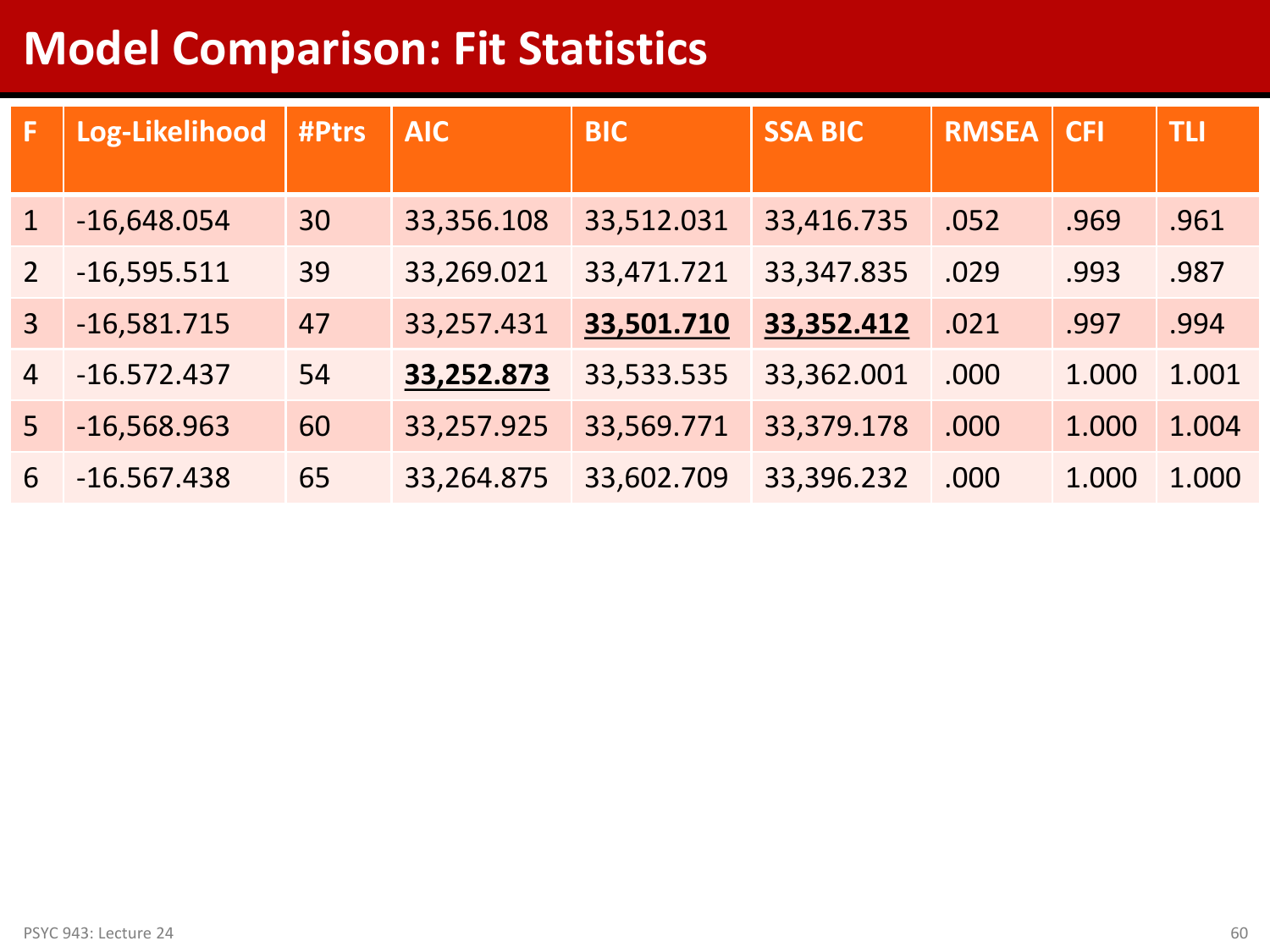# Model Comparison: Fit Statistics

| F | Log-Likelihood | #Ptrs | AIC | BIC | SSA BIC | RMSEA | CFI | TLI |
|---|---|---|---|---|---|---|---|---|
| 1 | -16,648.054 | 30 | 33,356.108 | 33,512.031 | 33,416.735 | .052 | .969 | .961 |
| 2 | -16,595.511 | 39 | 33,269.021 | 33,471.721 | 33,347.835 | .029 | .993 | .987 |
| 3 | -16,581.715 | 47 | 33,257.431 | <u>**33,501.710**</u> | <u>**33,352.412**</u> | .021 | .997 | .994 |
| 4 | -16.572.437 | 54 | <u>**33,252.873**</u> | 33,533.535 | 33,362.001 | .000 | 1.000 | 1.001 |
| 5 | -16,568.963 | 60 | 33,257.925 | 33,569.771 | 33,379.178 | .000 | 1.000 | 1.004 |
| 6 | -16.567.438 | 65 | 33,264.875 | 33,602.709 | 33,396.232 | .000 | 1.000 | 1.000 |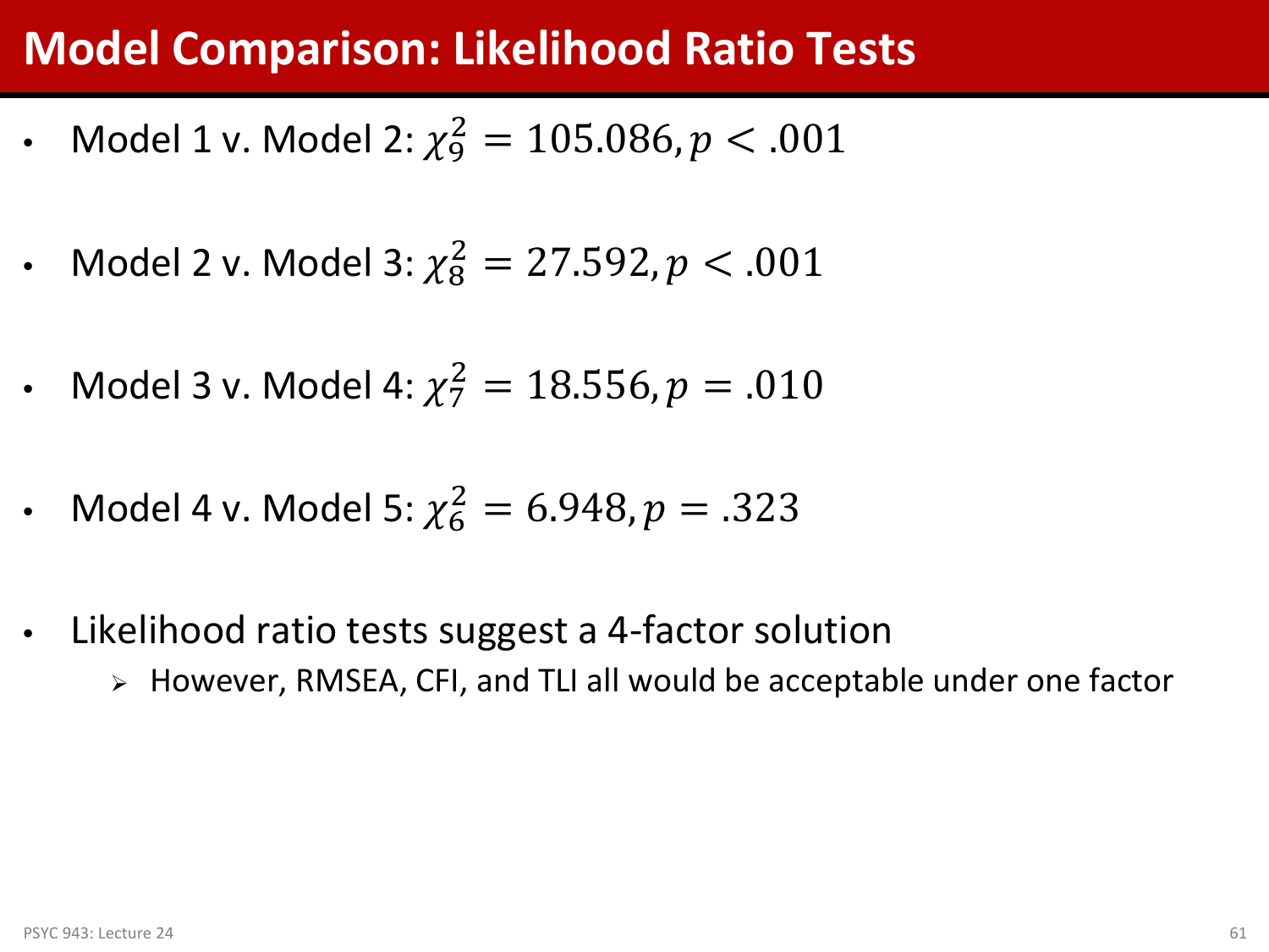# Model Comparison: Likelihood Ratio Tests

- Model 1 v. Model 2: $\chi^2_9 = 105.086, p < .001$
- Model 2 v. Model 3: $\chi^2_8 = 27.592, p < .001$
- Model 3 v. Model 4: $\chi^2_7 = 18.556, p = .010$
- Model 4 v. Model 5: $\chi^2_6 = 6.948, p = .323$
- Likelihood ratio tests suggest a 4-factor solution
  - However, RMSEA, CFI, and TLI all would be acceptable under one factor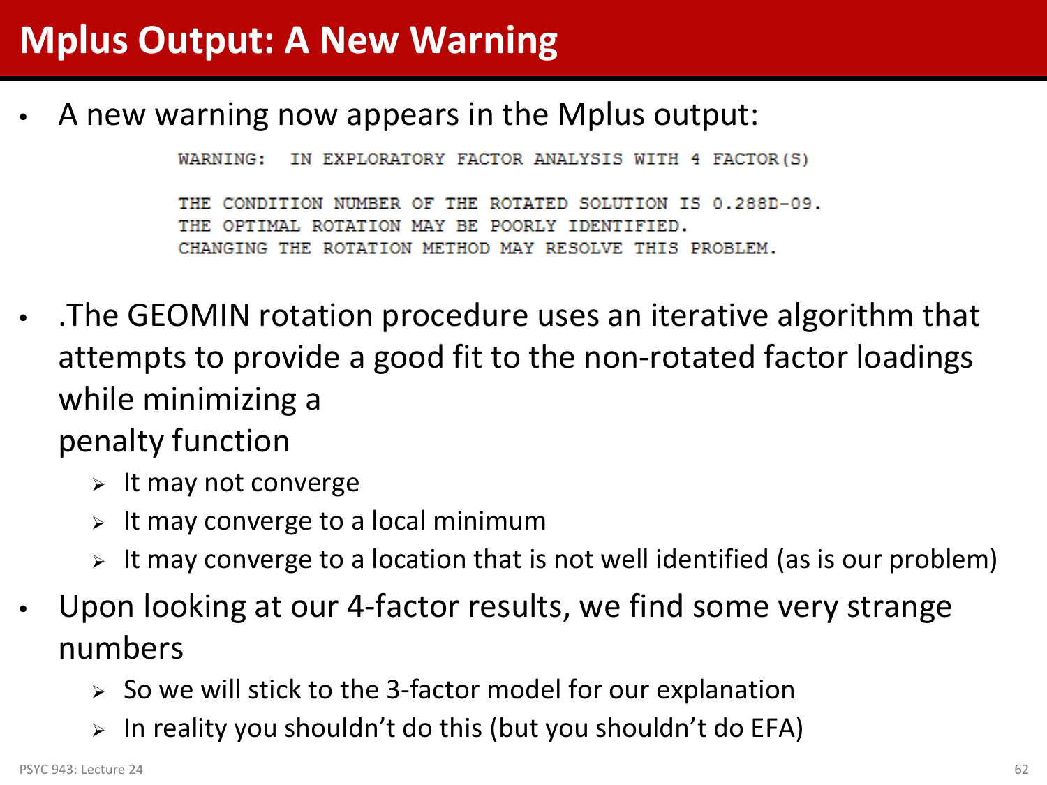# Mplus Output: A New Warning

- A new warning now appears in the Mplus output:

```
WARNING:  IN EXPLORATORY FACTOR ANALYSIS WITH 4 FACTOR(S)

THE CONDITION NUMBER OF THE ROTATED SOLUTION IS 0.288D-09.
THE OPTIMAL ROTATION MAY BE POORLY IDENTIFIED.
CHANGING THE ROTATION METHOD MAY RESOLVE THIS PROBLEM.
```

- .The GEOMIN rotation procedure uses an iterative algorithm that attempts to provide a good fit to the non-rotated factor loadings while minimizing a penalty function
  - It may not converge
  - It may converge to a local minimum
  - It may converge to a location that is not well identified (as is our problem)
- Upon looking at our 4-factor results, we find some very strange numbers
  - So we will stick to the 3-factor model for our explanation
  - In reality you shouldn't do this (but you shouldn't do EFA)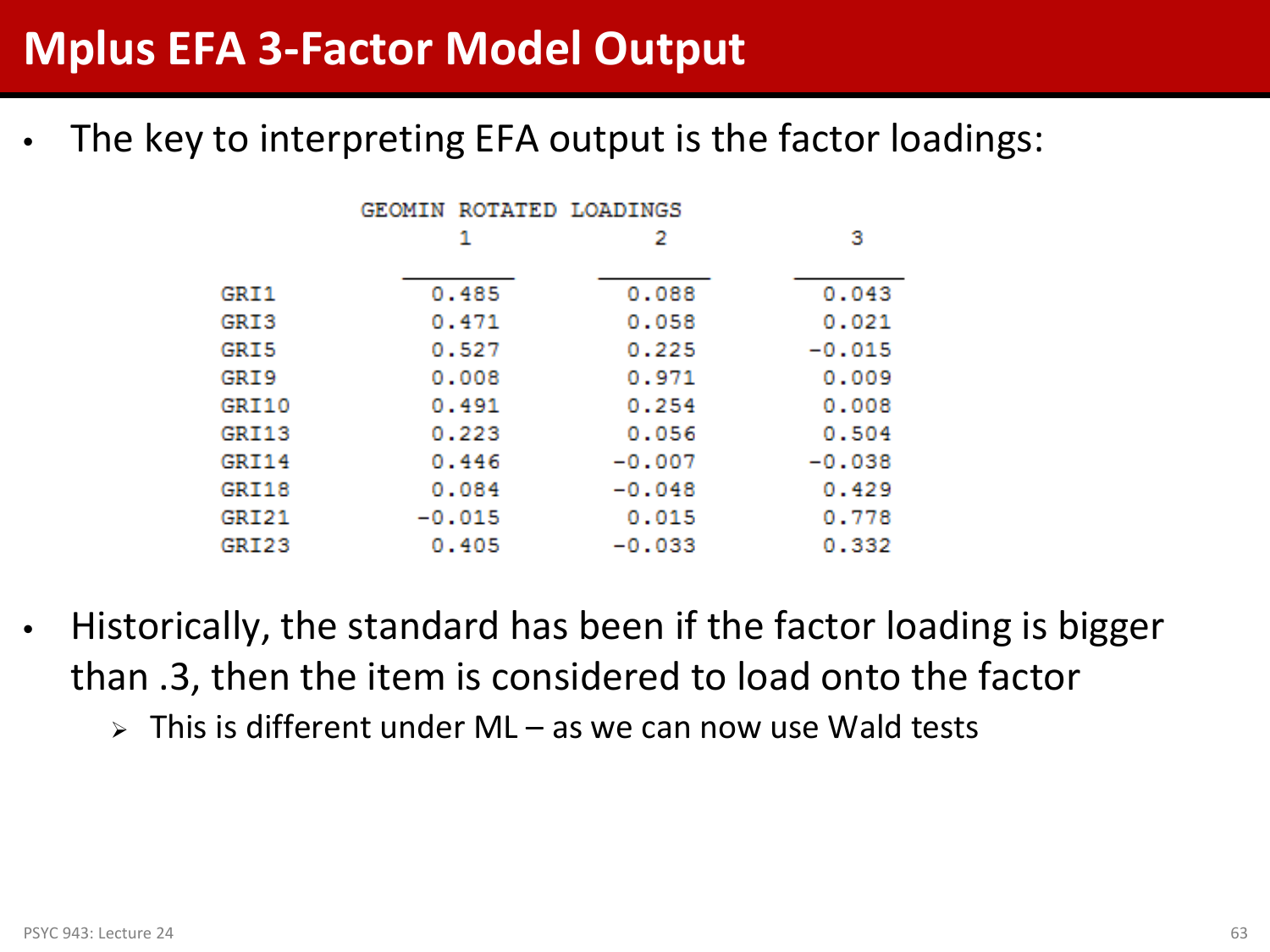# Mplus EFA 3-Factor Model Output

- The key to interpreting EFA output is the factor loadings:

GEOMIN ROTATED LOADINGS

| | 1 | 2 | 3 |
|---|---|---|---|
| GRI1 | 0.485 | 0.088 | 0.043 |
| GRI3 | 0.471 | 0.058 | 0.021 |
| GRI5 | 0.527 | 0.225 | -0.015 |
| GRI9 | 0.008 | 0.971 | 0.009 |
| GRI10 | 0.491 | 0.254 | 0.008 |
| GRI13 | 0.223 | 0.056 | 0.504 |
| GRI14 | 0.446 | -0.007 | -0.038 |
| GRI18 | 0.084 | -0.048 | 0.429 |
| GRI21 | -0.015 | 0.015 | 0.778 |
| GRI23 | 0.405 | -0.033 | 0.332 |

- Historically, the standard has been if the factor loading is bigger than .3, then the item is considered to load onto the factor
  - This is different under ML – as we can now use Wald tests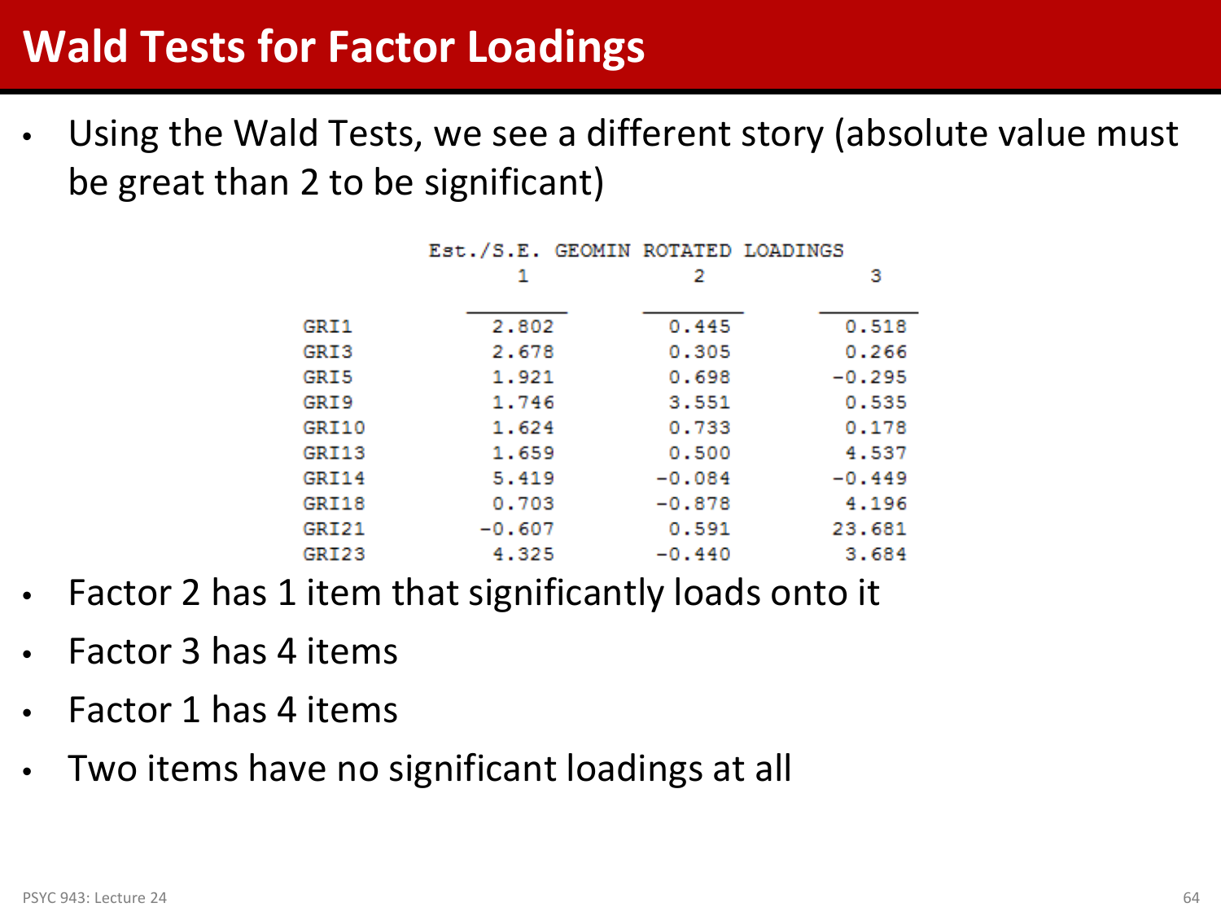# Wald Tests for Factor Loadings

- Using the Wald Tests, we see a different story (absolute value must be great than 2 to be significant)

Est./S.E. GEOMIN ROTATED LOADINGS

| | 1 | 2 | 3 |
|---|---|---|---|
| GRI1 | 2.802 | 0.445 | 0.518 |
| GRI3 | 2.678 | 0.305 | 0.266 |
| GRI5 | 1.921 | 0.698 | -0.295 |
| GRI9 | 1.746 | 3.551 | 0.535 |
| GRI10 | 1.624 | 0.733 | 0.178 |
| GRI13 | 1.659 | 0.500 | 4.537 |
| GRI14 | 5.419 | -0.084 | -0.449 |
| GRI18 | 0.703 | -0.878 | 4.196 |
| GRI21 | -0.607 | 0.591 | 23.681 |
| GRI23 | 4.325 | -0.440 | 3.684 |

- Factor 2 has 1 item that significantly loads onto it
- Factor 3 has 4 items
- Factor 1 has 4 items
- Two items have no significant loadings at all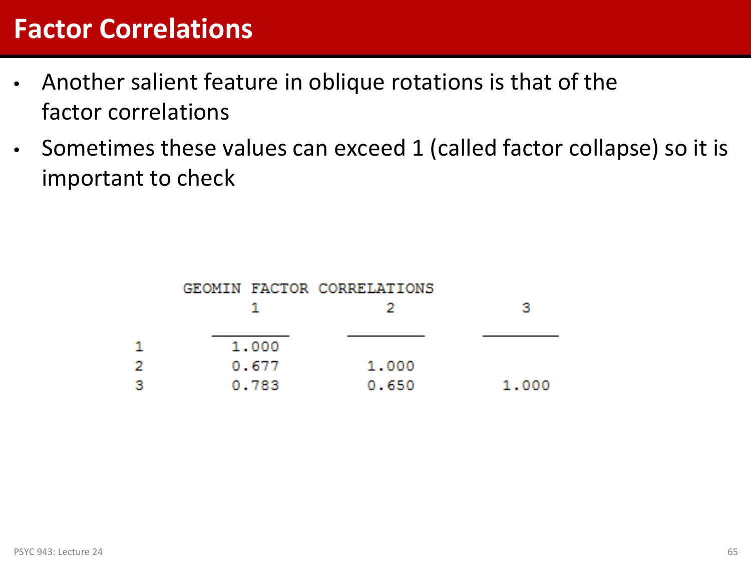# Factor Correlations

- Another salient feature in oblique rotations is that of the factor correlations
- Sometimes these values can exceed 1 (called factor collapse) so it is important to check

GEOMIN FACTOR CORRELATIONS

| | 1 | 2 | 3 |
|---|---|---|---|
| 1 | 1.000 | | |
| 2 | 0.677 | 1.000 | |
| 3 | 0.783 | 0.650 | 1.000 |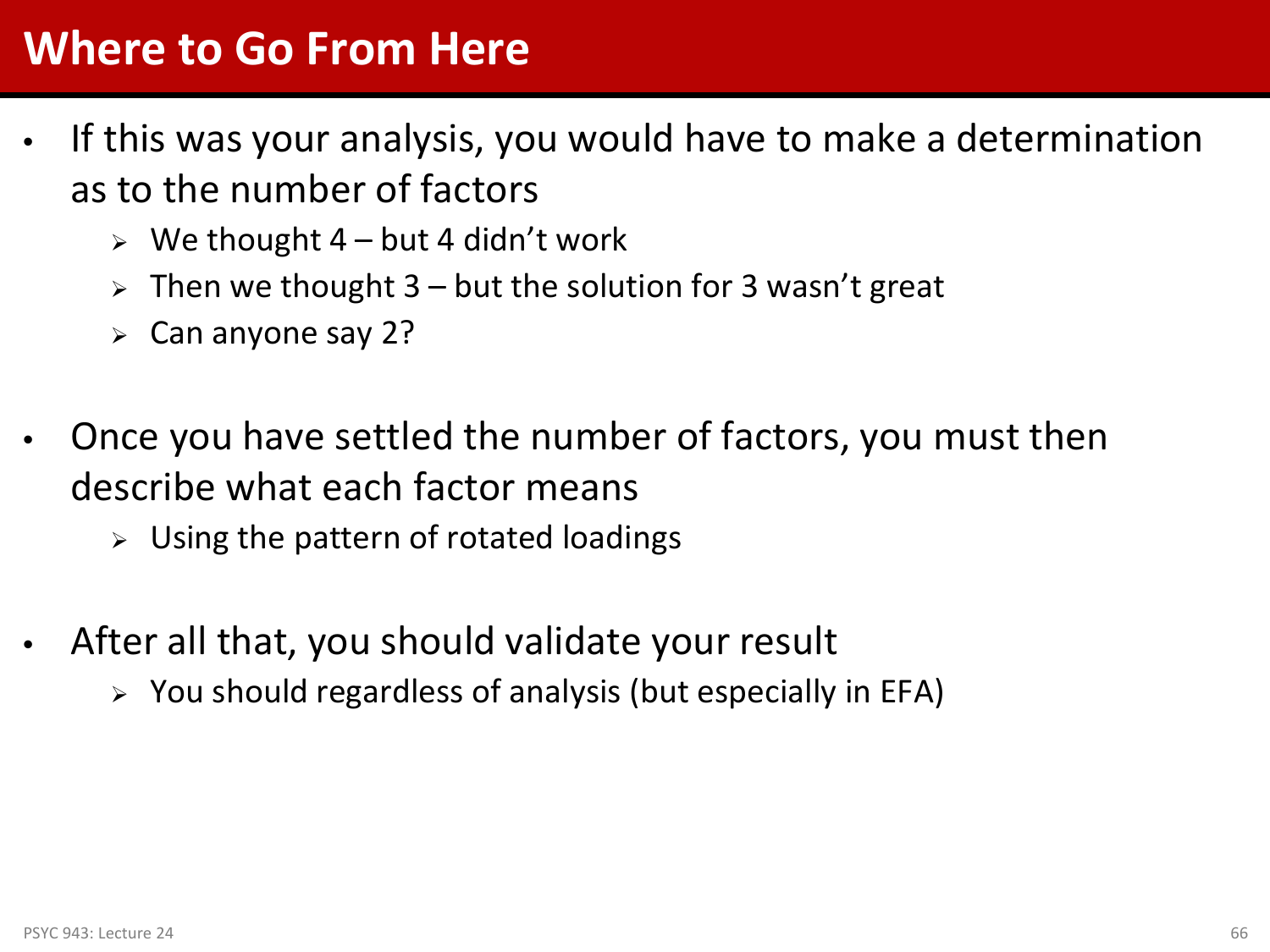# Where to Go From Here

- If this was your analysis, you would have to make a determination as to the number of factors
  - We thought 4 – but 4 didn't work
  - Then we thought 3 – but the solution for 3 wasn't great
  - Can anyone say 2?

- Once you have settled the number of factors, you must then describe what each factor means
  - Using the pattern of rotated loadings

- After all that, you should validate your result
  - You should regardless of analysis (but especially in EFA)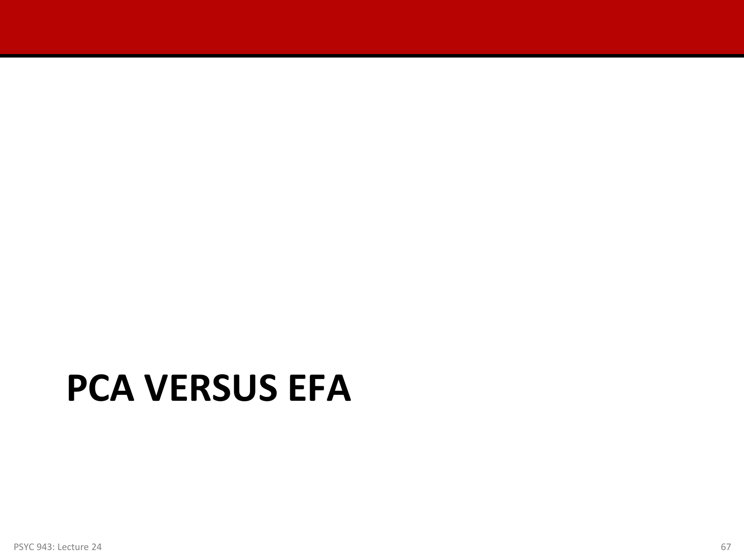# PCA VERSUS EFA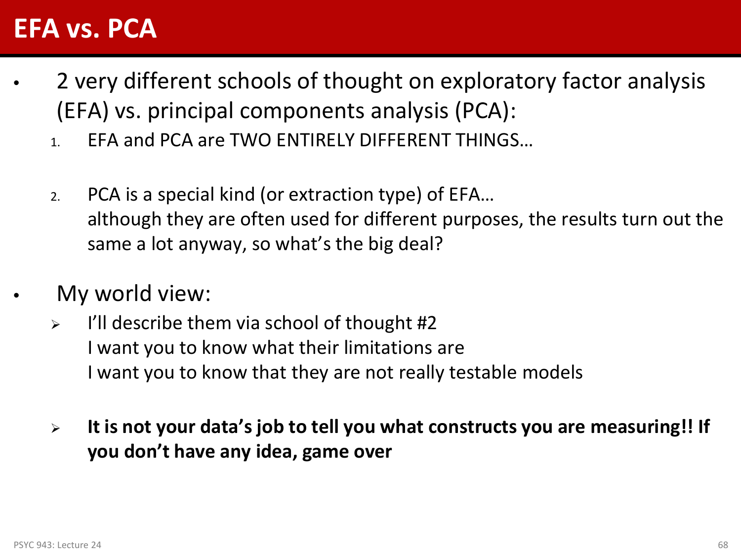# EFA vs. PCA

- 2 very different schools of thought on exploratory factor analysis (EFA) vs. principal components analysis (PCA):
  1. EFA and PCA are TWO ENTIRELY DIFFERENT THINGS…
  2. PCA is a special kind (or extraction type) of EFA…
     although they are often used for different purposes, the results turn out the same a lot anyway, so what's the big deal?

- My world view:
  - I'll describe them via school of thought #2
    I want you to know what their limitations are
    I want you to know that they are not really testable models
  - **It is not your data's job to tell you what constructs you are measuring!! If you don't have any idea, game over**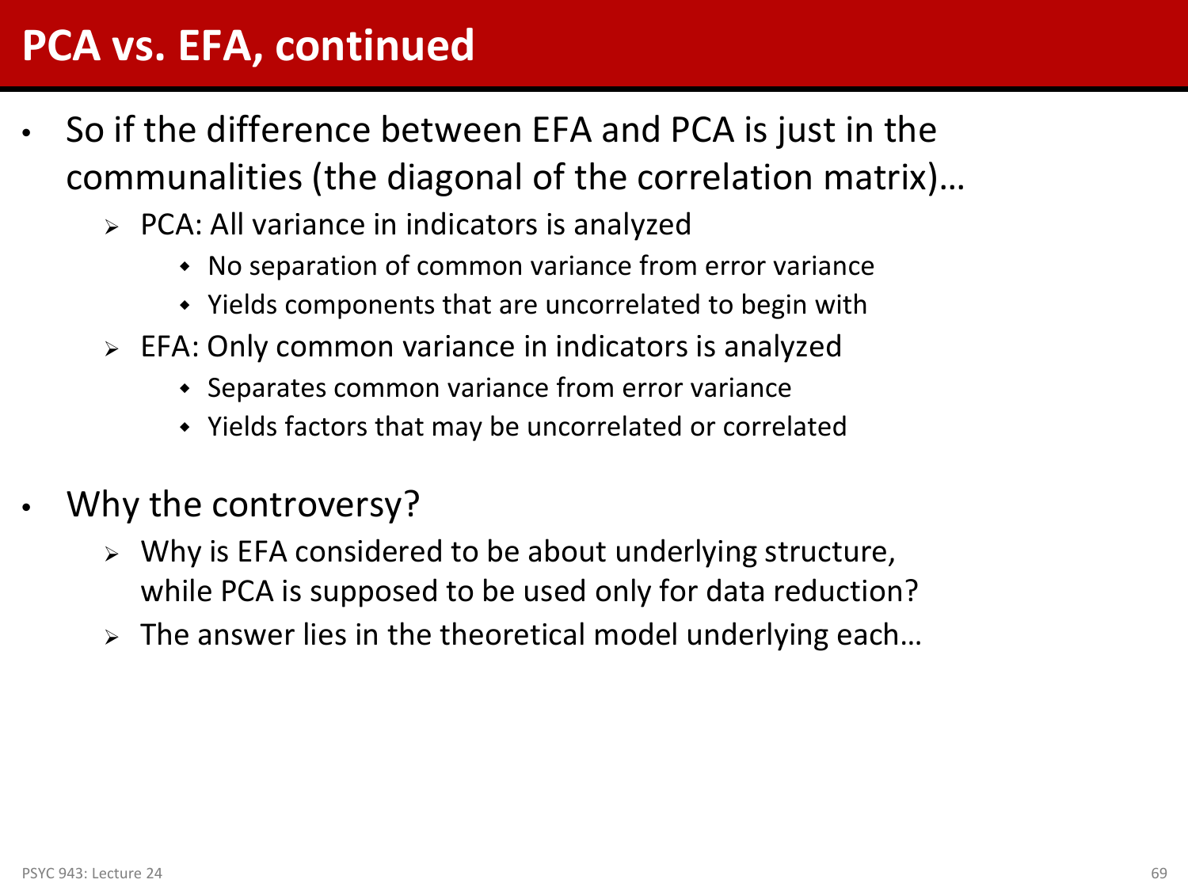# PCA vs. EFA, continued

- So if the difference between EFA and PCA is just in the communalities (the diagonal of the correlation matrix)…
  - PCA: All variance in indicators is analyzed
    - No separation of common variance from error variance
    - Yields components that are uncorrelated to begin with
  - EFA: Only common variance in indicators is analyzed
    - Separates common variance from error variance
    - Yields factors that may be uncorrelated or correlated
- Why the controversy?
  - Why is EFA considered to be about underlying structure, while PCA is supposed to be used only for data reduction?
  - The answer lies in the theoretical model underlying each…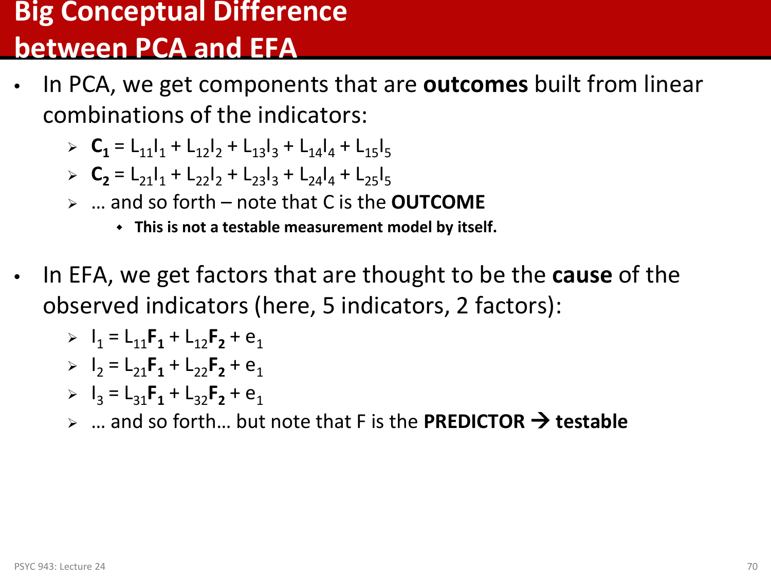# Big Conceptual Difference between PCA and EFA

- In PCA, we get components that are **outcomes** built from linear combinations of the indicators:
  - $\mathbf{C_1} = L_{11}I_1 + L_{12}I_2 + L_{13}I_3 + L_{14}I_4 + L_{15}I_5$
  - $\mathbf{C_2} = L_{21}I_1 + L_{22}I_2 + L_{23}I_3 + L_{24}I_4 + L_{25}I_5$
  - … and so forth – note that C is the **OUTCOME**
    - **This is not a testable measurement model by itself.**

- In EFA, we get factors that are thought to be the **cause** of the observed indicators (here, 5 indicators, 2 factors):
  - $I_1 = L_{11}\mathbf{F_1} + L_{12}\mathbf{F_2} + e_1$
  - $I_2 = L_{21}\mathbf{F_1} + L_{22}\mathbf{F_2} + e_1$
  - $I_3 = L_{31}\mathbf{F_1} + L_{32}\mathbf{F_2} + e_1$
  - … and so forth… but note that F is the **PREDICTOR → testable**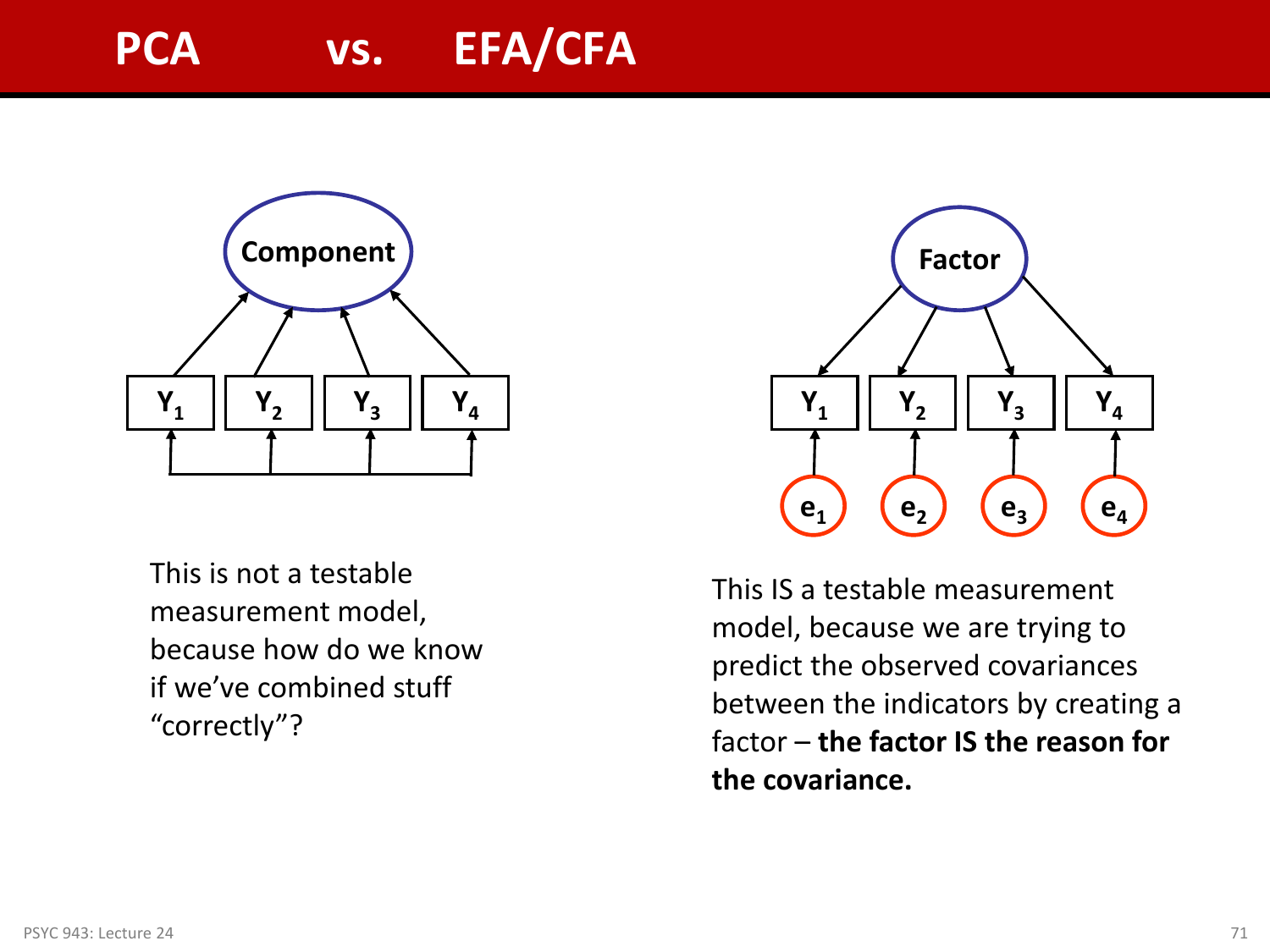# PCA vs. EFA/CFA

This is not a testable measurement model, because how do we know if we've combined stuff "correctly"?

This IS a testable measurement model, because we are trying to predict the observed covariances between the indicators by creating a factor – **the factor IS the reason for the covariance.**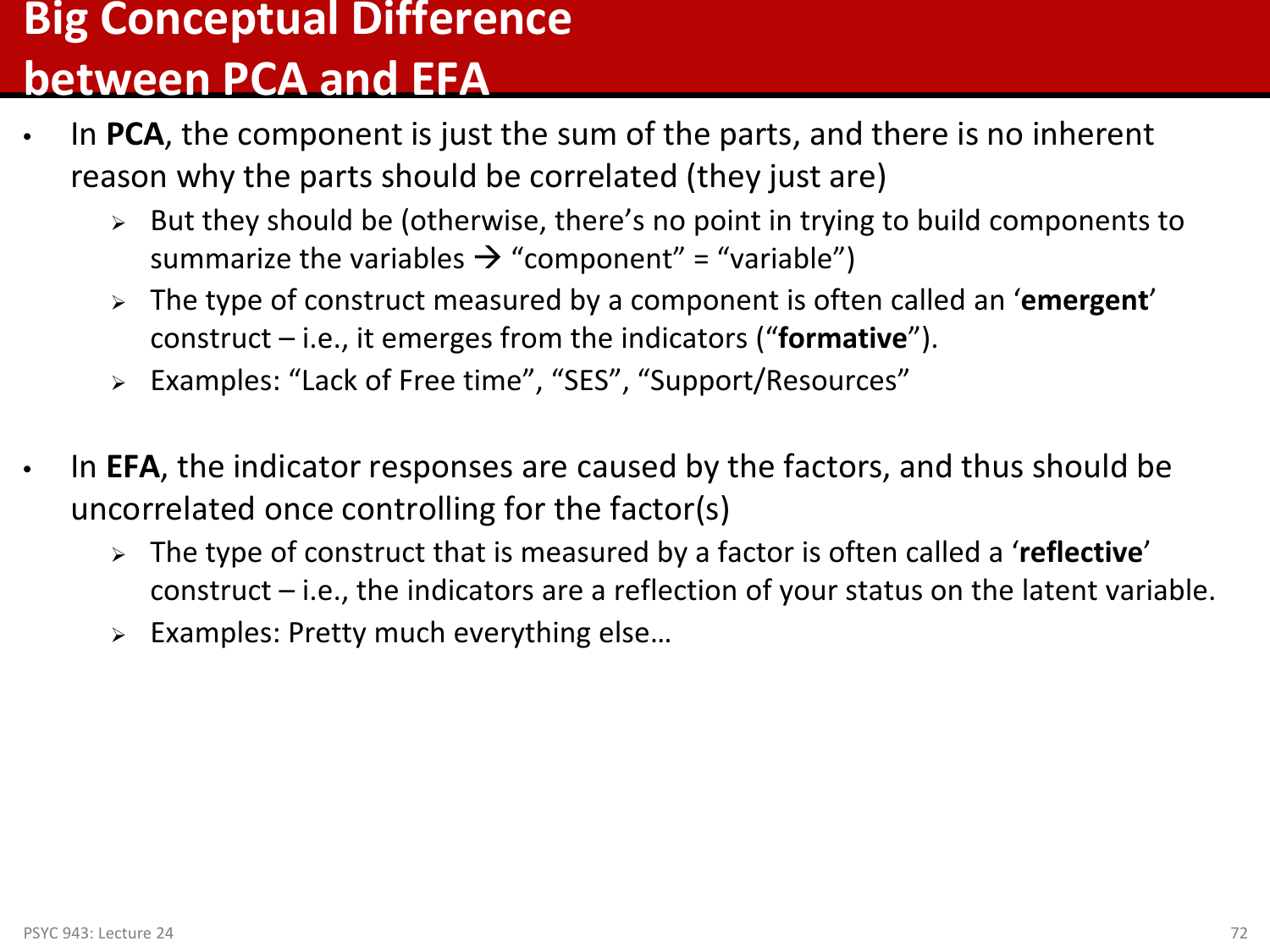# Big Conceptual Difference between PCA and EFA

- In **PCA**, the component is just the sum of the parts, and there is no inherent reason why the parts should be correlated (they just are)
  - But they should be (otherwise, there's no point in trying to build components to summarize the variables → "component" = "variable")
  - The type of construct measured by a component is often called an '**emergent**' construct – i.e., it emerges from the indicators ("**formative**").
  - Examples: "Lack of Free time", "SES", "Support/Resources"

- In **EFA**, the indicator responses are caused by the factors, and thus should be uncorrelated once controlling for the factor(s)
  - The type of construct that is measured by a factor is often called a '**reflective**' construct – i.e., the indicators are a reflection of your status on the latent variable.
  - Examples: Pretty much everything else…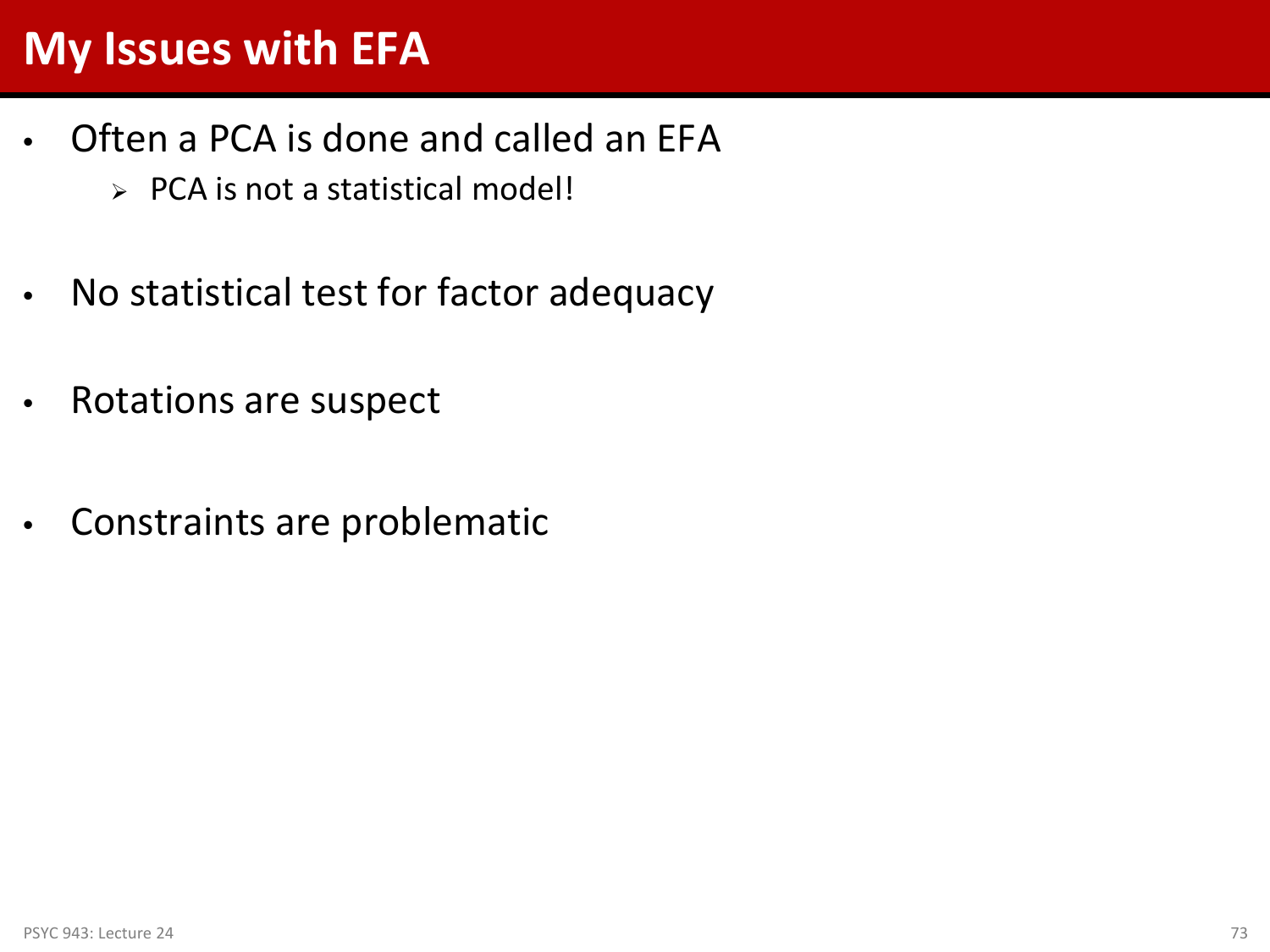# My Issues with EFA

- Often a PCA is done and called an EFA
  - PCA is not a statistical model!
- No statistical test for factor adequacy
- Rotations are suspect
- Constraints are problematic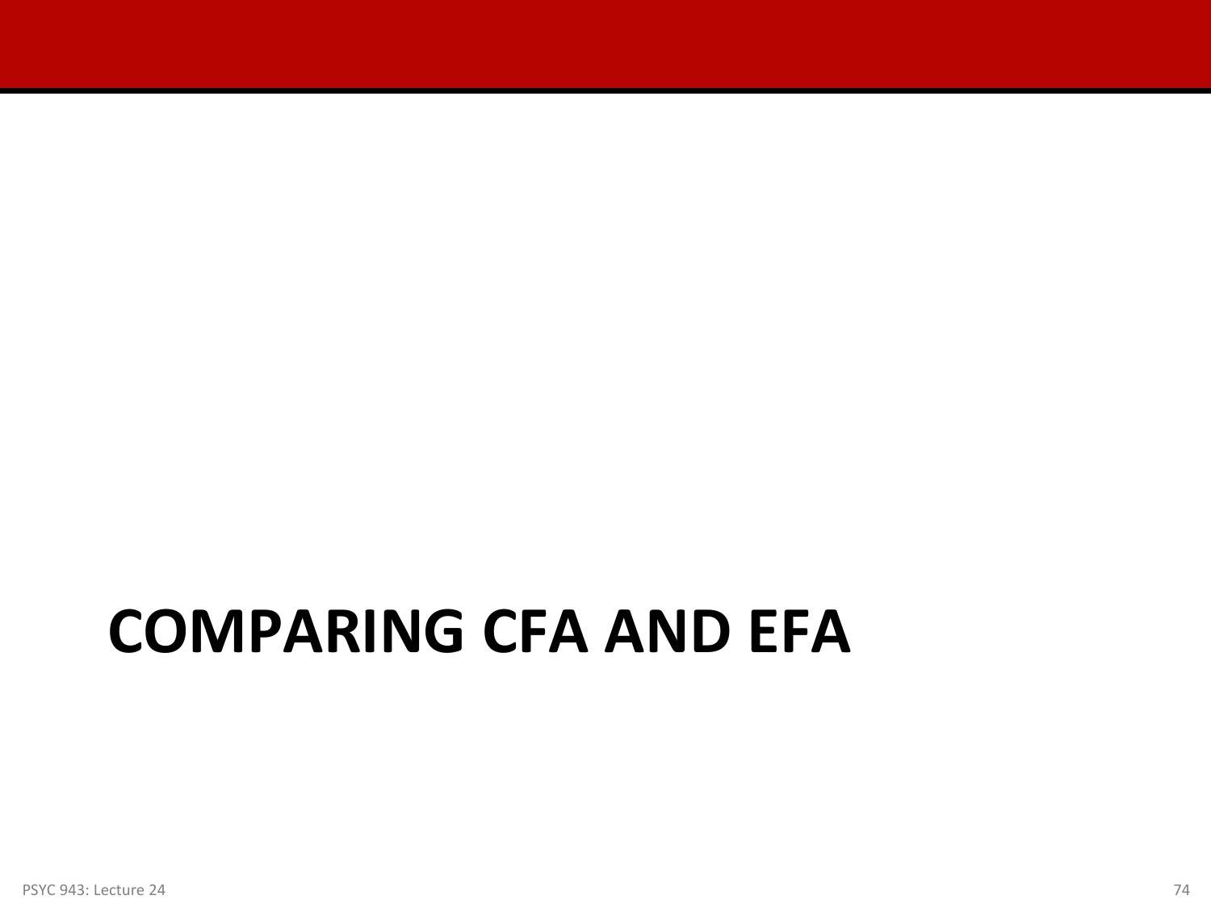# COMPARING CFA AND EFA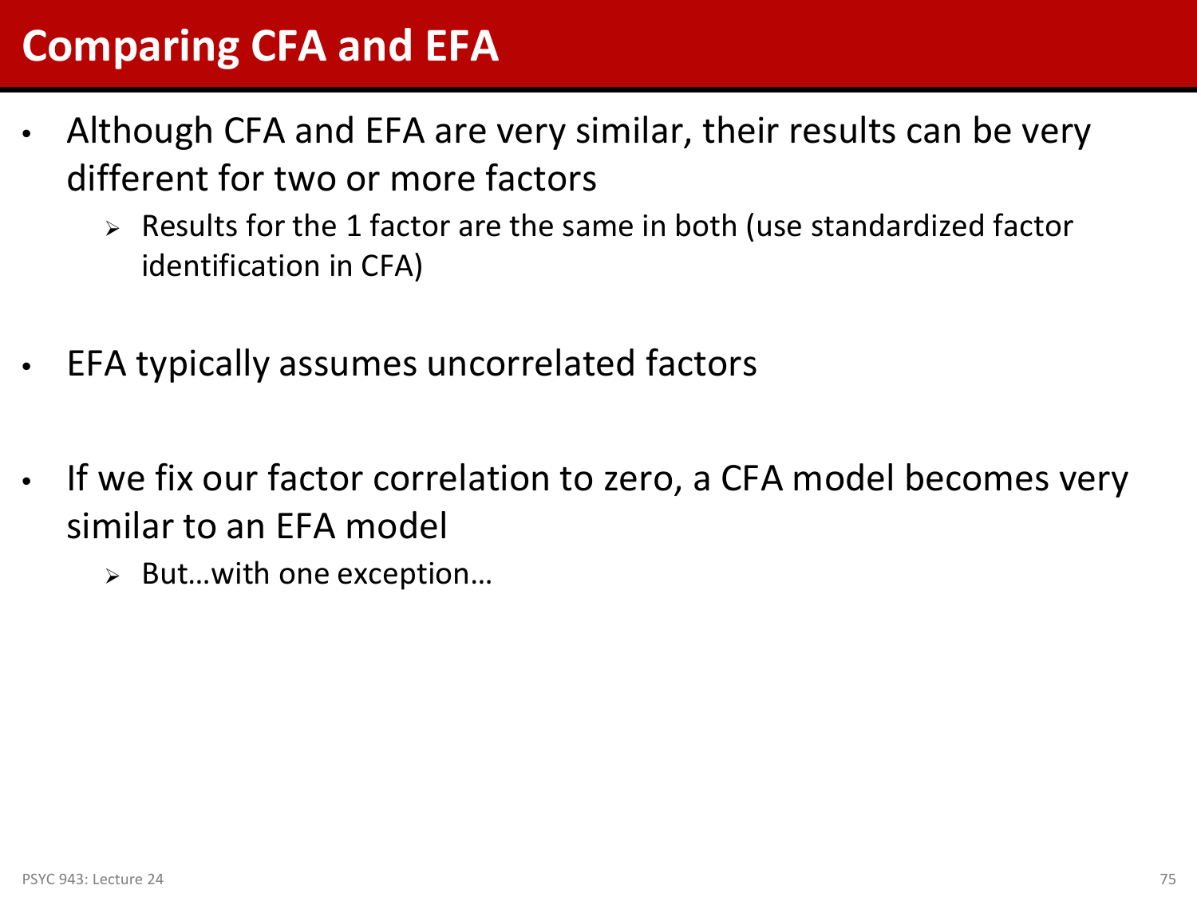# Comparing CFA and EFA

- Although CFA and EFA are very similar, their results can be very different for two or more factors
  - Results for the 1 factor are the same in both (use standardized factor identification in CFA)

- EFA typically assumes uncorrelated factors

- If we fix our factor correlation to zero, a CFA model becomes very similar to an EFA model
  - But…with one exception…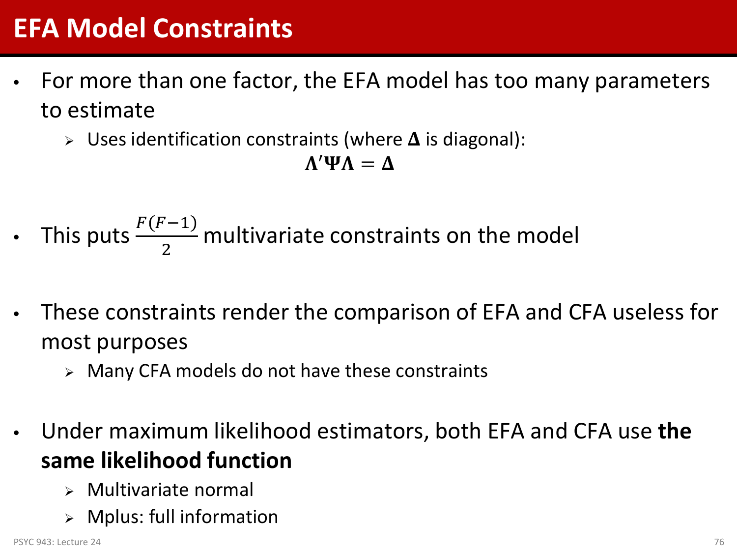# EFA Model Constraints

- For more than one factor, the EFA model has too many parameters to estimate
  - Uses identification constraints (where $\boldsymbol{\Delta}$ is diagonal):

$$\boldsymbol{\Lambda}'\boldsymbol{\Psi}\boldsymbol{\Lambda} = \boldsymbol{\Delta}$$

- This puts $\frac{F(F-1)}{2}$ multivariate constraints on the model

- These constraints render the comparison of EFA and CFA useless for most purposes
  - Many CFA models do not have these constraints

- Under maximum likelihood estimators, both EFA and CFA use **the same likelihood function**
  - Multivariate normal
  - Mplus: full information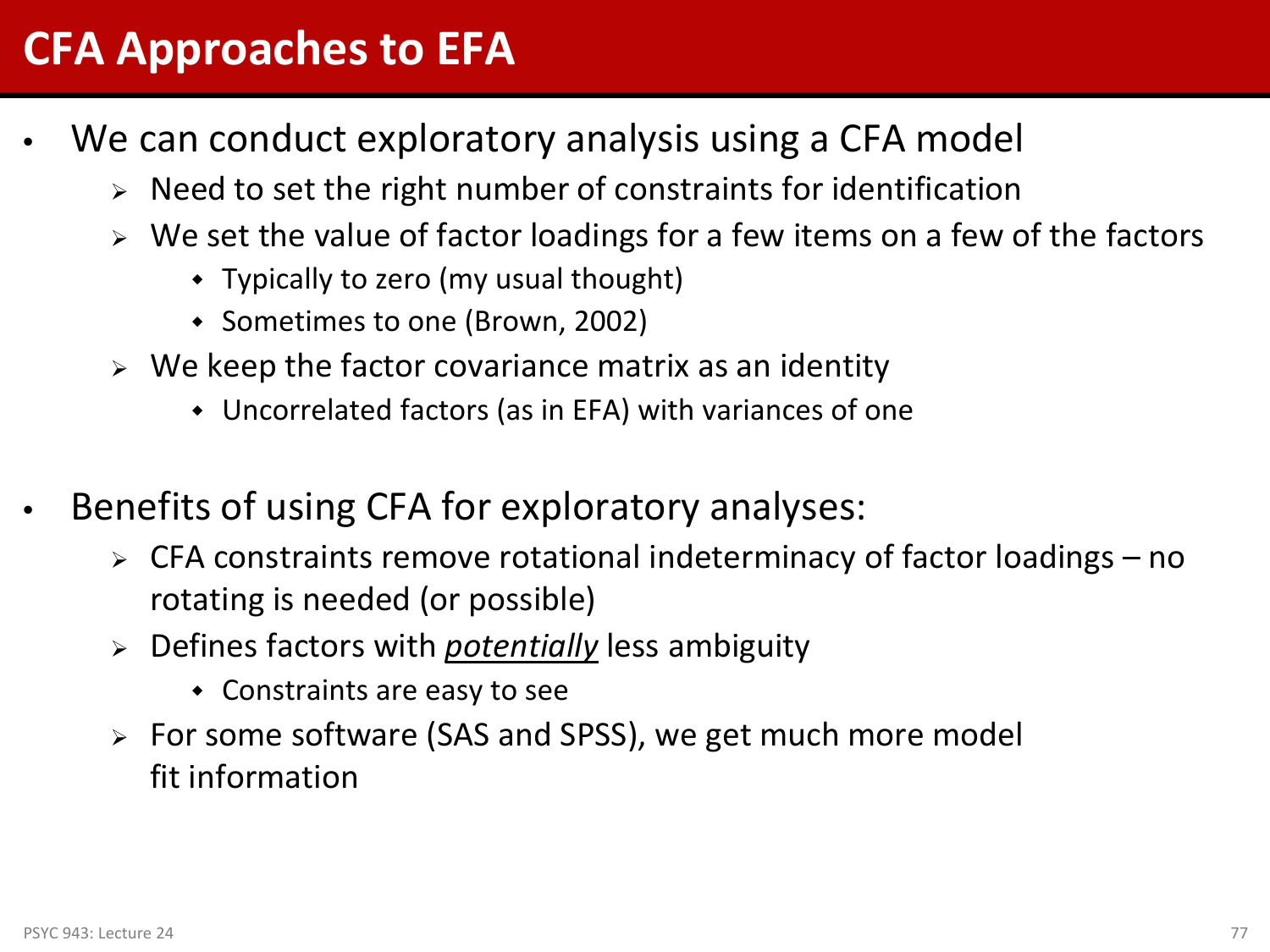# CFA Approaches to EFA

- We can conduct exploratory analysis using a CFA model
  - Need to set the right number of constraints for identification
  - We set the value of factor loadings for a few items on a few of the factors
    - Typically to zero (my usual thought)
    - Sometimes to one (Brown, 2002)
  - We keep the factor covariance matrix as an identity
    - Uncorrelated factors (as in EFA) with variances of one

- Benefits of using CFA for exploratory analyses:
  - CFA constraints remove rotational indeterminacy of factor loadings – no rotating is needed (or possible)
  - Defines factors with ***potentially*** less ambiguity
    - Constraints are easy to see
  - For some software (SAS and SPSS), we get much more model fit information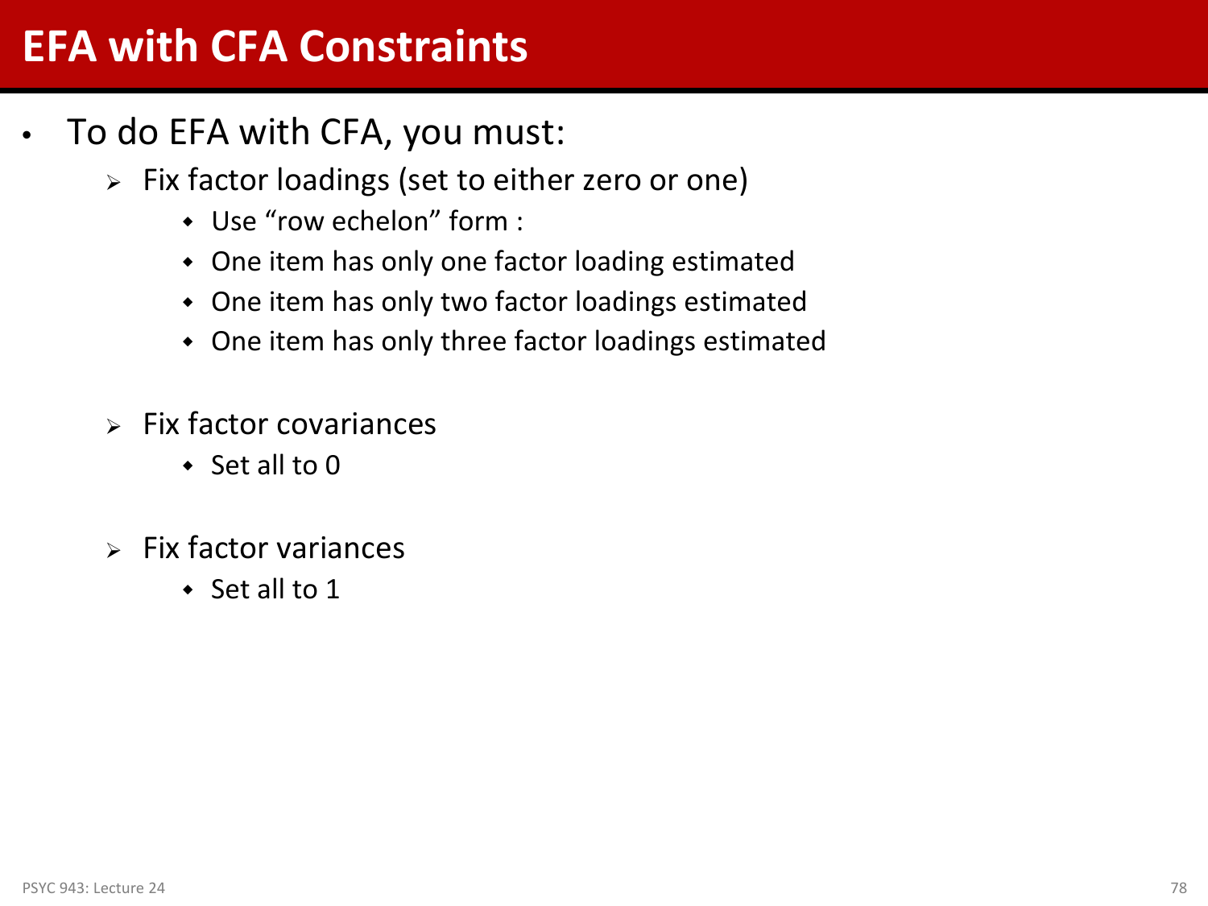# EFA with CFA Constraints

- To do EFA with CFA, you must:
  - Fix factor loadings (set to either zero or one)
    - Use “row echelon” form :
    - One item has only one factor loading estimated
    - One item has only two factor loadings estimated
    - One item has only three factor loadings estimated
  - Fix factor covariances
    - Set all to 0
  - Fix factor variances
    - Set all to 1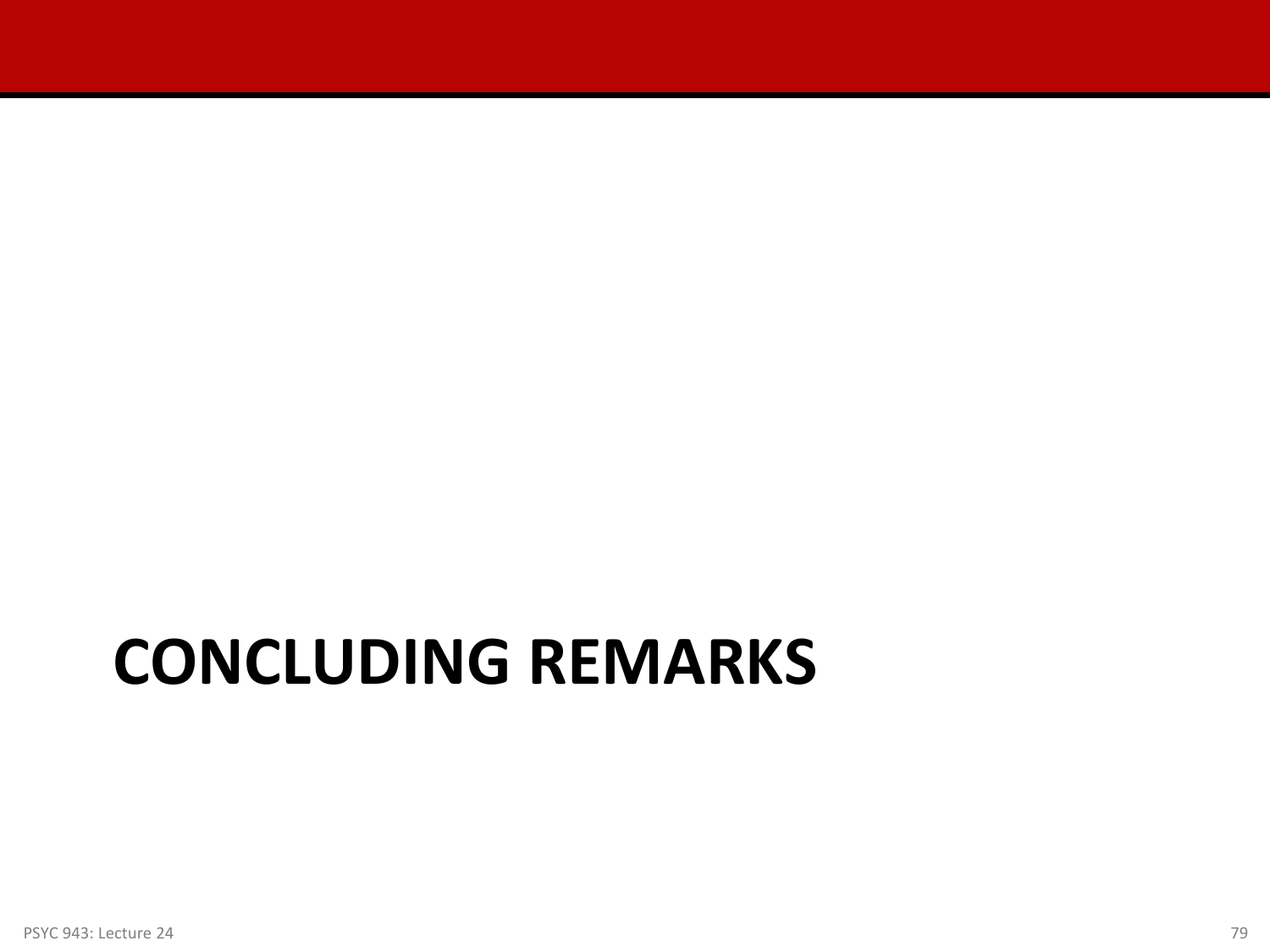# CONCLUDING REMARKS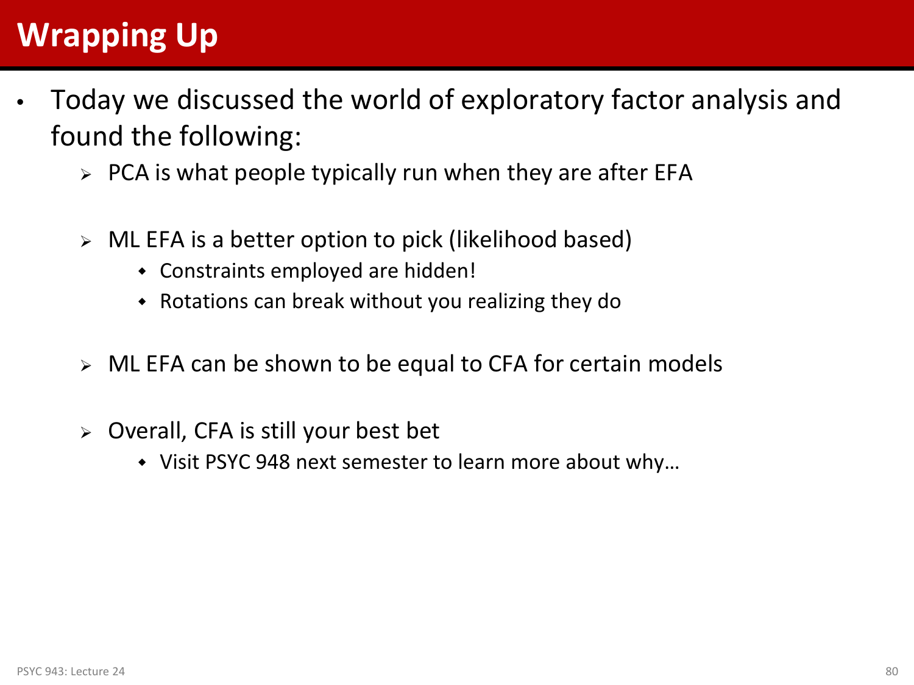# Wrapping Up

- Today we discussed the world of exploratory factor analysis and found the following:
  - PCA is what people typically run when they are after EFA
  - ML EFA is a better option to pick (likelihood based)
    - Constraints employed are hidden!
    - Rotations can break without you realizing they do
  - ML EFA can be shown to be equal to CFA for certain models
  - Overall, CFA is still your best bet
    - Visit PSYC 948 next semester to learn more about why…